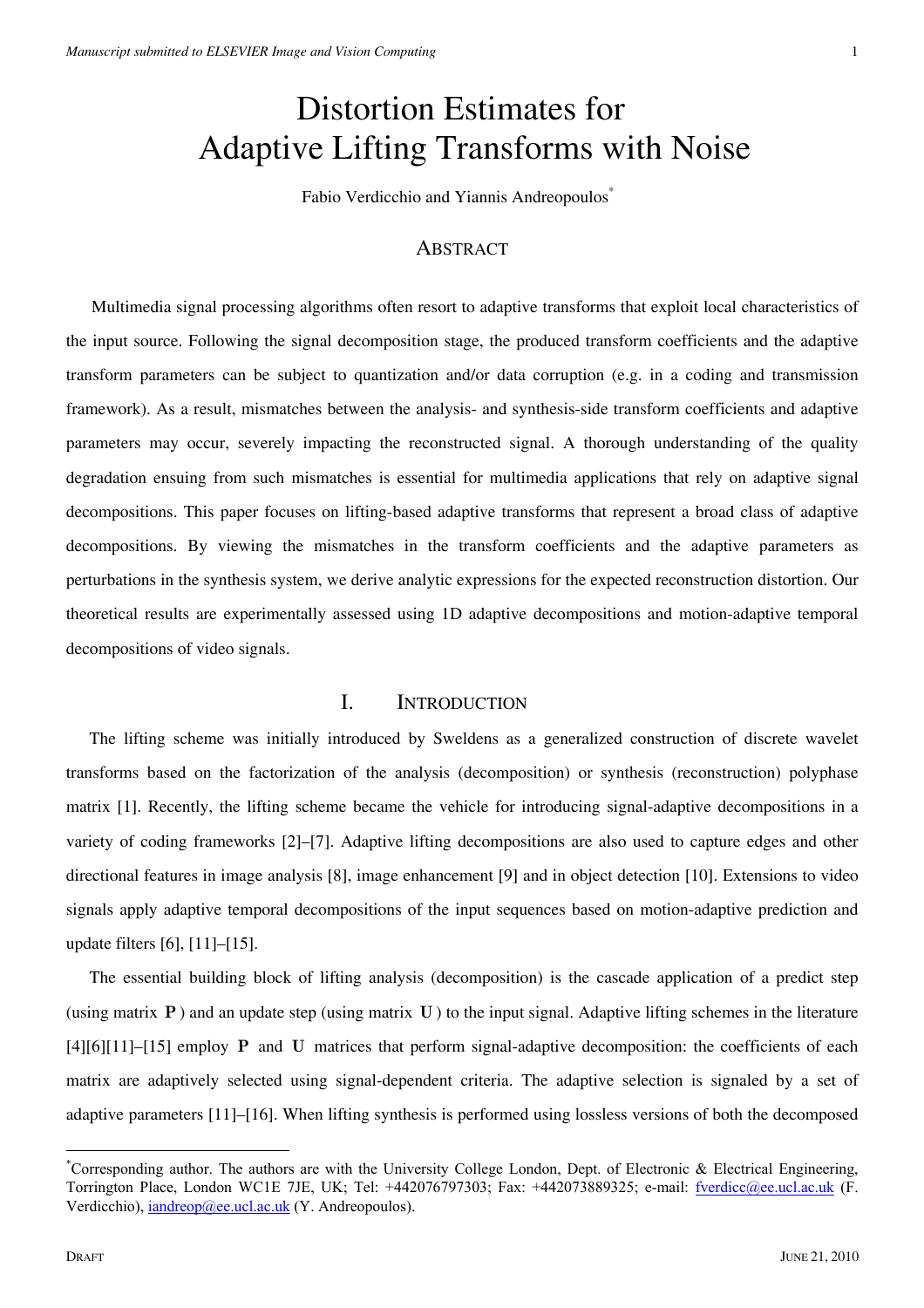# Distortion Estimates for Adaptive Lifting Transforms with Noise

Fabio Verdicchio and Yiannis Andreopoulos[*]

## Abstract

Multimedia signal processing algorithms often resort to adaptive transforms that exploit local characteristics of the input source. Following the signal decomposition stage, the produced transform coefficients and the adaptive transform parameters can be subject to quantization and/or data corruption (e.g. in a coding and transmission framework). As a result, mismatches between the analysis- and synthesis-side transform coefficients and adaptive parameters may occur, severely impacting the reconstructed signal. A thorough understanding of the quality degradation ensuing from such mismatches is essential for multimedia applications that rely on adaptive signal decompositions. This paper focuses on lifting-based adaptive transforms that represent a broad class of adaptive decompositions. By viewing the mismatches in the transform coefficients and the adaptive parameters as perturbations in the synthesis system, we derive analytic expressions for the expected reconstruction distortion. Our theoretical results are experimentally assessed using 1D adaptive decompositions and motion-adaptive temporal decompositions of video signals.

## I. Introduction

The lifting scheme was initially introduced by Sweldens as a generalized construction of discrete wavelet transforms based on the factorization of the analysis (decomposition) or synthesis (reconstruction) polyphase matrix [1]. Recently, the lifting scheme became the vehicle for introducing signal-adaptive decompositions in a variety of coding frameworks [2]–[7]. Adaptive lifting decompositions are also used to capture edges and other directional features in image analysis [8], image enhancement [9] and in object detection [10]. Extensions to video signals apply adaptive temporal decompositions of the input sequences based on motion-adaptive prediction and update filters [6], [11]–[15].

The essential building block of lifting analysis (decomposition) is the cascade application of a predict step (using matrix $\mathbf{P}$) and an update step (using matrix $\mathbf{U}$) to the input signal. Adaptive lifting schemes in the literature [4][6][11]–[15] employ $\mathbf{P}$ and $\mathbf{U}$ matrices that perform signal-adaptive decomposition: the coefficients of each matrix are adaptively selected using signal-dependent criteria. The adaptive selection is signaled by a set of adaptive parameters [11]–[16]. When lifting synthesis is performed using lossless versions of both the decomposed

---

[*] Corresponding author. The authors are with the University College London, Dept. of Electronic & Electrical Engineering, Torrington Place, London WC1E 7JE, UK; Tel: +442076797303; Fax: +442073889325; e-mail: fverdicc@ee.ucl.ac.uk (F. Verdicchio), iandreop@ee.ucl.ac.uk (Y. Andreopoulos).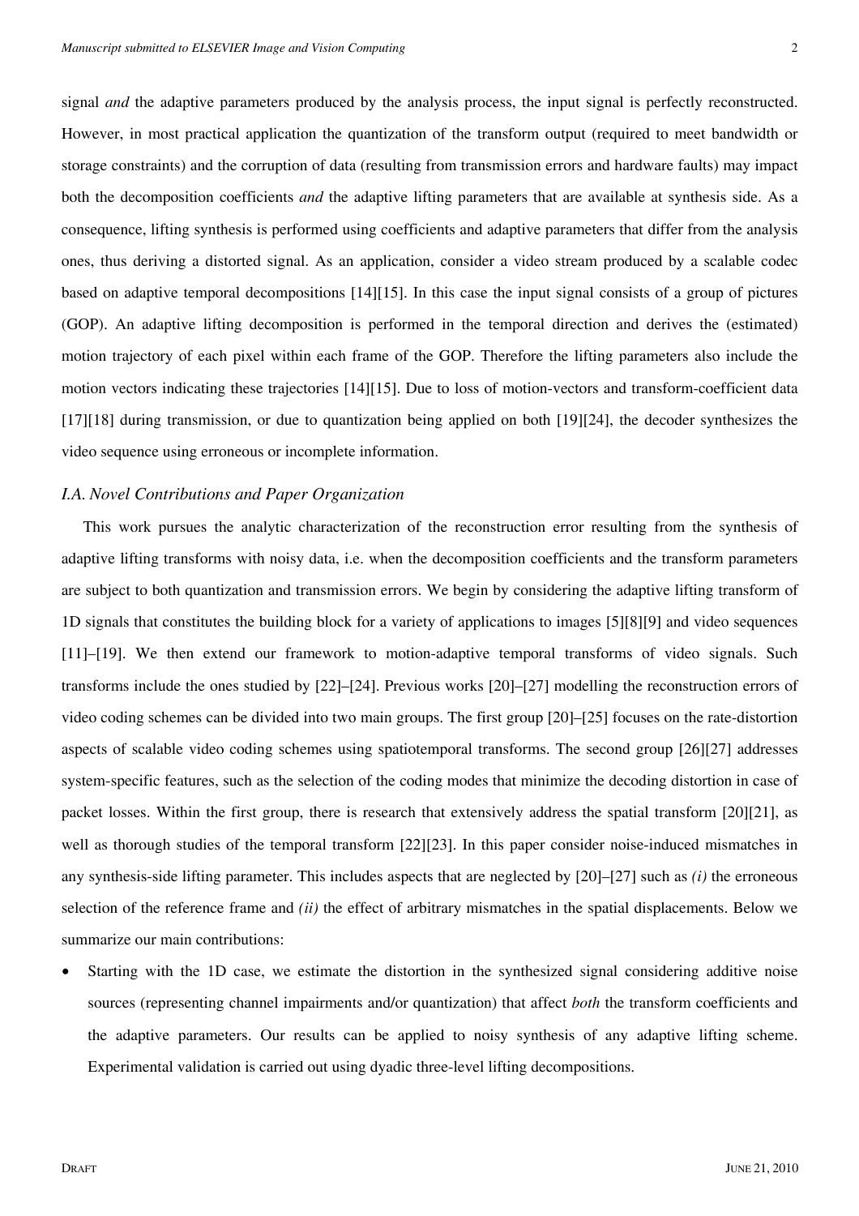signal *and* the adaptive parameters produced by the analysis process, the input signal is perfectly reconstructed. However, in most practical application the quantization of the transform output (required to meet bandwidth or storage constraints) and the corruption of data (resulting from transmission errors and hardware faults) may impact both the decomposition coefficients *and* the adaptive lifting parameters that are available at synthesis side. As a consequence, lifting synthesis is performed using coefficients and adaptive parameters that differ from the analysis ones, thus deriving a distorted signal. As an application, consider a video stream produced by a scalable codec based on adaptive temporal decompositions [14][15]. In this case the input signal consists of a group of pictures (GOP). An adaptive lifting decomposition is performed in the temporal direction and derives the (estimated) motion trajectory of each pixel within each frame of the GOP. Therefore the lifting parameters also include the motion vectors indicating these trajectories [14][15]. Due to loss of motion-vectors and transform-coefficient data [17][18] during transmission, or due to quantization being applied on both [19][24], the decoder synthesizes the video sequence using erroneous or incomplete information.

### *I.A. Novel Contributions and Paper Organization*

This work pursues the analytic characterization of the reconstruction error resulting from the synthesis of adaptive lifting transforms with noisy data, i.e. when the decomposition coefficients and the transform parameters are subject to both quantization and transmission errors. We begin by considering the adaptive lifting transform of 1D signals that constitutes the building block for a variety of applications to images [5][8][9] and video sequences [11]–[19]. We then extend our framework to motion-adaptive temporal transforms of video signals. Such transforms include the ones studied by [22]–[24]. Previous works [20]–[27] modelling the reconstruction errors of video coding schemes can be divided into two main groups. The first group [20]–[25] focuses on the rate-distortion aspects of scalable video coding schemes using spatiotemporal transforms. The second group [26][27] addresses system-specific features, such as the selection of the coding modes that minimize the decoding distortion in case of packet losses. Within the first group, there is research that extensively address the spatial transform [20][21], as well as thorough studies of the temporal transform [22][23]. In this paper consider noise-induced mismatches in any synthesis-side lifting parameter. This includes aspects that are neglected by [20]–[27] such as *(i)* the erroneous selection of the reference frame and *(ii)* the effect of arbitrary mismatches in the spatial displacements. Below we summarize our main contributions:

- Starting with the 1D case, we estimate the distortion in the synthesized signal considering additive noise sources (representing channel impairments and/or quantization) that affect *both* the transform coefficients and the adaptive parameters. Our results can be applied to noisy synthesis of any adaptive lifting scheme. Experimental validation is carried out using dyadic three-level lifting decompositions.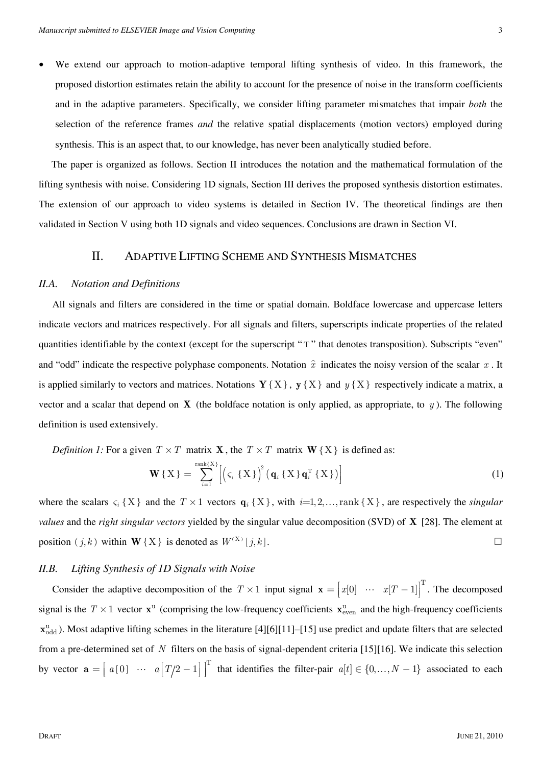- We extend our approach to motion-adaptive temporal lifting synthesis of video. In this framework, the proposed distortion estimates retain the ability to account for the presence of noise in the transform coefficients and in the adaptive parameters. Specifically, we consider lifting parameter mismatches that impair *both* the selection of the reference frames *and* the relative spatial displacements (motion vectors) employed during synthesis. This is an aspect that, to our knowledge, has never been analytically studied before.

The paper is organized as follows. Section II introduces the notation and the mathematical formulation of the lifting synthesis with noise. Considering 1D signals, Section III derives the proposed synthesis distortion estimates. The extension of our approach to video systems is detailed in Section IV. The theoretical findings are then validated in Section V using both 1D signals and video sequences. Conclusions are drawn in Section VI.

## II. Adaptive Lifting Scheme and Synthesis Mismatches

### II.A. Notation and Definitions

All signals and filters are considered in the time or spatial domain. Boldface lowercase and uppercase letters indicate vectors and matrices respectively. For all signals and filters, superscripts indicate properties of the related quantities identifiable by the context (except for the superscript "$\mathrm{T}$" that denotes transposition). Subscripts "even" and "odd" indicate the respective polyphase components. Notation $\hat{x}$ indicates the noisy version of the scalar $x$. It is applied similarly to vectors and matrices. Notations $\mathbf{Y}\{\mathrm{X}\}$, $\mathbf{y}\{\mathrm{X}\}$ and $y\{\mathrm{X}\}$ respectively indicate a matrix, a vector and a scalar that depend on $\mathbf{X}$ (the boldface notation is only applied, as appropriate, to $y$). The following definition is used extensively.

*Definition 1:* For a given $T \times T$ matrix $\mathbf{X}$, the $T \times T$ matrix $\mathbf{W}\{\mathrm{X}\}$ is defined as:

$$\mathbf{W}\{\mathrm{X}\} = \sum_{i=1}^{\mathrm{rank}\{\mathrm{X}\}} \left[ \left( \varsigma_i \{\mathrm{X}\} \right)^2 \left( \mathbf{q}_i \{\mathrm{X}\} \mathbf{q}_i^{\mathrm{T}} \{\mathrm{X}\} \right) \right] \tag{1}$$

where the scalars $\varsigma_i\{\mathrm{X}\}$ and the $T \times 1$ vectors $\mathbf{q}_i\{\mathrm{X}\}$, with $i=1,2,\ldots,\mathrm{rank}\{\mathrm{X}\}$, are respectively the *singular values* and the *right singular vectors* yielded by the singular value decomposition (SVD) of $\mathbf{X}$ [28]. The element at position $(j,k)$ within $\mathbf{W}\{\mathrm{X}\}$ is denoted as $W^{(\mathrm{X})}[j,k]$. □

### II.B. Lifting Synthesis of 1D Signals with Noise

Consider the adaptive decomposition of the $T \times 1$ input signal $\mathbf{x} = \begin{bmatrix} x[0] & \cdots & x[T-1] \end{bmatrix}^{\mathrm{T}}$. The decomposed signal is the $T \times 1$ vector $\mathbf{x}^{\mathrm{u}}$ (comprising the low-frequency coefficients $\mathbf{x}^{\mathrm{u}}_{\mathrm{even}}$ and the high-frequency coefficients $\mathbf{x}^{\mathrm{u}}_{\mathrm{odd}}$). Most adaptive lifting schemes in the literature [4][6][11]–[15] use predict and update filters that are selected from a pre-determined set of $N$ filters on the basis of signal-dependent criteria [15][16]. We indicate this selection by vector $\mathbf{a} = \begin{bmatrix} a[0] & \cdots & a\left[T/2-1\right] \end{bmatrix}^{\mathrm{T}}$ that identifies the filter-pair $a[t] \in \{0,\ldots,N-1\}$ associated to each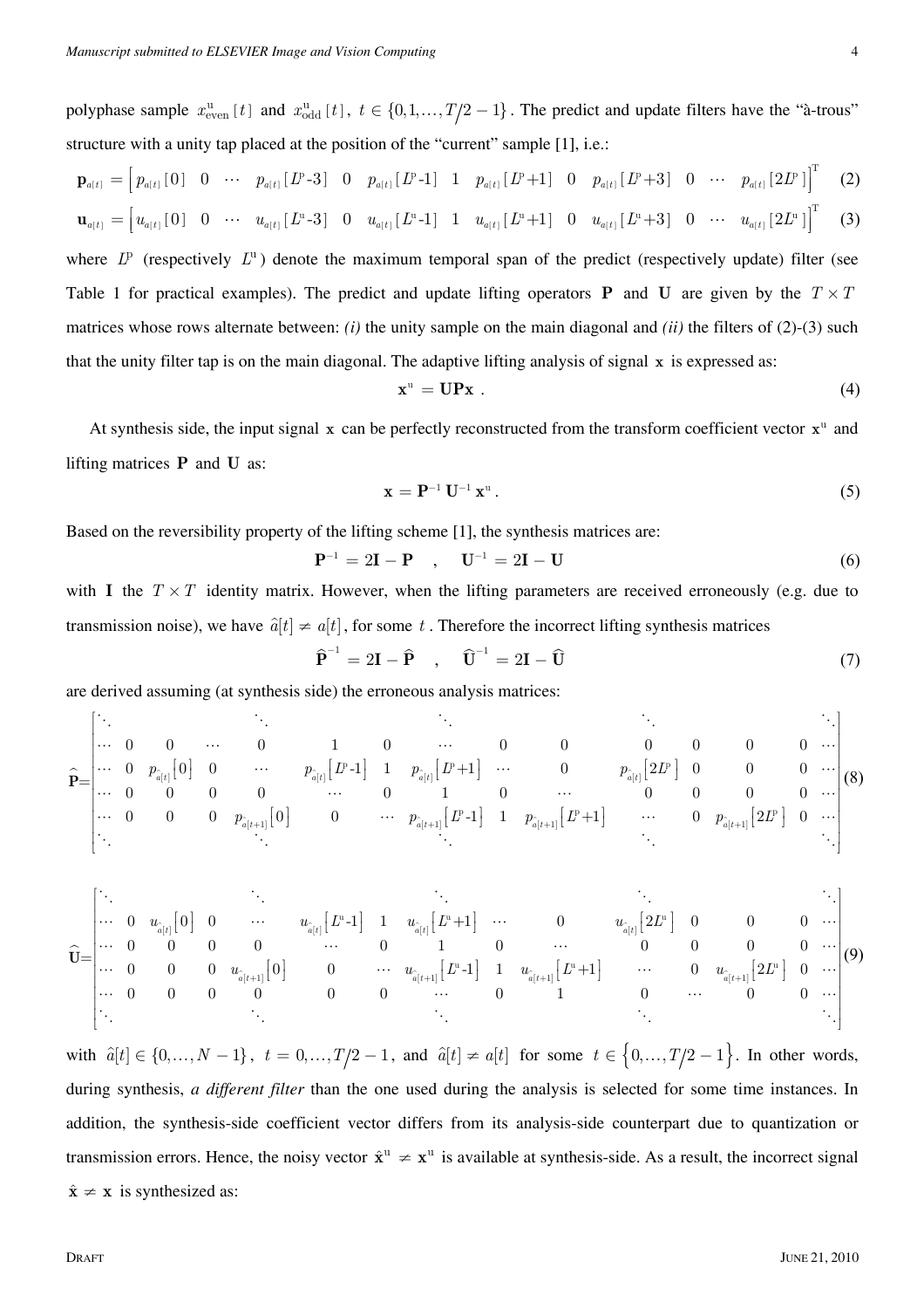polyphase sample $x^{\text{u}}_{\text{even}}[t]$ and $x^{\text{u}}_{\text{odd}}[t]$, $t \in \{0,1,\ldots,T/2-1\}$. The predict and update filters have the "à-trous" structure with a unity tap placed at the position of the "current" sample [1], i.e.:

$$\mathbf{p}_{a[t]} = \begin{bmatrix} p_{a[t]}[0] & 0 & \cdots & p_{a[t]}[L^{\text{p}}\text{-}3] & 0 & p_{a[t]}[L^{\text{p}}\text{-}1] & 1 & p_{a[t]}[L^{\text{p}}+1] & 0 & p_{a[t]}[L^{\text{p}}+3] & 0 & \cdots & p_{a[t]}[2L^{\text{p}}] \end{bmatrix}^{\text{T}} \quad (2)$$

$$\mathbf{u}_{a[t]} = \begin{bmatrix} u_{a[t]}[0] & 0 & \cdots & u_{a[t]}[L^{\text{u}}\text{-}3] & 0 & u_{a[t]}[L^{\text{u}}\text{-}1] & 1 & u_{a[t]}[L^{\text{u}}+1] & 0 & u_{a[t]}[L^{\text{u}}+3] & 0 & \cdots & u_{a[t]}[2L^{\text{u}}] \end{bmatrix}^{\text{T}} \quad (3)$$

where $L^{\text{p}}$ (respectively $L^{\text{u}}$) denote the maximum temporal span of the predict (respectively update) filter (see Table 1 for practical examples). The predict and update lifting operators $\mathbf{P}$ and $\mathbf{U}$ are given by the $T \times T$ matrices whose rows alternate between: *(i)* the unity sample on the main diagonal and *(ii)* the filters of (2)-(3) such that the unity filter tap is on the main diagonal. The adaptive lifting analysis of signal $\mathbf{x}$ is expressed as:

$$\mathbf{x}^{\text{u}} = \mathbf{UPx} \; . \quad (4)$$

At synthesis side, the input signal $\mathbf{x}$ can be perfectly reconstructed from the transform coefficient vector $\mathbf{x}^{\text{u}}$ and lifting matrices $\mathbf{P}$ and $\mathbf{U}$ as:

$$\mathbf{x} = \mathbf{P}^{-1}\,\mathbf{U}^{-1}\,\mathbf{x}^{\text{u}} \, . \quad (5)$$

Based on the reversibility property of the lifting scheme [1], the synthesis matrices are:

$$\mathbf{P}^{-1} = 2\mathbf{I} - \mathbf{P} \quad , \quad \mathbf{U}^{-1} = 2\mathbf{I} - \mathbf{U} \quad (6)$$

with $\mathbf{I}$ the $T \times T$ identity matrix. However, when the lifting parameters are received erroneously (e.g. due to transmission noise), we have $\hat{a}[t] \neq a[t]$, for some $t$. Therefore the incorrect lifting synthesis matrices

$$\widehat{\mathbf{P}}^{-1} = 2\mathbf{I} - \widehat{\mathbf{P}} \quad , \quad \widehat{\mathbf{U}}^{-1} = 2\mathbf{I} - \widehat{\mathbf{U}} \quad (7)$$

are derived assuming (at synthesis side) the erroneous analysis matrices:

$$\widehat{\mathbf{P}} = \begin{bmatrix} \ddots & & & & \ddots & & & \ddots & & & \ddots & & & & \ddots \\ \cdots & 0 & 0 & \cdots & 0 & 1 & 0 & \cdots & 0 & 0 & 0 & 0 & 0 & 0 & \cdots \\ \cdots & 0 & p_{\hat{a}[t]}[0] & 0 & \cdots & p_{\hat{a}[t]}[L^{\text{p}}\text{-}1] & 1 & p_{\hat{a}[t]}[L^{\text{p}}+1] & \cdots & 0 & p_{\hat{a}[t]}[2L^{\text{p}}] & 0 & 0 & 0 & \cdots \\ \cdots & 0 & 0 & 0 & 0 & \cdots & 0 & 1 & 0 & \cdots & 0 & 0 & 0 & 0 & \cdots \\ \cdots & 0 & 0 & 0 & p_{\hat{a}[t+1]}[0] & 0 & \cdots & p_{\hat{a}[t+1]}[L^{\text{p}}\text{-}1] & 1 & p_{\hat{a}[t+1]}[L^{\text{p}}+1] & \cdots & 0 & p_{\hat{a}[t+1]}[2L^{\text{p}}] & 0 & \cdots \\ \ddots & & & & \ddots & & & \ddots & & & \ddots & & & & \ddots \end{bmatrix} \quad (8)$$

$$\widehat{\mathbf{U}} = \begin{bmatrix} \ddots & & & & \ddots & & & \ddots & & & \ddots & & & & \ddots \\ \cdots & 0 & u_{\hat{a}[t]}[0] & 0 & \cdots & u_{\hat{a}[t]}[L^{\text{u}}\text{-}1] & 1 & u_{\hat{a}[t]}[L^{\text{u}}+1] & \cdots & 0 & u_{\hat{a}[t]}[2L^{\text{u}}] & 0 & 0 & 0 & \cdots \\ \cdots & 0 & 0 & 0 & 0 & \cdots & 0 & 1 & 0 & \cdots & 0 & 0 & 0 & 0 & \cdots \\ \cdots & 0 & 0 & 0 & u_{\hat{a}[t+1]}[0] & 0 & \cdots & u_{\hat{a}[t+1]}[L^{\text{u}}\text{-}1] & 1 & u_{\hat{a}[t+1]}[L^{\text{u}}+1] & \cdots & 0 & u_{\hat{a}[t+1]}[2L^{\text{u}}] & 0 & \cdots \\ \cdots & 0 & 0 & 0 & 0 & 0 & 0 & \cdots & 0 & 1 & 0 & \cdots & 0 & 0 & \cdots \\ \ddots & & & & \ddots & & & \ddots & & & \ddots & & & & \ddots \end{bmatrix} \quad (9)$$

with $\hat{a}[t] \in \{0,\ldots,N-1\}$, $t = 0,\ldots,T/2-1$, and $\hat{a}[t] \neq a[t]$ for some $t \in \{0,\ldots,T/2-1\}$. In other words, during synthesis, *a different filter* than the one used during the analysis is selected for some time instances. In addition, the synthesis-side coefficient vector differs from its analysis-side counterpart due to quantization or transmission errors. Hence, the noisy vector $\hat{\mathbf{x}}^{\text{u}} \neq \mathbf{x}^{\text{u}}$ is available at synthesis-side. As a result, the incorrect signal $\hat{\mathbf{x}} \neq \mathbf{x}$ is synthesized as: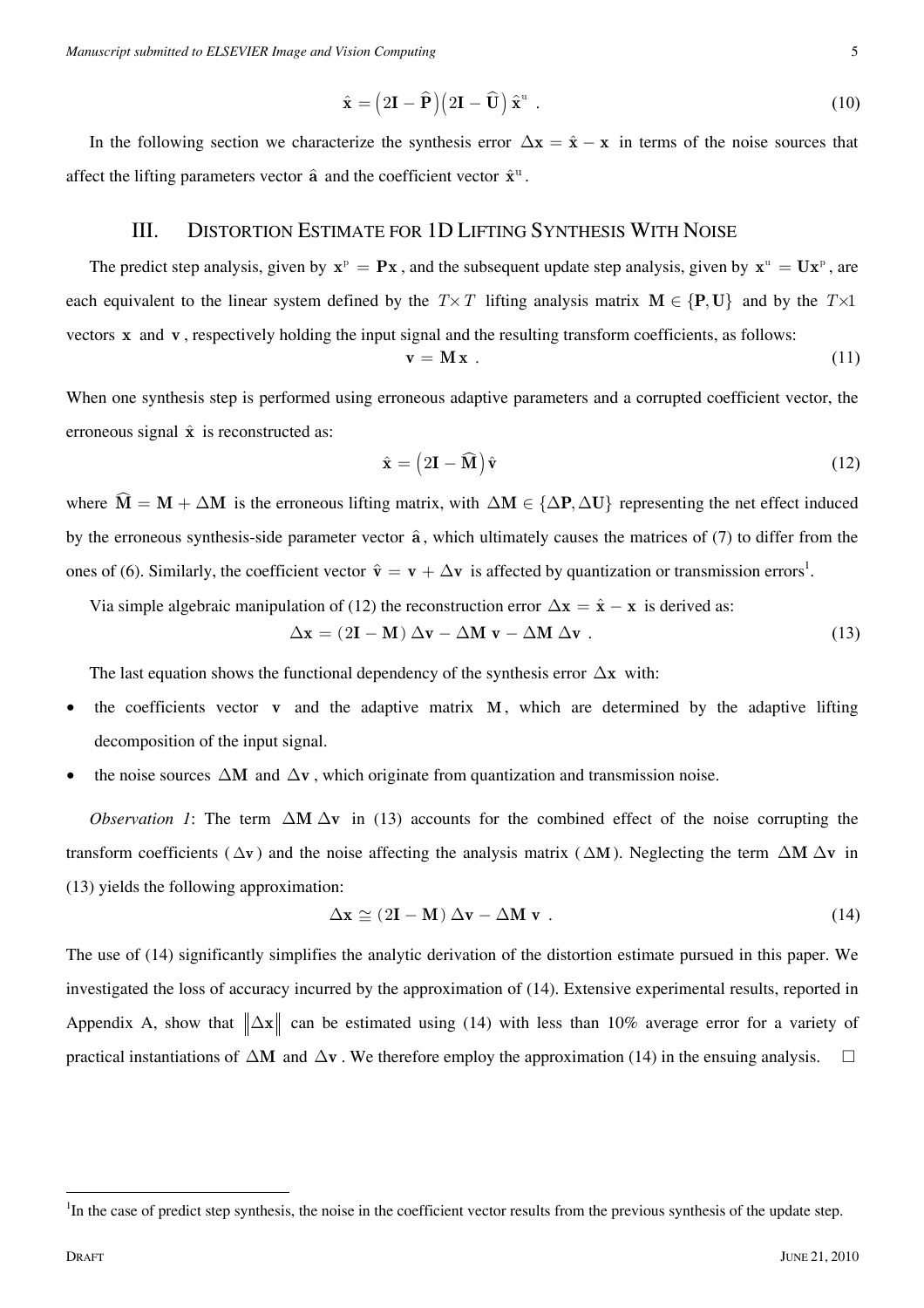$$\hat{\mathbf{x}} = \left(2\mathbf{I} - \widehat{\mathbf{P}}\right)\left(2\mathbf{I} - \widehat{\mathbf{U}}\right)\hat{\mathbf{x}}^{\mathrm{u}} \ . \tag{10}$$

In the following section we characterize the synthesis error $\Delta\mathbf{x} = \hat{\mathbf{x}} - \mathbf{x}$ in terms of the noise sources that affect the lifting parameters vector $\hat{\mathbf{a}}$ and the coefficient vector $\hat{\mathbf{x}}^{\mathrm{u}}$.

## III. Distortion Estimate for 1D Lifting Synthesis With Noise

The predict step analysis, given by $\mathbf{x}^{\mathrm{p}} = \mathbf{P}\mathbf{x}$, and the subsequent update step analysis, given by $\mathbf{x}^{\mathrm{u}} = \mathbf{U}\mathbf{x}^{\mathrm{p}}$, are each equivalent to the linear system defined by the $T \times T$ lifting analysis matrix $\mathbf{M} \in \{\mathbf{P}, \mathbf{U}\}$ and by the $T \times 1$ vectors $\mathbf{x}$ and $\mathbf{v}$, respectively holding the input signal and the resulting transform coefficients, as follows:

$$\mathbf{v} = \mathbf{M}\,\mathbf{x} \ . \tag{11}$$

When one synthesis step is performed using erroneous adaptive parameters and a corrupted coefficient vector, the erroneous signal $\hat{\mathbf{x}}$ is reconstructed as:

$$\hat{\mathbf{x}} = \left(2\mathbf{I} - \widehat{\mathbf{M}}\right)\hat{\mathbf{v}} \tag{12}$$

where $\widehat{\mathbf{M}} = \mathbf{M} + \Delta\mathbf{M}$ is the erroneous lifting matrix, with $\Delta\mathbf{M} \in \{\Delta\mathbf{P}, \Delta\mathbf{U}\}$ representing the net effect induced by the erroneous synthesis-side parameter vector $\hat{\mathbf{a}}$, which ultimately causes the matrices of (7) to differ from the ones of (6). Similarly, the coefficient vector $\hat{\mathbf{v}} = \mathbf{v} + \Delta\mathbf{v}$ is affected by quantization or transmission errors[1].

Via simple algebraic manipulation of (12) the reconstruction error $\Delta\mathbf{x} = \hat{\mathbf{x}} - \mathbf{x}$ is derived as:

$$\Delta\mathbf{x} = (2\mathbf{I} - \mathbf{M})\,\Delta\mathbf{v} - \Delta\mathbf{M}\;\mathbf{v} - \Delta\mathbf{M}\;\Delta\mathbf{v} \ . \tag{13}$$

The last equation shows the functional dependency of the synthesis error $\Delta\mathbf{x}$ with:

- the coefficients vector $\mathbf{v}$ and the adaptive matrix $\mathbf{M}$, which are determined by the adaptive lifting decomposition of the input signal.
- the noise sources $\Delta\mathbf{M}$ and $\Delta\mathbf{v}$, which originate from quantization and transmission noise.

*Observation 1*: The term $\Delta\mathbf{M}\,\Delta\mathbf{v}$ in (13) accounts for the combined effect of the noise corrupting the transform coefficients ($\Delta\mathbf{v}$) and the noise affecting the analysis matrix ($\Delta\mathbf{M}$). Neglecting the term $\Delta\mathbf{M}\,\Delta\mathbf{v}$ in (13) yields the following approximation:

$$\Delta\mathbf{x} \cong (2\mathbf{I} - \mathbf{M})\,\Delta\mathbf{v} - \Delta\mathbf{M}\;\mathbf{v} \ . \tag{14}$$

The use of (14) significantly simplifies the analytic derivation of the distortion estimate pursued in this paper. We investigated the loss of accuracy incurred by the approximation of (14). Extensive experimental results, reported in Appendix A, show that $\left\|\Delta\mathbf{x}\right\|$ can be estimated using (14) with less than 10% average error for a variety of practical instantiations of $\Delta\mathbf{M}$ and $\Delta\mathbf{v}$. We therefore employ the approximation (14) in the ensuing analysis. □

[1] In the case of predict step synthesis, the noise in the coefficient vector results from the previous synthesis of the update step.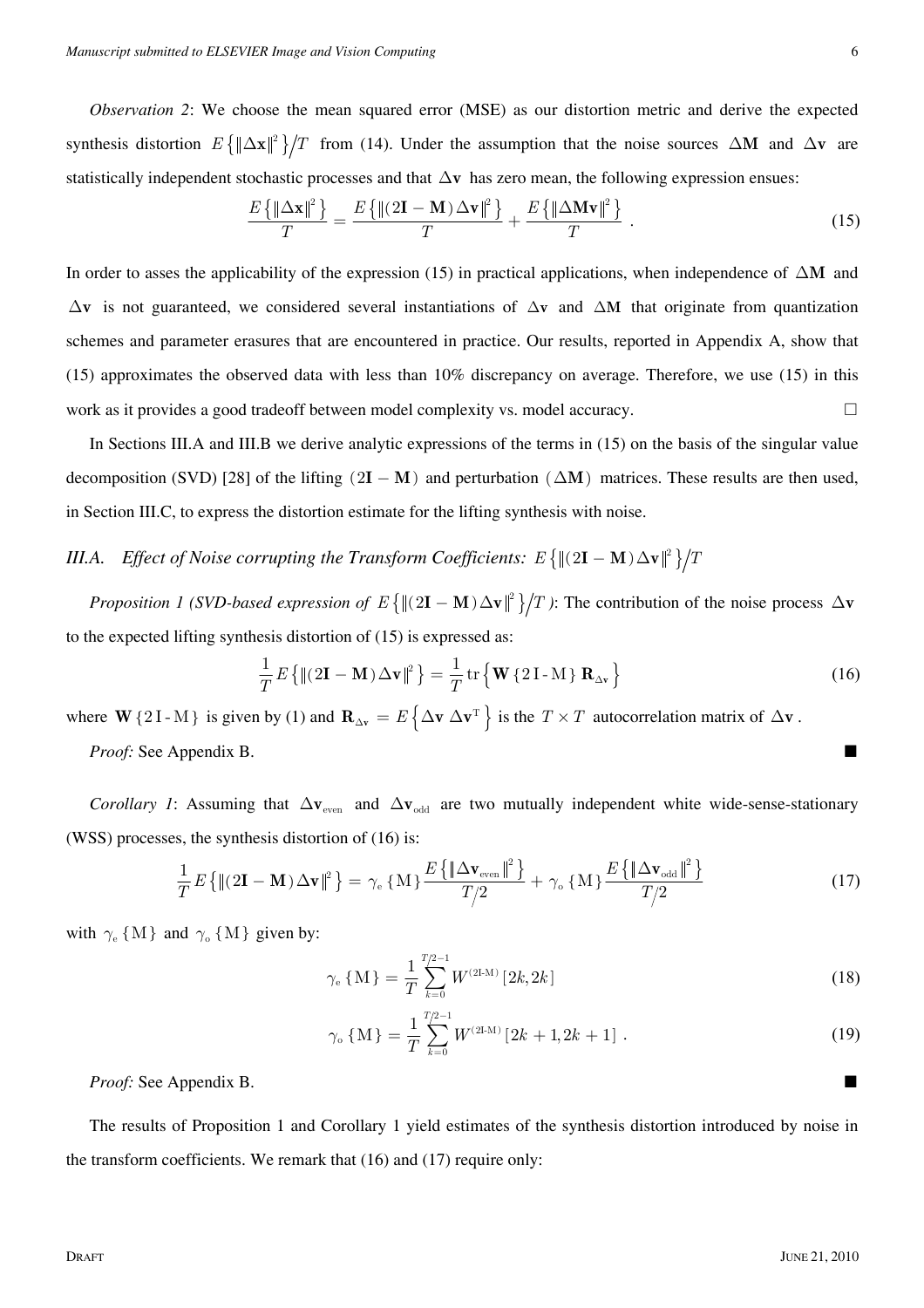*Observation 2*: We choose the mean squared error (MSE) as our distortion metric and derive the expected synthesis distortion $E\left\{\|\Delta\mathbf{x}\|^2\right\}/T$ from (14). Under the assumption that the noise sources $\Delta\mathbf{M}$ and $\Delta\mathbf{v}$ are statistically independent stochastic processes and that $\Delta\mathbf{v}$ has zero mean, the following expression ensues:

$$\frac{E\left\{\|\Delta\mathbf{x}\|^2\right\}}{T} = \frac{E\left\{\|(2\mathbf{I}-\mathbf{M})\Delta\mathbf{v}\|^2\right\}}{T} + \frac{E\left\{\|\Delta\mathbf{M}\mathbf{v}\|^2\right\}}{T} \ . \tag{15}$$

In order to asses the applicability of the expression (15) in practical applications, when independence of $\Delta\mathbf{M}$ and $\Delta\mathbf{v}$ is not guaranteed, we considered several instantiations of $\Delta\mathbf{v}$ and $\Delta\mathbf{M}$ that originate from quantization schemes and parameter erasures that are encountered in practice. Our results, reported in Appendix A, show that (15) approximates the observed data with less than 10% discrepancy on average. Therefore, we use (15) in this work as it provides a good tradeoff between model complexity vs. model accuracy. □

In Sections III.A and III.B we derive analytic expressions of the terms in (15) on the basis of the singular value decomposition (SVD) [28] of the lifting $(2\mathbf{I}-\mathbf{M})$ and perturbation $(\Delta\mathbf{M})$ matrices. These results are then used, in Section III.C, to express the distortion estimate for the lifting synthesis with noise.

### III.A. Effect of Noise corrupting the Transform Coefficients: $E\left\{\|(2\mathbf{I}-\mathbf{M})\Delta\mathbf{v}\|^2\right\}/T$

*Proposition 1 (SVD-based expression of $E\left\{\|(2\mathbf{I}-\mathbf{M})\Delta\mathbf{v}\|^2\right\}/T$ )*: The contribution of the noise process $\Delta\mathbf{v}$ to the expected lifting synthesis distortion of (15) is expressed as:

$$\frac{1}{T}E\left\{\|(2\mathbf{I}-\mathbf{M})\Delta\mathbf{v}\|^2\right\} = \frac{1}{T}\operatorname{tr}\left\{\mathbf{W}\{2\mathrm{I}-\mathrm{M}\}\,\mathbf{R}_{\Delta\mathbf{v}}\right\} \tag{16}$$

where $\mathbf{W}\{2\mathrm{I}-\mathrm{M}\}$ is given by (1) and $\mathbf{R}_{\Delta\mathbf{v}} = E\left\{\Delta\mathbf{v}\ \Delta\mathbf{v}^{\mathrm{T}}\right\}$ is the $T\times T$ autocorrelation matrix of $\Delta\mathbf{v}$.

*Proof:* See Appendix B. ■

*Corollary 1*: Assuming that $\Delta\mathbf{v}_{\text{even}}$ and $\Delta\mathbf{v}_{\text{odd}}$ are two mutually independent white wide-sense-stationary (WSS) processes, the synthesis distortion of (16) is:

$$\frac{1}{T}E\left\{\|(2\mathbf{I}-\mathbf{M})\Delta\mathbf{v}\|^2\right\} = \gamma_{\mathrm{e}}\{\mathrm{M}\}\frac{E\left\{\|\Delta\mathbf{v}_{\text{even}}\|^2\right\}}{T/2} + \gamma_{\mathrm{o}}\{\mathrm{M}\}\frac{E\left\{\|\Delta\mathbf{v}_{\text{odd}}\|^2\right\}}{T/2} \tag{17}$$

with $\gamma_{\mathrm{e}}\{\mathrm{M}\}$ and $\gamma_{\mathrm{o}}\{\mathrm{M}\}$ given by:

$$\gamma_{\mathrm{e}}\{\mathrm{M}\} = \frac{1}{T}\sum_{k=0}^{T/2-1} W^{(2\mathrm{I}-\mathrm{M})}[2k,2k] \tag{18}$$

$$\gamma_{\mathrm{o}}\{\mathrm{M}\} = \frac{1}{T}\sum_{k=0}^{T/2-1} W^{(2\mathrm{I}-\mathrm{M})}[2k+1,2k+1] \ . \tag{19}$$

*Proof:* See Appendix B. ■

The results of Proposition 1 and Corollary 1 yield estimates of the synthesis distortion introduced by noise in the transform coefficients. We remark that (16) and (17) require only: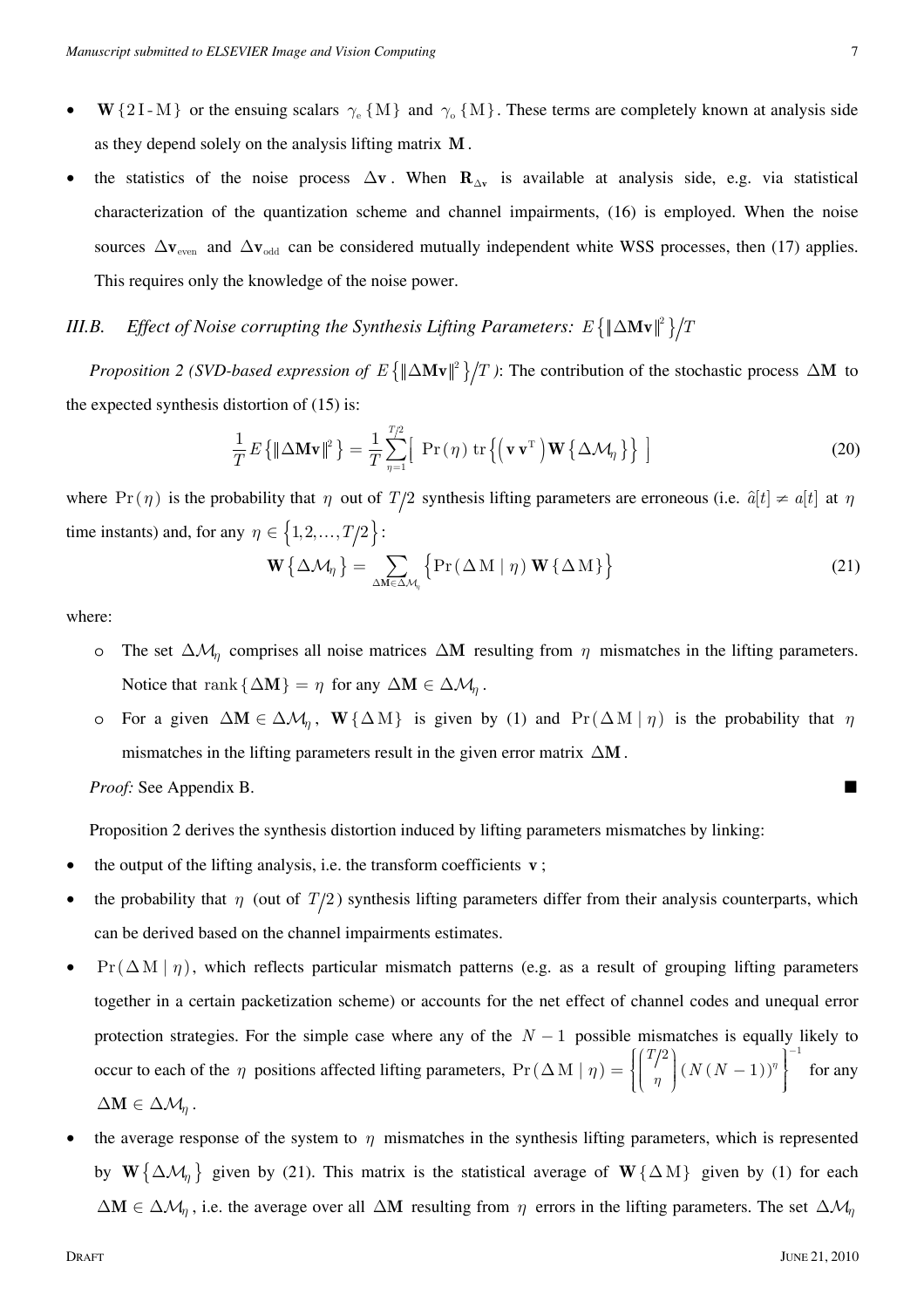- $\mathbf{W}\{2\,\mathrm{I}-\mathrm{M}\}$ or the ensuing scalars $\gamma_{\mathrm{e}}\{\mathrm{M}\}$ and $\gamma_{\mathrm{o}}\{\mathrm{M}\}$. These terms are completely known at analysis side as they depend solely on the analysis lifting matrix $\mathbf{M}$.
- the statistics of the noise process $\Delta\mathbf{v}$. When $\mathbf{R}_{\Delta\mathbf{v}}$ is available at analysis side, e.g. via statistical characterization of the quantization scheme and channel impairments, (16) is employed. When the noise sources $\Delta\mathbf{v}_{\text{even}}$ and $\Delta\mathbf{v}_{\text{odd}}$ can be considered mutually independent white WSS processes, then (17) applies. This requires only the knowledge of the noise power.

### *III.B. Effect of Noise corrupting the Synthesis Lifting Parameters: $E\{\|\Delta\mathbf{M}\mathbf{v}\|^2\}/T$*

*Proposition 2 (SVD-based expression of $E\{\|\Delta\mathbf{M}\mathbf{v}\|^2\}/T$):* The contribution of the stochastic process $\Delta\mathbf{M}$ to the expected synthesis distortion of (15) is:

$$\frac{1}{T}E\{\|\Delta\mathbf{M}\mathbf{v}\|^2\} = \frac{1}{T}\sum_{\eta=1}^{T/2}\Big[\;\Pr(\eta)\;\mathrm{tr}\Big\{\big(\mathbf{v}\,\mathbf{v}^{\mathrm{T}}\big)\mathbf{W}\{\Delta\mathcal{M}_\eta\}\Big\}\;\Big] \tag{20}$$

where $\Pr(\eta)$ is the probability that $\eta$ out of $T/2$ synthesis lifting parameters are erroneous (i.e. $\hat{a}[t] \neq a[t]$ at $\eta$ time instants) and, for any $\eta \in \{1,2,\ldots,T/2\}$:

$$\mathbf{W}\{\Delta\mathcal{M}_\eta\} = \sum_{\Delta\mathbf{M}\in\Delta\mathcal{M}_\eta}\Big\{\Pr(\Delta\mathrm{M}\mid\eta)\,\mathbf{W}\{\Delta\mathrm{M}\}\Big\} \tag{21}$$

where:

- The set $\Delta\mathcal{M}_\eta$ comprises all noise matrices $\Delta\mathbf{M}$ resulting from $\eta$ mismatches in the lifting parameters. Notice that $\mathrm{rank}\{\Delta\mathbf{M}\} = \eta$ for any $\Delta\mathbf{M} \in \Delta\mathcal{M}_\eta$.
- For a given $\Delta\mathbf{M} \in \Delta\mathcal{M}_\eta$, $\mathbf{W}\{\Delta\mathrm{M}\}$ is given by (1) and $\Pr(\Delta\mathrm{M}\mid\eta)$ is the probability that $\eta$ mismatches in the lifting parameters result in the given error matrix $\Delta\mathbf{M}$.

*Proof:* See Appendix B. ■

Proposition 2 derives the synthesis distortion induced by lifting parameters mismatches by linking:

- the output of the lifting analysis, i.e. the transform coefficients $\mathbf{v}$;
- the probability that $\eta$ (out of $T/2$) synthesis lifting parameters differ from their analysis counterparts, which can be derived based on the channel impairments estimates.
- $\Pr(\Delta\mathrm{M}\mid\eta)$, which reflects particular mismatch patterns (e.g. as a result of grouping lifting parameters together in a certain packetization scheme) or accounts for the net effect of channel codes and unequal error protection strategies. For the simple case where any of the $N-1$ possible mismatches is equally likely to occur to each of the $\eta$ positions affected lifting parameters, $\Pr(\Delta\mathrm{M}\mid\eta) = \left\{\binom{T/2}{\eta}(N(N-1))^{\eta}\right\}^{-1}$ for any $\Delta\mathbf{M} \in \Delta\mathcal{M}_\eta$.
- the average response of the system to $\eta$ mismatches in the synthesis lifting parameters, which is represented by $\mathbf{W}\{\Delta\mathcal{M}_\eta\}$ given by (21). This matrix is the statistical average of $\mathbf{W}\{\Delta\mathrm{M}\}$ given by (1) for each $\Delta\mathbf{M} \in \Delta\mathcal{M}_\eta$, i.e. the average over all $\Delta\mathbf{M}$ resulting from $\eta$ errors in the lifting parameters. The set $\Delta\mathcal{M}_\eta$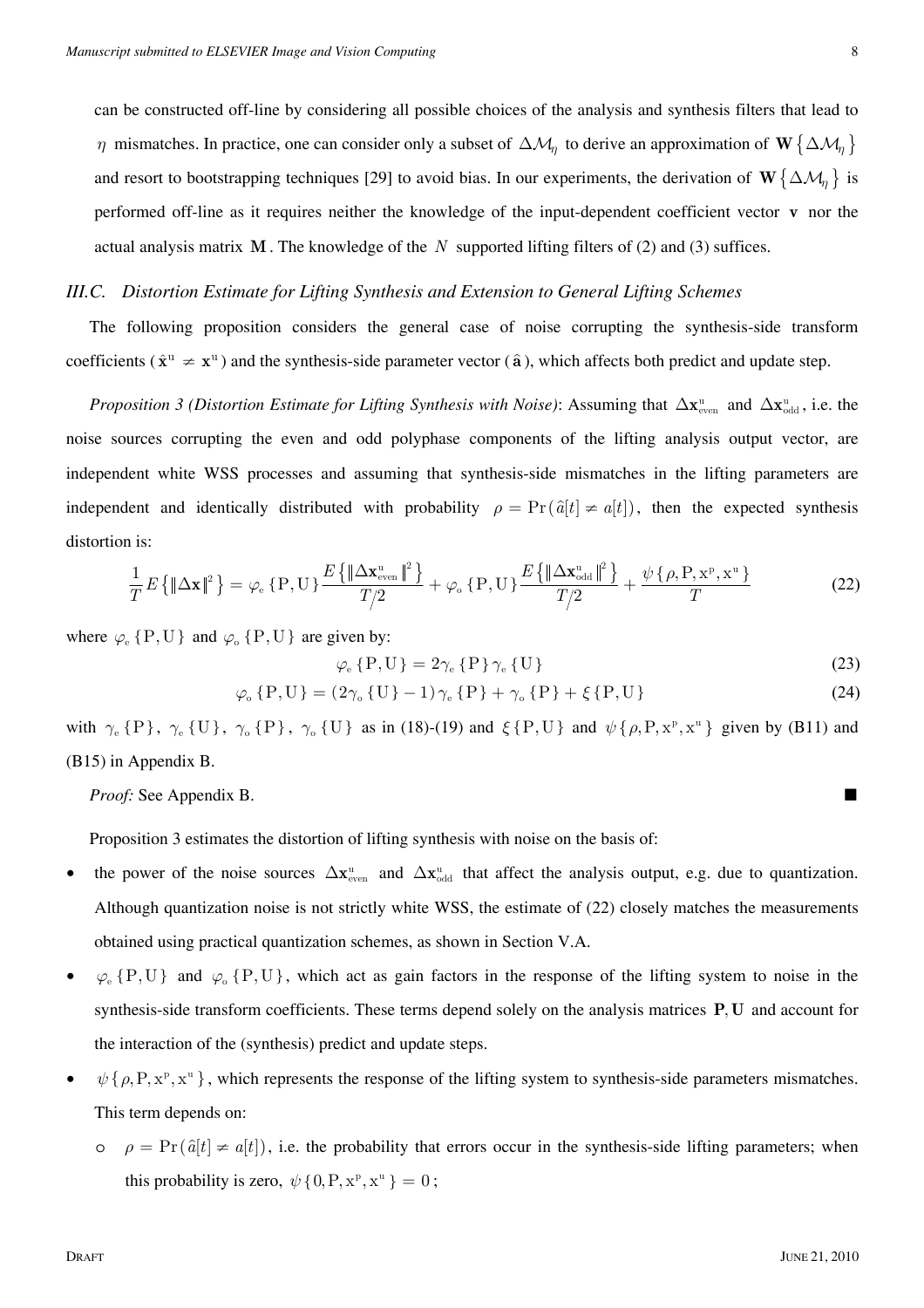can be constructed off-line by considering all possible choices of the analysis and synthesis filters that lead to $\eta$ mismatches. In practice, one can consider only a subset of $\Delta\mathcal{M}_\eta$ to derive an approximation of $\mathbf{W}\{\Delta\mathcal{M}_\eta\}$ and resort to bootstrapping techniques [29] to avoid bias. In our experiments, the derivation of $\mathbf{W}\{\Delta\mathcal{M}_\eta\}$ is performed off-line as it requires neither the knowledge of the input-dependent coefficient vector $\mathbf{v}$ nor the actual analysis matrix $\mathbf{M}$. The knowledge of the $N$ supported lifting filters of (2) and (3) suffices.

### III.C. Distortion Estimate for Lifting Synthesis and Extension to General Lifting Schemes

The following proposition considers the general case of noise corrupting the synthesis-side transform coefficients ($\hat{\mathbf{x}}^{\mathrm{u}} \neq \mathbf{x}^{\mathrm{u}}$) and the synthesis-side parameter vector ($\hat{\mathbf{a}}$), which affects both predict and update step.

*Proposition 3 (Distortion Estimate for Lifting Synthesis with Noise)*: Assuming that $\Delta\mathbf{x}^{\mathrm{u}}_{\mathrm{even}}$ and $\Delta\mathbf{x}^{\mathrm{u}}_{\mathrm{odd}}$, i.e. the noise sources corrupting the even and odd polyphase components of the lifting analysis output vector, are independent white WSS processes and assuming that synthesis-side mismatches in the lifting parameters are independent and identically distributed with probability $\rho = \Pr(\hat{a}[t] \neq a[t])$, then the expected synthesis distortion is:

$$\frac{1}{T}E\left\{\|\Delta\mathbf{x}\|^2\right\} = \varphi_{\mathrm{e}}\{\mathrm{P},\mathrm{U}\}\frac{E\left\{\|\Delta\mathbf{x}^{\mathrm{u}}_{\mathrm{even}}\|^2\right\}}{T/2} + \varphi_{\mathrm{o}}\{\mathrm{P},\mathrm{U}\}\frac{E\left\{\|\Delta\mathbf{x}^{\mathrm{u}}_{\mathrm{odd}}\|^2\right\}}{T/2} + \frac{\psi\{\rho,\mathrm{P},\mathrm{x}^{\mathrm{p}},\mathrm{x}^{\mathrm{u}}\}}{T} \tag{22}$$

where $\varphi_{\mathrm{e}}\{\mathrm{P},\mathrm{U}\}$ and $\varphi_{\mathrm{o}}\{\mathrm{P},\mathrm{U}\}$ are given by:

$$\varphi_{\mathrm{e}}\{\mathrm{P},\mathrm{U}\} = 2\gamma_{\mathrm{e}}\{\mathrm{P}\}\gamma_{\mathrm{e}}\{\mathrm{U}\} \tag{23}$$

$$\varphi_{\mathrm{o}}\{\mathrm{P},\mathrm{U}\} = (2\gamma_{\mathrm{o}}\{\mathrm{U}\}-1)\gamma_{\mathrm{e}}\{\mathrm{P}\} + \gamma_{\mathrm{o}}\{\mathrm{P}\} + \xi\{\mathrm{P},\mathrm{U}\} \tag{24}$$

with $\gamma_{\mathrm{e}}\{\mathrm{P}\}$, $\gamma_{\mathrm{e}}\{\mathrm{U}\}$, $\gamma_{\mathrm{o}}\{\mathrm{P}\}$, $\gamma_{\mathrm{o}}\{\mathrm{U}\}$ as in (18)-(19) and $\xi\{\mathrm{P},\mathrm{U}\}$ and $\psi\{\rho,\mathrm{P},\mathrm{x}^{\mathrm{p}},\mathrm{x}^{\mathrm{u}}\}$ given by (B11) and (B15) in Appendix B.

*Proof:* See Appendix B. ■

Proposition 3 estimates the distortion of lifting synthesis with noise on the basis of:

- the power of the noise sources $\Delta\mathbf{x}^{\mathrm{u}}_{\mathrm{even}}$ and $\Delta\mathbf{x}^{\mathrm{u}}_{\mathrm{odd}}$ that affect the analysis output, e.g. due to quantization. Although quantization noise is not strictly white WSS, the estimate of (22) closely matches the measurements obtained using practical quantization schemes, as shown in Section V.A.
- $\varphi_{\mathrm{e}}\{\mathrm{P},\mathrm{U}\}$ and $\varphi_{\mathrm{o}}\{\mathrm{P},\mathrm{U}\}$, which act as gain factors in the response of the lifting system to noise in the synthesis-side transform coefficients. These terms depend solely on the analysis matrices $\mathbf{P},\mathbf{U}$ and account for the interaction of the (synthesis) predict and update steps.
- $\psi\{\rho,\mathrm{P},\mathrm{x}^{\mathrm{p}},\mathrm{x}^{\mathrm{u}}\}$, which represents the response of the lifting system to synthesis-side parameters mismatches. This term depends on:
  - $\rho = \Pr(\hat{a}[t] \neq a[t])$, i.e. the probability that errors occur in the synthesis-side lifting parameters; when this probability is zero, $\psi\{0,\mathrm{P},\mathrm{x}^{\mathrm{p}},\mathrm{x}^{\mathrm{u}}\} = 0$;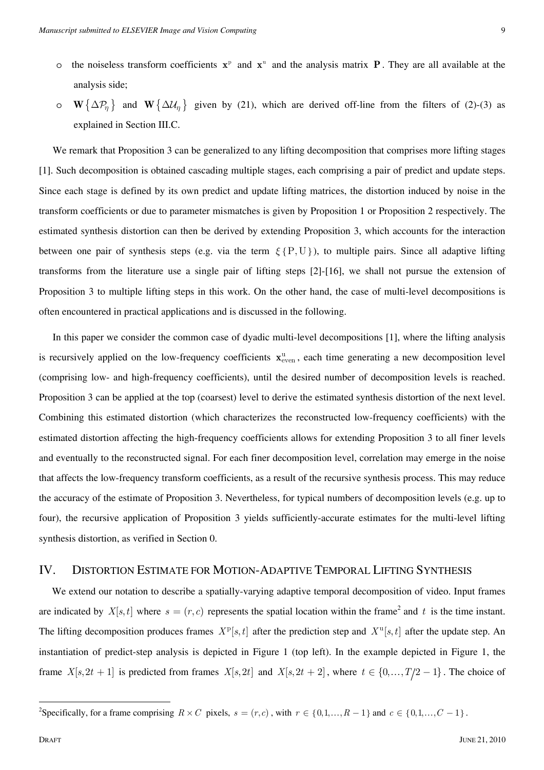- the noiseless transform coefficients $\mathbf{x}^{\mathrm{p}}$ and $\mathbf{x}^{\mathrm{u}}$ and the analysis matrix $\mathbf{P}$. They are all available at the analysis side;
- $\mathbf{W}\{\Delta\mathcal{P}_\eta\}$ and $\mathbf{W}\{\Delta\mathcal{U}_\eta\}$ given by (21), which are derived off-line from the filters of (2)-(3) as explained in Section III.C.

We remark that Proposition 3 can be generalized to any lifting decomposition that comprises more lifting stages [1]. Such decomposition is obtained cascading multiple stages, each comprising a pair of predict and update steps. Since each stage is defined by its own predict and update lifting matrices, the distortion induced by noise in the transform coefficients or due to parameter mismatches is given by Proposition 1 or Proposition 2 respectively. The estimated synthesis distortion can then be derived by extending Proposition 3, which accounts for the interaction between one pair of synthesis steps (e.g. via the term $\xi\{\mathrm{P},\mathrm{U}\}$), to multiple pairs. Since all adaptive lifting transforms from the literature use a single pair of lifting steps [2]-[16], we shall not pursue the extension of Proposition 3 to multiple lifting steps in this work. On the other hand, the case of multi-level decompositions is often encountered in practical applications and is discussed in the following.

In this paper we consider the common case of dyadic multi-level decompositions [1], where the lifting analysis is recursively applied on the low-frequency coefficients $\mathbf{x}^{\mathrm{u}}_{\mathrm{even}}$, each time generating a new decomposition level (comprising low- and high-frequency coefficients), until the desired number of decomposition levels is reached. Proposition 3 can be applied at the top (coarsest) level to derive the estimated synthesis distortion of the next level. Combining this estimated distortion (which characterizes the reconstructed low-frequency coefficients) with the estimated distortion affecting the high-frequency coefficients allows for extending Proposition 3 to all finer levels and eventually to the reconstructed signal. For each finer decomposition level, correlation may emerge in the noise that affects the low-frequency transform coefficients, as a result of the recursive synthesis process. This may reduce the accuracy of the estimate of Proposition 3. Nevertheless, for typical numbers of decomposition levels (e.g. up to four), the recursive application of Proposition 3 yields sufficiently-accurate estimates for the multi-level lifting synthesis distortion, as verified in Section 0.

# IV. Distortion Estimate for Motion-Adaptive Temporal Lifting Synthesis

We extend our notation to describe a spatially-varying adaptive temporal decomposition of video. Input frames are indicated by $X[s,t]$ where $s=(r,c)$ represents the spatial location within the frame[2] and $t$ is the time instant. The lifting decomposition produces frames $X^{\mathrm{p}}[s,t]$ after the prediction step and $X^{\mathrm{u}}[s,t]$ after the update step. An instantiation of predict-step analysis is depicted in Figure 1 (top left). In the example depicted in Figure 1, the frame $X[s,2t+1]$ is predicted from frames $X[s,2t]$ and $X[s,2t+2]$, where $t\in\{0,\ldots,T/2-1\}$. The choice of

[2] Specifically, for a frame comprising $R\times C$ pixels, $s=(r,c)$, with $r\in\{0,1,\ldots,R-1\}$ and $c\in\{0,1,\ldots,C-1\}$.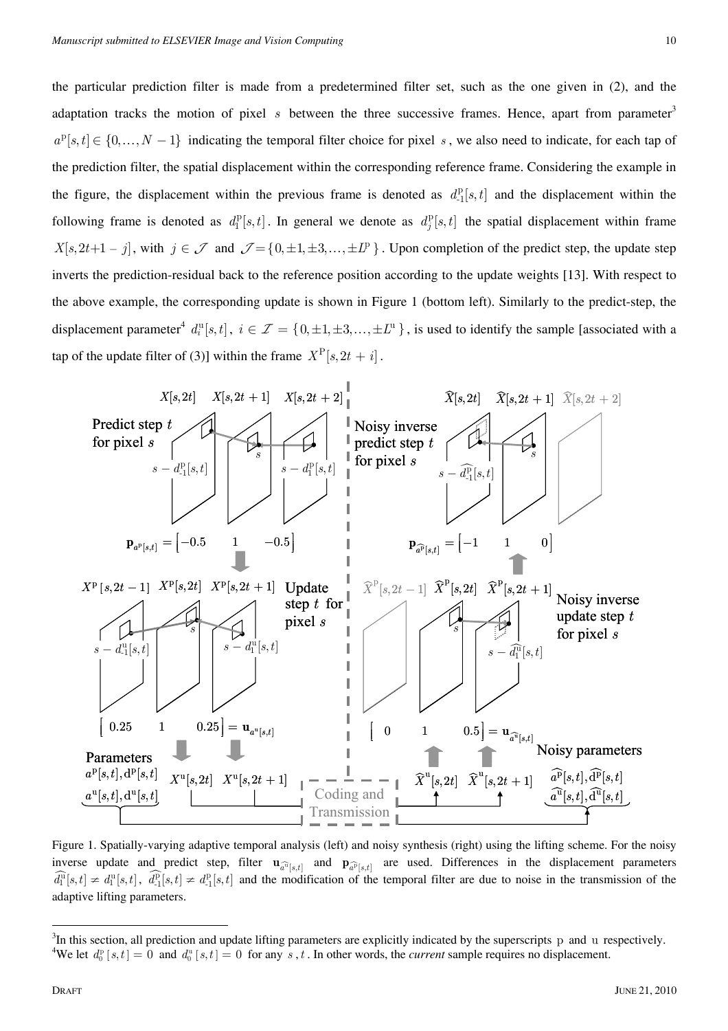the particular prediction filter is made from a predetermined filter set, such as the one given in (2), and the adaptation tracks the motion of pixel $s$ between the three successive frames. Hence, apart from parameter[3] $a^{\mathrm{p}}[s,t] \in \{0,\ldots,N-1\}$ indicating the temporal filter choice for pixel $s$, we also need to indicate, for each tap of the prediction filter, the spatial displacement within the corresponding reference frame. Considering the example in the figure, the displacement within the previous frame is denoted as $d^{\mathrm{p}}_{-1}[s,t]$ and the displacement within the following frame is denoted as $d^{\mathrm{p}}_{1}[s,t]$. In general we denote as $d^{\mathrm{p}}_{j}[s,t]$ the spatial displacement within frame $X[s,2t+1-j]$, with $j \in \mathcal{J}$ and $\mathcal{J} = \{0, \pm 1, \pm 3, \ldots, \pm L^{\mathrm{p}}\}$. Upon completion of the predict step, the update step inverts the prediction-residual back to the reference position according to the update weights [13]. With respect to the above example, the corresponding update is shown in Figure 1 (bottom left). Similarly to the predict-step, the displacement parameter[4] $d^{\mathrm{u}}_{i}[s,t]$, $i \in \mathcal{I} = \{0, \pm 1, \pm 3, \ldots, \pm L^{\mathrm{u}}\}$, is used to identify the sample [associated with a tap of the update filter of (3)] within the frame $X^{\mathrm{P}}[s,2t+i]$.

Figure 1. Spatially-varying adaptive temporal analysis (left) and noisy synthesis (right) using the lifting scheme. For the noisy inverse update and predict step, filter $\mathbf{u}_{\widehat{a^{\mathrm{u}}}[s,t]}$ and $\mathbf{p}_{\widehat{a^{\mathrm{p}}}[s,t]}$ are used. Differences in the displacement parameters $\widehat{d^{\mathrm{u}}_{1}}[s,t] \neq d^{\mathrm{u}}_{1}[s,t]$, $\widehat{d^{\mathrm{p}}_{-1}}[s,t] \neq d^{\mathrm{p}}_{-1}[s,t]$ and the modification of the temporal filter are due to noise in the transmission of the adaptive lifting parameters.

---

[3] In this section, all prediction and update lifting parameters are explicitly indicated by the superscripts $\mathrm{p}$ and $\mathrm{u}$ respectively.

[4] We let $d^{\mathrm{p}}_{0}[s,t] = 0$ and $d^{\mathrm{u}}_{0}[s,t] = 0$ for any $s$, $t$. In other words, the *current* sample requires no displacement.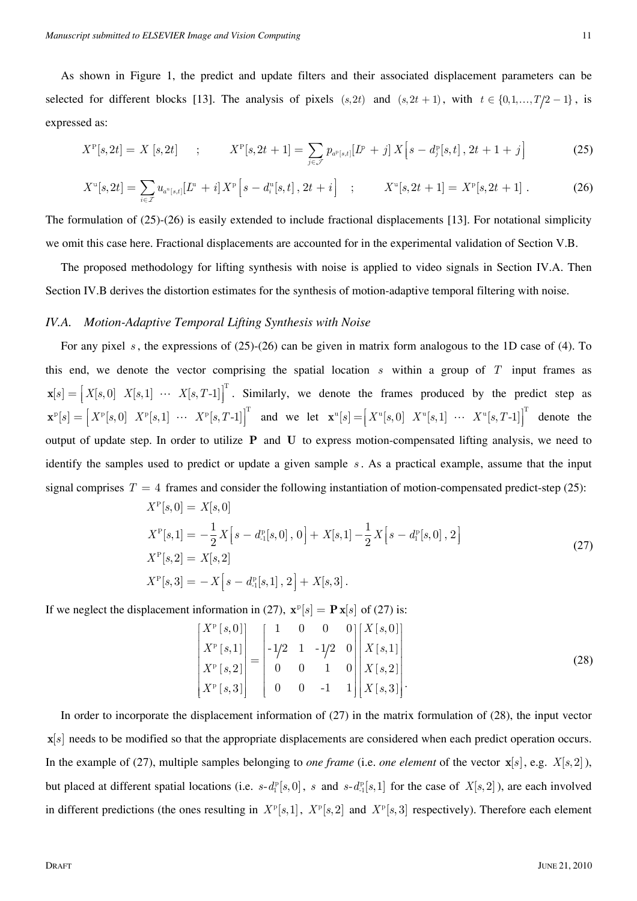As shown in Figure 1, the predict and update filters and their associated displacement parameters can be selected for different blocks [13]. The analysis of pixels $(s,2t)$ and $(s,2t+1)$, with $t \in \{0,1,\ldots,T/2-1\}$, is expressed as:

$$X^{\mathrm{p}}[s,2t] = X\,[s,2t] \quad ; \qquad X^{\mathrm{p}}[s,2t+1] = \sum_{j\in\mathcal{J}} p_{a^{\mathrm{p}}[s,t]}[L^{\mathrm{p}}+j]\, X\Big[s - d^{\mathrm{p}}_{j}[s,t]\,,\,2t+1+j\Big] \tag{25}$$

$$X^{\mathrm{u}}[s,2t] = \sum_{i\in\mathcal{I}} u_{a^{\mathrm{u}}[s,t]}[L^{\mathrm{u}}+i]\, X^{\mathrm{p}}\Big[s - d^{\mathrm{u}}_{i}[s,t]\,,\,2t+i\Big] \quad ; \qquad X^{\mathrm{u}}[s,2t+1] = X^{\mathrm{p}}[s,2t+1]\,. \tag{26}$$

The formulation of (25)-(26) is easily extended to include fractional displacements [13]. For notational simplicity we omit this case here. Fractional displacements are accounted for in the experimental validation of Section V.B.

The proposed methodology for lifting synthesis with noise is applied to video signals in Section IV.A. Then Section IV.B derives the distortion estimates for the synthesis of motion-adaptive temporal filtering with noise.

### *IV.A. Motion-Adaptive Temporal Lifting Synthesis with Noise*

For any pixel $s$, the expressions of (25)-(26) can be given in matrix form analogous to the 1D case of (4). To this end, we denote the vector comprising the spatial location $s$ within a group of $T$ input frames as $\mathbf{x}[s] = \Big[X[s,0]\;\; X[s,1]\;\; \cdots\;\; X[s,T\text{-}1]\Big]^{\mathrm{T}}$. Similarly, we denote the frames produced by the predict step as $\mathbf{x}^{\mathrm{p}}[s] = \Big[X^{\mathrm{p}}[s,0]\;\; X^{\mathrm{p}}[s,1]\;\; \cdots\;\; X^{\mathrm{p}}[s,T\text{-}1]\Big]^{\mathrm{T}}$ and we let $\mathbf{x}^{\mathrm{u}}[s] = \Big[X^{\mathrm{u}}[s,0]\;\; X^{\mathrm{u}}[s,1]\;\; \cdots\;\; X^{\mathrm{u}}[s,T\text{-}1]\Big]^{\mathrm{T}}$ denote the output of update step. In order to utilize $\mathbf{P}$ and $\mathbf{U}$ to express motion-compensated lifting analysis, we need to identify the samples used to predict or update a given sample $s$. As a practical example, assume that the input signal comprises $T = 4$ frames and consider the following instantiation of motion-compensated predict-step (25):

$$\begin{aligned}
X^{\mathrm{p}}[s,0] &= X[s,0] \\
X^{\mathrm{p}}[s,1] &= -\frac{1}{2}X\Big[s - d^{\mathrm{p}}_{\text{-}1}[s,0]\,,\,0\Big] + X[s,1] - \frac{1}{2}X\Big[s - d^{\mathrm{p}}_{1}[s,0]\,,\,2\Big] \\
X^{\mathrm{p}}[s,2] &= X[s,2] \\
X^{\mathrm{p}}[s,3] &= -X\Big[s - d^{\mathrm{p}}_{\text{-}1}[s,1]\,,\,2\Big] + X[s,3]\,.
\end{aligned} \tag{27}$$

If we neglect the displacement information in (27), $\mathbf{x}^{\mathrm{p}}[s] = \mathbf{P}\,\mathbf{x}[s]$ of (27) is:

$$\begin{bmatrix} X^{\mathrm{p}}[s,0] \\ X^{\mathrm{p}}[s,1] \\ X^{\mathrm{p}}[s,2] \\ X^{\mathrm{p}}[s,3] \end{bmatrix} = \begin{bmatrix} 1 & 0 & 0 & 0 \\ \text{-}1/2 & 1 & \text{-}1/2 & 0 \\ 0 & 0 & 1 & 0 \\ 0 & 0 & \text{-}1 & 1 \end{bmatrix} \begin{bmatrix} X[s,0] \\ X[s,1] \\ X[s,2] \\ X[s,3] \end{bmatrix}. \tag{28}$$

In order to incorporate the displacement information of (27) in the matrix formulation of (28), the input vector $\mathbf{x}[s]$ needs to be modified so that the appropriate displacements are considered when each predict operation occurs. In the example of (27), multiple samples belonging to *one frame* (i.e. *one element* of the vector $\mathbf{x}[s]$, e.g. $X[s,2]$), but placed at different spatial locations (i.e. $s\text{-}d^{\mathrm{p}}_{1}[s,0]$, $s$ and $s\text{-}d^{\mathrm{p}}_{\text{-}1}[s,1]$ for the case of $X[s,2]$), are each involved in different predictions (the ones resulting in $X^{\mathrm{p}}[s,1]$, $X^{\mathrm{p}}[s,2]$ and $X^{\mathrm{p}}[s,3]$ respectively). Therefore each element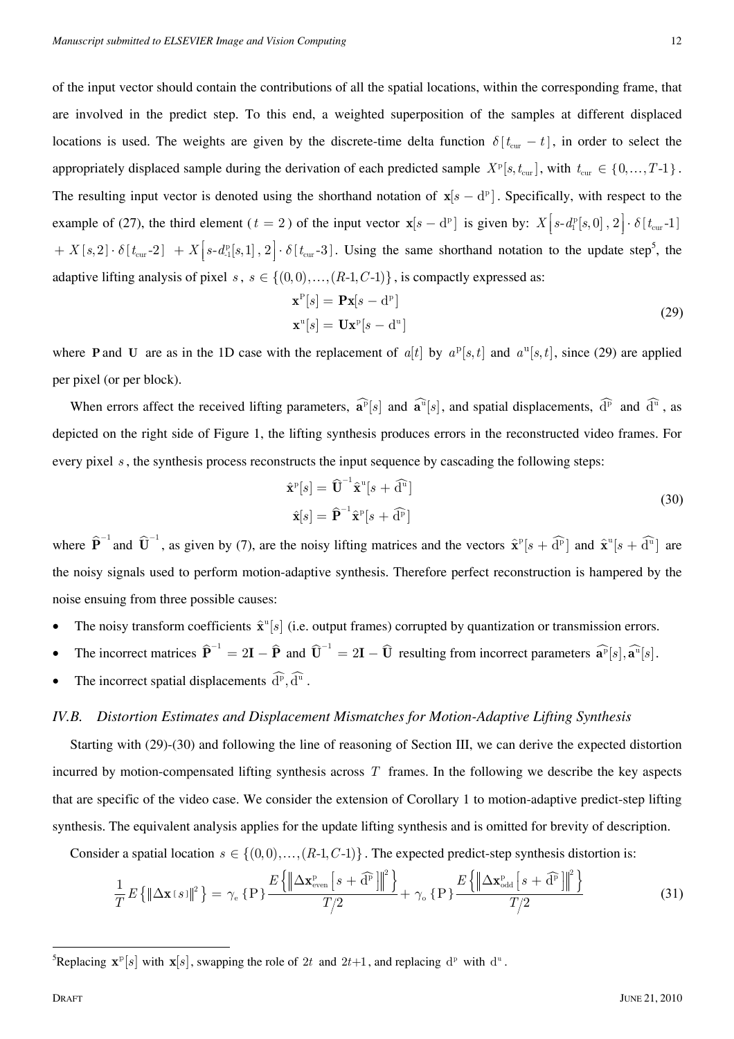of the input vector should contain the contributions of all the spatial locations, within the corresponding frame, that are involved in the predict step. To this end, a weighted superposition of the samples at different displaced locations is used. The weights are given by the discrete-time delta function $\delta[t_{\text{cur}} - t]$, in order to select the appropriately displaced sample during the derivation of each predicted sample $X^{\text{p}}[s, t_{\text{cur}}]$, with $t_{\text{cur}} \in \{0, \ldots, T\text{-}1\}$. The resulting input vector is denoted using the shorthand notation of $\mathbf{x}[s - \text{d}^{\text{p}}]$. Specifically, with respect to the example of (27), the third element ($t = 2$) of the input vector $\mathbf{x}[s - \text{d}^{\text{p}}]$ is given by: $X\left[s\text{-}d_1^{\text{p}}[s,0]\,,2\right] \cdot \delta[t_{\text{cur}}\text{-}1]$ $+ X[s,2] \cdot \delta[t_{\text{cur}}\text{-}2]$ $+ X\left[s\text{-}d_{\text{-}1}^{\text{p}}[s,1]\,,2\right] \cdot \delta[t_{\text{cur}}\text{-}3]$. Using the same shorthand notation to the update step[5], the adaptive lifting analysis of pixel $s$, $s \in \{(0,0), \ldots, (R\text{-}1, C\text{-}1)\}$, is compactly expressed as:

$$
\begin{aligned}
\mathbf{x}^{\text{p}}[s] &= \mathbf{P}\mathbf{x}[s - \text{d}^{\text{p}}] \\
\mathbf{x}^{\text{u}}[s] &= \mathbf{U}\mathbf{x}^{\text{p}}[s - \text{d}^{\text{u}}]
\end{aligned}
\tag{29}
$$

where $\mathbf{P}$ and $\mathbf{U}$ are as in the 1D case with the replacement of $a[t]$ by $a^{\text{p}}[s,t]$ and $a^{\text{u}}[s,t]$, since (29) are applied per pixel (or per block).

When errors affect the received lifting parameters, $\widehat{\mathbf{a}^{\text{p}}}[s]$ and $\widehat{\mathbf{a}^{\text{u}}}[s]$, and spatial displacements, $\widehat{\text{d}^{\text{p}}}$ and $\widehat{\text{d}^{\text{u}}}$, as depicted on the right side of Figure 1, the lifting synthesis produces errors in the reconstructed video frames. For every pixel $s$, the synthesis process reconstructs the input sequence by cascading the following steps:

$$
\begin{aligned}
\hat{\mathbf{x}}^{\text{p}}[s] &= \widehat{\mathbf{U}}^{-1}\hat{\mathbf{x}}^{\text{u}}[s + \widehat{\text{d}^{\text{u}}}] \\
\hat{\mathbf{x}}[s] &= \widehat{\mathbf{P}}^{-1}\hat{\mathbf{x}}^{\text{p}}[s + \widehat{\text{d}^{\text{p}}}]
\end{aligned}
\tag{30}
$$

where $\widehat{\mathbf{P}}^{-1}$ and $\widehat{\mathbf{U}}^{-1}$, as given by (7), are the noisy lifting matrices and the vectors $\hat{\mathbf{x}}^{\text{p}}[s + \widehat{\text{d}^{\text{p}}}]$ and $\hat{\mathbf{x}}^{\text{u}}[s + \widehat{\text{d}^{\text{u}}}]$ are the noisy signals used to perform motion-adaptive synthesis. Therefore perfect reconstruction is hampered by the noise ensuing from three possible causes:

- The noisy transform coefficients $\hat{\mathbf{x}}^{\text{u}}[s]$ (i.e. output frames) corrupted by quantization or transmission errors.
- The incorrect matrices $\widehat{\mathbf{P}}^{-1} = 2\mathbf{I} - \widehat{\mathbf{P}}$ and $\widehat{\mathbf{U}}^{-1} = 2\mathbf{I} - \widehat{\mathbf{U}}$ resulting from incorrect parameters $\widehat{\mathbf{a}^{\text{p}}}[s], \widehat{\mathbf{a}^{\text{u}}}[s]$.
- The incorrect spatial displacements $\widehat{\text{d}^{\text{p}}}, \widehat{\text{d}^{\text{u}}}$.

### *IV.B. Distortion Estimates and Displacement Mismatches for Motion-Adaptive Lifting Synthesis*

Starting with (29)-(30) and following the line of reasoning of Section III, we can derive the expected distortion incurred by motion-compensated lifting synthesis across $T$ frames. In the following we describe the key aspects that are specific of the video case. We consider the extension of Corollary 1 to motion-adaptive predict-step lifting synthesis. The equivalent analysis applies for the update lifting synthesis and is omitted for brevity of description.

Consider a spatial location $s \in \{(0,0), \ldots, (R\text{-}1, C\text{-}1)\}$. The expected predict-step synthesis distortion is:

$$
\frac{1}{T} E\left\{\|\Delta\mathbf{x}[s]\|^2\right\} = \gamma_{\text{e}}\{\text{P}\} \frac{E\left\{\left\|\Delta\mathbf{x}_{\text{even}}^{\text{p}}\left[s + \widehat{\text{d}^{\text{p}}}\right]\right\|^2\right\}}{T/2} + \gamma_{\text{o}}\{\text{P}\} \frac{E\left\{\left\|\Delta\mathbf{x}_{\text{odd}}^{\text{p}}\left[s + \widehat{\text{d}^{\text{p}}}\right]\right\|^2\right\}}{T/2}
\tag{31}
$$

---

[5] Replacing $\mathbf{x}^{\text{p}}[s]$ with $\mathbf{x}[s]$, swapping the role of $2t$ and $2t\text{+}1$, and replacing $\text{d}^{\text{p}}$ with $\text{d}^{\text{u}}$.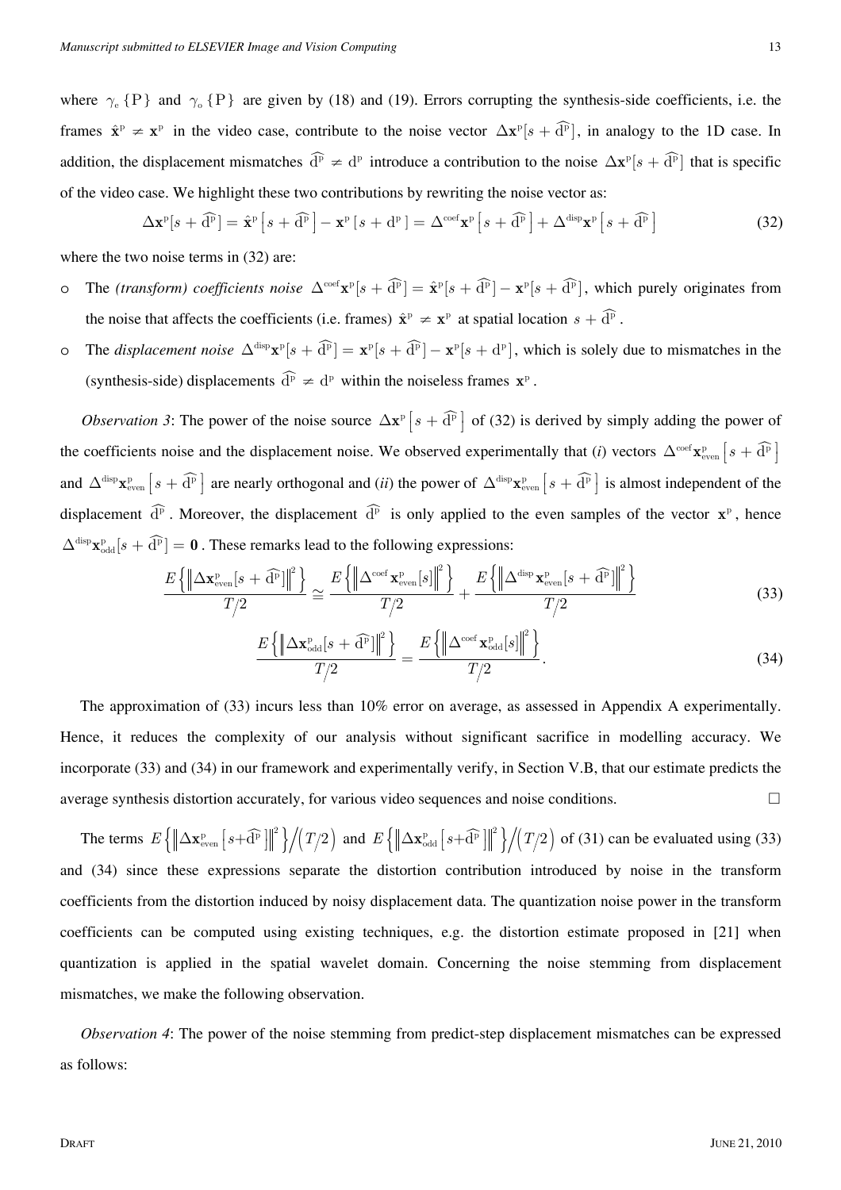where $\gamma_{e}\{\mathrm{P}\}$ and $\gamma_{o}\{\mathrm{P}\}$ are given by (18) and (19). Errors corrupting the synthesis-side coefficients, i.e. the frames $\hat{\mathbf{x}}^{\mathrm{p}} \neq \mathbf{x}^{\mathrm{p}}$ in the video case, contribute to the noise vector $\Delta\mathbf{x}^{\mathrm{p}}[s+\widehat{\mathrm{d}^{\mathrm{p}}}]$, in analogy to the 1D case. In addition, the displacement mismatches $\widehat{\mathrm{d}^{\mathrm{p}}} \neq \mathrm{d}^{\mathrm{p}}$ introduce a contribution to the noise $\Delta\mathbf{x}^{\mathrm{p}}[s+\widehat{\mathrm{d}^{\mathrm{p}}}]$ that is specific of the video case. We highlight these two contributions by rewriting the noise vector as:

$$\Delta\mathbf{x}^{\mathrm{p}}[s+\widehat{\mathrm{d}^{\mathrm{p}}}] = \hat{\mathbf{x}}^{\mathrm{p}}\left[s+\widehat{\mathrm{d}^{\mathrm{p}}}\right] - \mathbf{x}^{\mathrm{p}}\left[s+\mathrm{d}^{\mathrm{p}}\right] = \Delta^{\mathrm{coef}}\mathbf{x}^{\mathrm{p}}\left[s+\widehat{\mathrm{d}^{\mathrm{p}}}\right] + \Delta^{\mathrm{disp}}\mathbf{x}^{\mathrm{p}}\left[s+\widehat{\mathrm{d}^{\mathrm{p}}}\right] \tag{32}$$

where the two noise terms in (32) are:

- The *(transform) coefficients noise* $\Delta^{\mathrm{coef}}\mathbf{x}^{\mathrm{p}}[s+\widehat{\mathrm{d}^{\mathrm{p}}}] = \hat{\mathbf{x}}^{\mathrm{p}}[s+\widehat{\mathrm{d}^{\mathrm{p}}}] - \mathbf{x}^{\mathrm{p}}[s+\widehat{\mathrm{d}^{\mathrm{p}}}]$, which purely originates from the noise that affects the coefficients (i.e. frames) $\hat{\mathbf{x}}^{\mathrm{p}} \neq \mathbf{x}^{\mathrm{p}}$ at spatial location $s+\widehat{\mathrm{d}^{\mathrm{p}}}$.
- The *displacement noise* $\Delta^{\mathrm{disp}}\mathbf{x}^{\mathrm{p}}[s+\widehat{\mathrm{d}^{\mathrm{p}}}] = \mathbf{x}^{\mathrm{p}}[s+\widehat{\mathrm{d}^{\mathrm{p}}}] - \mathbf{x}^{\mathrm{p}}[s+\mathrm{d}^{\mathrm{p}}]$, which is solely due to mismatches in the (synthesis-side) displacements $\widehat{\mathrm{d}^{\mathrm{p}}} \neq \mathrm{d}^{\mathrm{p}}$ within the noiseless frames $\mathbf{x}^{\mathrm{p}}$.

*Observation 3*: The power of the noise source $\Delta\mathbf{x}^{\mathrm{p}}\left[s+\widehat{\mathrm{d}^{\mathrm{p}}}\right]$ of (32) is derived by simply adding the power of the coefficients noise and the displacement noise. We observed experimentally that (*i*) vectors $\Delta^{\mathrm{coef}}\mathbf{x}^{\mathrm{p}}_{\mathrm{even}}\left[s+\widehat{\mathrm{d}^{\mathrm{p}}}\right]$ and $\Delta^{\mathrm{disp}}\mathbf{x}^{\mathrm{p}}_{\mathrm{even}}\left[s+\widehat{\mathrm{d}^{\mathrm{p}}}\right]$ are nearly orthogonal and (*ii*) the power of $\Delta^{\mathrm{disp}}\mathbf{x}^{\mathrm{p}}_{\mathrm{even}}\left[s+\widehat{\mathrm{d}^{\mathrm{p}}}\right]$ is almost independent of the displacement $\widehat{\mathrm{d}^{\mathrm{p}}}$. Moreover, the displacement $\widehat{\mathrm{d}^{\mathrm{p}}}$ is only applied to the even samples of the vector $\mathbf{x}^{\mathrm{p}}$, hence $\Delta^{\mathrm{disp}}\mathbf{x}^{\mathrm{p}}_{\mathrm{odd}}[s+\widehat{\mathrm{d}^{\mathrm{p}}}] = \mathbf{0}$. These remarks lead to the following expressions:

$$\frac{E\left\{\left\|\Delta\mathbf{x}^{\mathrm{p}}_{\mathrm{even}}[s+\widehat{\mathrm{d}^{\mathrm{p}}}]\right\|^2\right\}}{T/2} \cong \frac{E\left\{\left\|\Delta^{\mathrm{coef}}\mathbf{x}^{\mathrm{p}}_{\mathrm{even}}[s]\right\|^2\right\}}{T/2} + \frac{E\left\{\left\|\Delta^{\mathrm{disp}}\mathbf{x}^{\mathrm{p}}_{\mathrm{even}}[s+\widehat{\mathrm{d}^{\mathrm{p}}}]\right\|^2\right\}}{T/2} \tag{33}$$

$$\frac{E\left\{\left\|\Delta\mathbf{x}^{\mathrm{p}}_{\mathrm{odd}}[s+\widehat{\mathrm{d}^{\mathrm{p}}}]\right\|^2\right\}}{T/2} = \frac{E\left\{\left\|\Delta^{\mathrm{coef}}\mathbf{x}^{\mathrm{p}}_{\mathrm{odd}}[s]\right\|^2\right\}}{T/2}. \tag{34}$$

The approximation of (33) incurs less than 10% error on average, as assessed in Appendix A experimentally. Hence, it reduces the complexity of our analysis without significant sacrifice in modelling accuracy. We incorporate (33) and (34) in our framework and experimentally verify, in Section V.B, that our estimate predicts the average synthesis distortion accurately, for various video sequences and noise conditions. □

The terms $E\left\{\left\|\Delta\mathbf{x}^{\mathrm{p}}_{\mathrm{even}}\left[s+\widehat{\mathrm{d}^{\mathrm{p}}}\right]\right\|^2\right\}\Big/\left(T/2\right)$ and $E\left\{\left\|\Delta\mathbf{x}^{\mathrm{p}}_{\mathrm{odd}}\left[s+\widehat{\mathrm{d}^{\mathrm{p}}}\right]\right\|^2\right\}\Big/\left(T/2\right)$ of (31) can be evaluated using (33) and (34) since these expressions separate the distortion contribution introduced by noise in the transform coefficients from the distortion induced by noisy displacement data. The quantization noise power in the transform coefficients can be computed using existing techniques, e.g. the distortion estimate proposed in [21] when quantization is applied in the spatial wavelet domain. Concerning the noise stemming from displacement mismatches, we make the following observation.

*Observation 4*: The power of the noise stemming from predict-step displacement mismatches can be expressed as follows: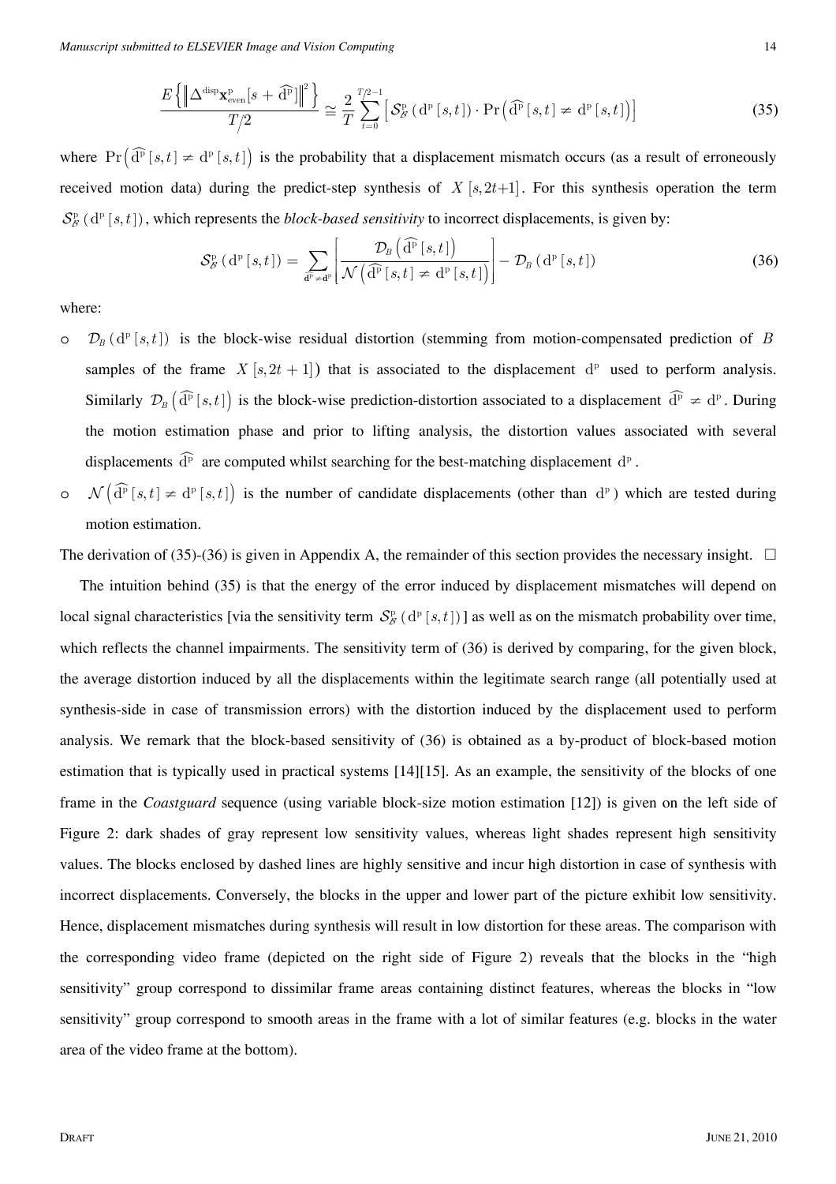$$\frac{E\left\{\left\|\Delta^{\text{disp}}\mathbf{x}^{\text{p}}_{\text{even}}[s+\widehat{\text{d}^{\text{p}}}]\right\|^2\right\}}{T/2} \cong \frac{2}{T}\sum_{t=0}^{T/2-1}\left[\mathcal{S}^{\text{p}}_{\mathcal{B}}\left(\text{d}^{\text{p}}[s,t]\right)\cdot \Pr\left(\widehat{\text{d}^{\text{p}}}[s,t]\neq \text{d}^{\text{p}}[s,t]\right)\right] \tag{35}$$

where $\Pr\left(\widehat{\text{d}^{\text{p}}}[s,t]\neq \text{d}^{\text{p}}[s,t]\right)$ is the probability that a displacement mismatch occurs (as a result of erroneously received motion data) during the predict-step synthesis of $X[s,2t{+}1]$. For this synthesis operation the term $\mathcal{S}^{\text{p}}_{\mathcal{B}}\left(\text{d}^{\text{p}}[s,t]\right)$, which represents the *block-based sensitivity* to incorrect displacements, is given by:

$$\mathcal{S}^{\text{p}}_{\mathcal{B}}\left(\text{d}^{\text{p}}[s,t]\right) = \sum_{\widehat{\mathbf{d}^{\text{p}}}\neq \mathbf{d}^{\text{p}}}\left[\frac{\mathcal{D}_{B}\left(\widehat{\text{d}^{\text{p}}}[s,t]\right)}{\mathcal{N}\left(\widehat{\text{d}^{\text{p}}}[s,t]\neq \text{d}^{\text{p}}[s,t]\right)}\right] - \mathcal{D}_{B}\left(\text{d}^{\text{p}}[s,t]\right) \tag{36}$$

where:

- $\mathcal{D}_{B}\left(\text{d}^{\text{p}}[s,t]\right)$ is the block-wise residual distortion (stemming from motion-compensated prediction of $B$ samples of the frame $X[s,2t+1]$) that is associated to the displacement $\text{d}^{\text{p}}$ used to perform analysis. Similarly $\mathcal{D}_{B}\left(\widehat{\text{d}^{\text{p}}}[s,t]\right)$ is the block-wise prediction-distortion associated to a displacement $\widehat{\text{d}^{\text{p}}}\neq \text{d}^{\text{p}}$. During the motion estimation phase and prior to lifting analysis, the distortion values associated with several displacements $\widehat{\text{d}^{\text{p}}}$ are computed whilst searching for the best-matching displacement $\text{d}^{\text{p}}$.
- $\mathcal{N}\left(\widehat{\text{d}^{\text{p}}}[s,t]\neq \text{d}^{\text{p}}[s,t]\right)$ is the number of candidate displacements (other than $\text{d}^{\text{p}}$) which are tested during motion estimation.

The derivation of (35)-(36) is given in Appendix A, the remainder of this section provides the necessary insight. □

The intuition behind (35) is that the energy of the error induced by displacement mismatches will depend on local signal characteristics [via the sensitivity term $\mathcal{S}^{\text{p}}_{\mathcal{B}}\left(\text{d}^{\text{p}}[s,t]\right)$] as well as on the mismatch probability over time, which reflects the channel impairments. The sensitivity term of (36) is derived by comparing, for the given block, the average distortion induced by all the displacements within the legitimate search range (all potentially used at synthesis-side in case of transmission errors) with the distortion induced by the displacement used to perform analysis. We remark that the block-based sensitivity of (36) is obtained as a by-product of block-based motion estimation that is typically used in practical systems [14][15]. As an example, the sensitivity of the blocks of one frame in the *Coastguard* sequence (using variable block-size motion estimation [12]) is given on the left side of Figure 2: dark shades of gray represent low sensitivity values, whereas light shades represent high sensitivity values. The blocks enclosed by dashed lines are highly sensitive and incur high distortion in case of synthesis with incorrect displacements. Conversely, the blocks in the upper and lower part of the picture exhibit low sensitivity. Hence, displacement mismatches during synthesis will result in low distortion for these areas. The comparison with the corresponding video frame (depicted on the right side of Figure 2) reveals that the blocks in the "high sensitivity" group correspond to dissimilar frame areas containing distinct features, whereas the blocks in "low sensitivity" group correspond to smooth areas in the frame with a lot of similar features (e.g. blocks in the water area of the video frame at the bottom).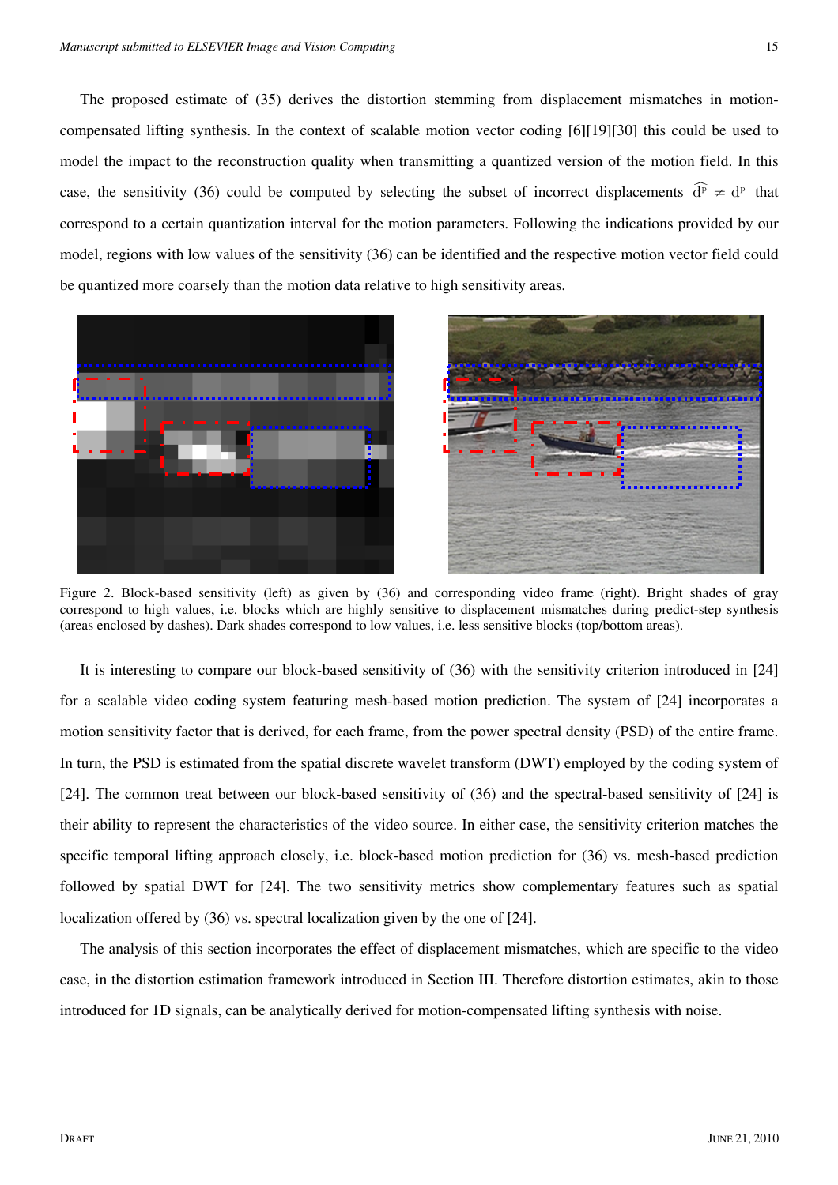The proposed estimate of (35) derives the distortion stemming from displacement mismatches in motion-compensated lifting synthesis. In the context of scalable motion vector coding [6][19][30] this could be used to model the impact to the reconstruction quality when transmitting a quantized version of the motion field. In this case, the sensitivity (36) could be computed by selecting the subset of incorrect displacements $\widehat{\mathrm{d}^{\mathrm{p}}} \neq \mathrm{d}^{\mathrm{p}}$ that correspond to a certain quantization interval for the motion parameters. Following the indications provided by our model, regions with low values of the sensitivity (36) can be identified and the respective motion vector field could be quantized more coarsely than the motion data relative to high sensitivity areas.

Figure 2. Block-based sensitivity (left) as given by (36) and corresponding video frame (right). Bright shades of gray correspond to high values, i.e. blocks which are highly sensitive to displacement mismatches during predict-step synthesis (areas enclosed by dashes). Dark shades correspond to low values, i.e. less sensitive blocks (top/bottom areas).

It is interesting to compare our block-based sensitivity of (36) with the sensitivity criterion introduced in [24] for a scalable video coding system featuring mesh-based motion prediction. The system of [24] incorporates a motion sensitivity factor that is derived, for each frame, from the power spectral density (PSD) of the entire frame. In turn, the PSD is estimated from the spatial discrete wavelet transform (DWT) employed by the coding system of [24]. The common treat between our block-based sensitivity of (36) and the spectral-based sensitivity of [24] is their ability to represent the characteristics of the video source. In either case, the sensitivity criterion matches the specific temporal lifting approach closely, i.e. block-based motion prediction for (36) vs. mesh-based prediction followed by spatial DWT for [24]. The two sensitivity metrics show complementary features such as spatial localization offered by (36) vs. spectral localization given by the one of [24].

The analysis of this section incorporates the effect of displacement mismatches, which are specific to the video case, in the distortion estimation framework introduced in Section III. Therefore distortion estimates, akin to those introduced for 1D signals, can be analytically derived for motion-compensated lifting synthesis with noise.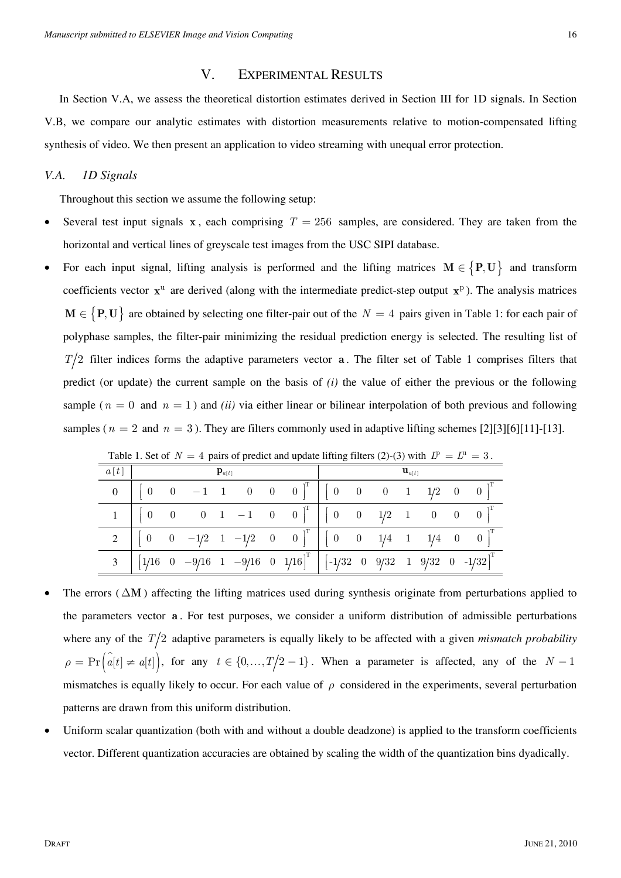# V. Experimental Results

In Section V.A, we assess the theoretical distortion estimates derived in Section III for 1D signals. In Section V.B, we compare our analytic estimates with distortion measurements relative to motion-compensated lifting synthesis of video. We then present an application to video streaming with unequal error protection.

## V.A. 1D Signals

Throughout this section we assume the following setup:

- Several test input signals $\mathbf{x}$, each comprising $T = 256$ samples, are considered. They are taken from the horizontal and vertical lines of greyscale test images from the USC SIPI database.
- For each input signal, lifting analysis is performed and the lifting matrices $\mathbf{M} \in \{\mathbf{P}, \mathbf{U}\}$ and transform coefficients vector $\mathbf{x}^{\mathrm{u}}$ are derived (along with the intermediate predict-step output $\mathbf{x}^{\mathrm{p}}$). The analysis matrices $\mathbf{M} \in \{\mathbf{P}, \mathbf{U}\}$ are obtained by selecting one filter-pair out of the $N = 4$ pairs given in Table 1: for each pair of polyphase samples, the filter-pair minimizing the residual prediction energy is selected. The resulting list of $T/2$ filter indices forms the adaptive parameters vector $\mathbf{a}$. The filter set of Table 1 comprises filters that predict (or update) the current sample on the basis of *(i)* the value of either the previous or the following sample ($n = 0$ and $n = 1$) and *(ii)* via either linear or bilinear interpolation of both previous and following samples ($n = 2$ and $n = 3$). They are filters commonly used in adaptive lifting schemes [2][3][6][11]-[13].

Table 1. Set of $N = 4$ pairs of predict and update lifting filters (2)-(3) with $L^{\mathrm{p}} = L^{\mathrm{u}} = 3$.

| $a[t]$ | $\mathbf{p}_{a[t]}$ | $\mathbf{u}_{a[t]}$ |
|---|---|---|
| 0 | $\begin{bmatrix} 0 & 0 & -1 & 1 & 0 & 0 & 0 \end{bmatrix}^{\mathrm{T}}$ | $\begin{bmatrix} 0 & 0 & 0 & 1 & 1/2 & 0 & 0 \end{bmatrix}^{\mathrm{T}}$ |
| 1 | $\begin{bmatrix} 0 & 0 & 0 & 1 & -1 & 0 & 0 \end{bmatrix}^{\mathrm{T}}$ | $\begin{bmatrix} 0 & 0 & 1/2 & 1 & 0 & 0 & 0 \end{bmatrix}^{\mathrm{T}}$ |
| 2 | $\begin{bmatrix} 0 & 0 & -1/2 & 1 & -1/2 & 0 & 0 \end{bmatrix}^{\mathrm{T}}$ | $\begin{bmatrix} 0 & 0 & 1/4 & 1 & 1/4 & 0 & 0 \end{bmatrix}^{\mathrm{T}}$ |
| 3 | $\begin{bmatrix} 1/16 & 0 & -9/16 & 1 & -9/16 & 0 & 1/16 \end{bmatrix}^{\mathrm{T}}$ | $\begin{bmatrix} -1/32 & 0 & 9/32 & 1 & 9/32 & 0 & -1/32 \end{bmatrix}^{\mathrm{T}}$ |

- The errors ($\Delta\mathbf{M}$) affecting the lifting matrices used during synthesis originate from perturbations applied to the parameters vector $\mathbf{a}$. For test purposes, we consider a uniform distribution of admissible perturbations where any of the $T/2$ adaptive parameters is equally likely to be affected with a given *mismatch probability* $\rho = \Pr\left(\hat{a}[t] \neq a[t]\right)$, for any $t \in \{0, \ldots, T/2 - 1\}$. When a parameter is affected, any of the $N - 1$ mismatches is equally likely to occur. For each value of $\rho$ considered in the experiments, several perturbation patterns are drawn from this uniform distribution.
- Uniform scalar quantization (both with and without a double deadzone) is applied to the transform coefficients vector. Different quantization accuracies are obtained by scaling the width of the quantization bins dyadically.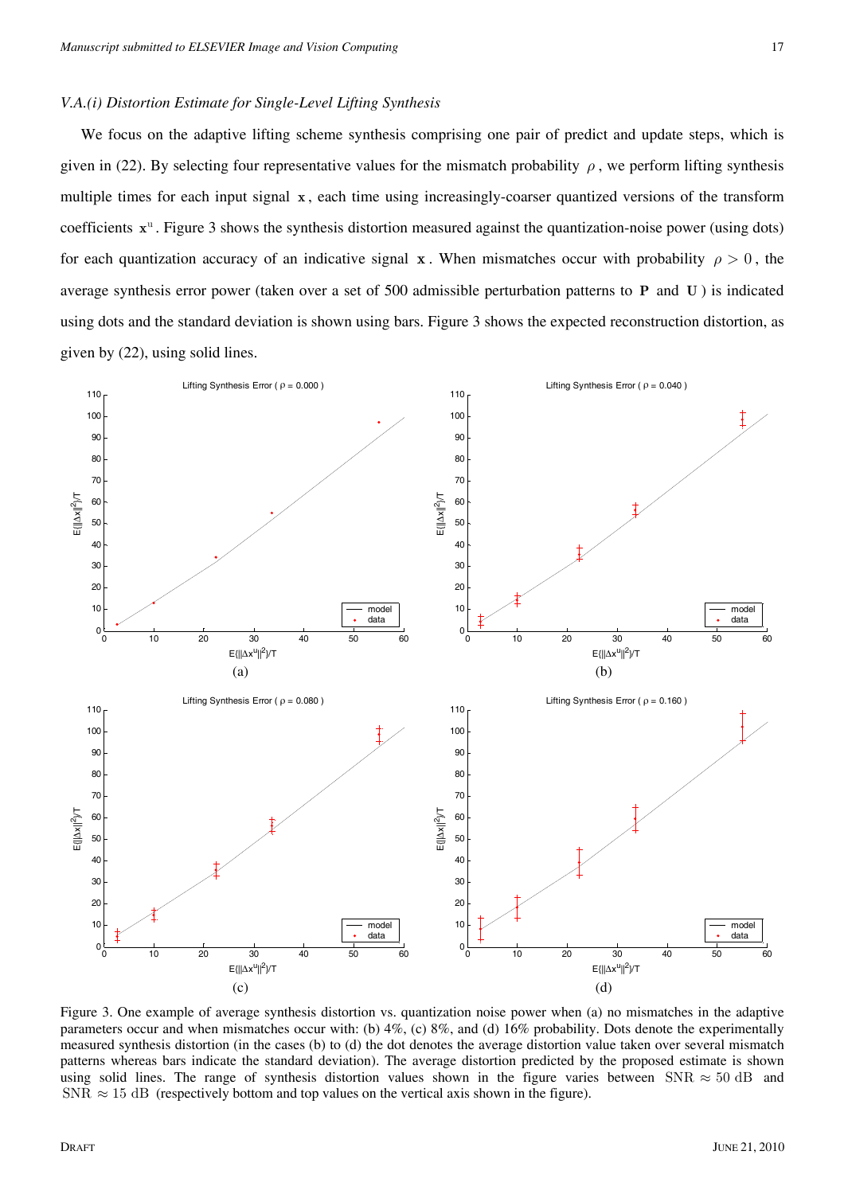### V.A.(i) Distortion Estimate for Single-Level Lifting Synthesis

We focus on the adaptive lifting scheme synthesis comprising one pair of predict and update steps, which is given in (22). By selecting four representative values for the mismatch probability $\rho$, we perform lifting synthesis multiple times for each input signal $\mathbf{x}$, each time using increasingly-coarser quantized versions of the transform coefficients $\mathbf{x}^{\mathrm{u}}$. Figure 3 shows the synthesis distortion measured against the quantization-noise power (using dots) for each quantization accuracy of an indicative signal $\mathbf{x}$. When mismatches occur with probability $\rho > 0$, the average synthesis error power (taken over a set of 500 admissible perturbation patterns to $\mathbf{P}$ and $\mathbf{U}$) is indicated using dots and the standard deviation is shown using bars. Figure 3 shows the expected reconstruction distortion, as given by (22), using solid lines.

Figure 3. One example of average synthesis distortion vs. quantization noise power when (a) no mismatches in the adaptive parameters occur and when mismatches occur with: (b) 4%, (c) 8%, and (d) 16% probability. Dots denote the experimentally measured synthesis distortion (in the cases (b) to (d) the dot denotes the average distortion value taken over several mismatch patterns whereas bars indicate the standard deviation). The average distortion predicted by the proposed estimate is shown using solid lines. The range of synthesis distortion values shown in the figure varies between $\mathrm{SNR} \approx 50$ dB and $\mathrm{SNR} \approx 15$ dB (respectively bottom and top values on the vertical axis shown in the figure).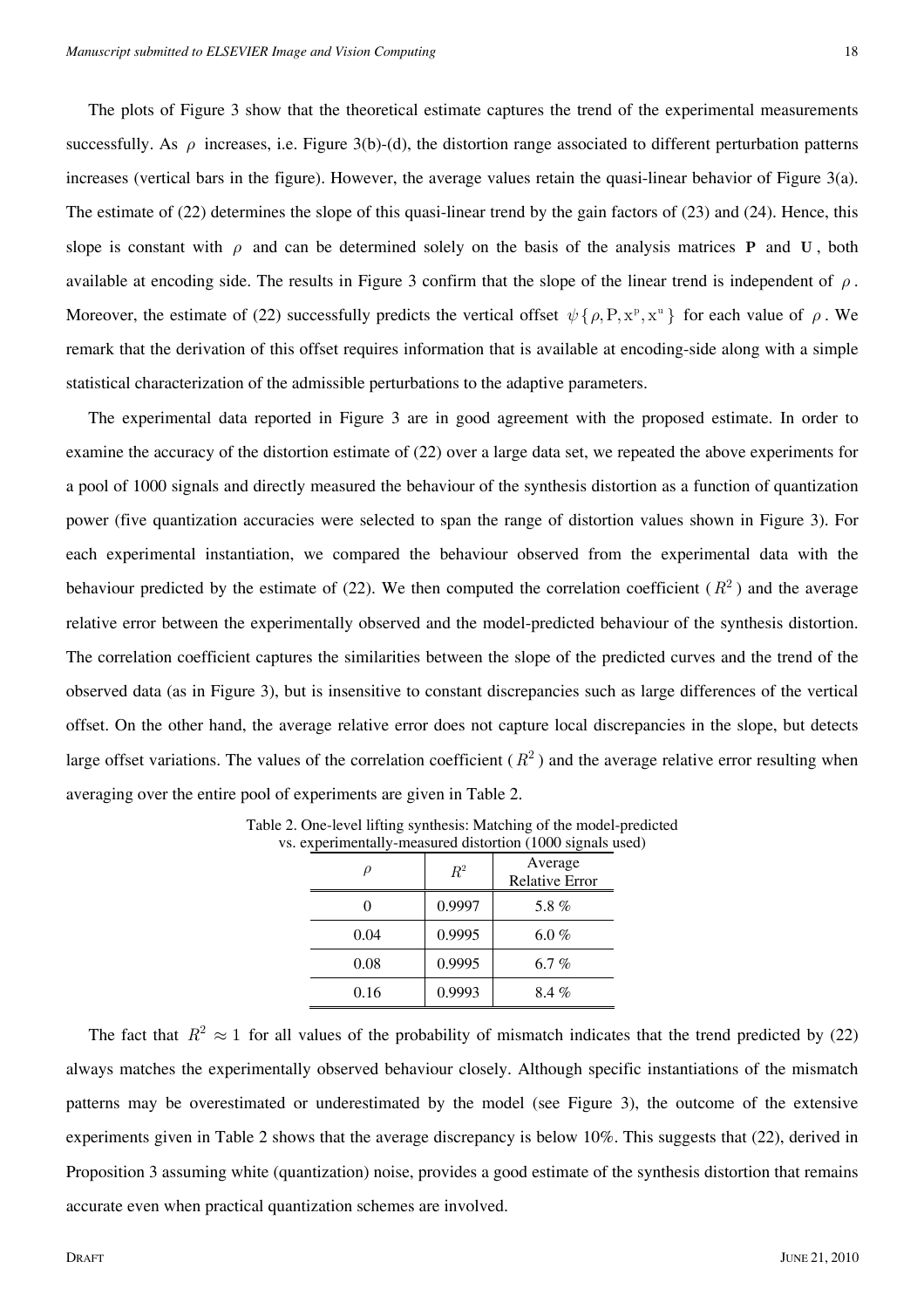The plots of Figure 3 show that the theoretical estimate captures the trend of the experimental measurements successfully. As $\rho$ increases, i.e. Figure 3(b)-(d), the distortion range associated to different perturbation patterns increases (vertical bars in the figure). However, the average values retain the quasi-linear behavior of Figure 3(a). The estimate of (22) determines the slope of this quasi-linear trend by the gain factors of (23) and (24). Hence, this slope is constant with $\rho$ and can be determined solely on the basis of the analysis matrices $\mathbf{P}$ and $\mathbf{U}$, both available at encoding side. The results in Figure 3 confirm that the slope of the linear trend is independent of $\rho$. Moreover, the estimate of (22) successfully predicts the vertical offset $\psi\{\rho, \mathrm{P}, \mathrm{x}^{\mathrm{p}}, \mathrm{x}^{\mathrm{u}}\}$ for each value of $\rho$. We remark that the derivation of this offset requires information that is available at encoding-side along with a simple statistical characterization of the admissible perturbations to the adaptive parameters.

The experimental data reported in Figure 3 are in good agreement with the proposed estimate. In order to examine the accuracy of the distortion estimate of (22) over a large data set, we repeated the above experiments for a pool of 1000 signals and directly measured the behaviour of the synthesis distortion as a function of quantization power (five quantization accuracies were selected to span the range of distortion values shown in Figure 3). For each experimental instantiation, we compared the behaviour observed from the experimental data with the behaviour predicted by the estimate of (22). We then computed the correlation coefficient ($R^2$) and the average relative error between the experimentally observed and the model-predicted behaviour of the synthesis distortion. The correlation coefficient captures the similarities between the slope of the predicted curves and the trend of the observed data (as in Figure 3), but is insensitive to constant discrepancies such as large differences of the vertical offset. On the other hand, the average relative error does not capture local discrepancies in the slope, but detects large offset variations. The values of the correlation coefficient ($R^2$) and the average relative error resulting when averaging over the entire pool of experiments are given in Table 2.

Table 2. One-level lifting synthesis: Matching of the model-predicted vs. experimentally-measured distortion (1000 signals used)

| $\rho$ | $R^2$ | Average Relative Error |
|---|---|---|
| 0 | 0.9997 | 5.8 % |
| 0.04 | 0.9995 | 6.0 % |
| 0.08 | 0.9995 | 6.7 % |
| 0.16 | 0.9993 | 8.4 % |

The fact that $R^2 \approx 1$ for all values of the probability of mismatch indicates that the trend predicted by (22) always matches the experimentally observed behaviour closely. Although specific instantiations of the mismatch patterns may be overestimated or underestimated by the model (see Figure 3), the outcome of the extensive experiments given in Table 2 shows that the average discrepancy is below 10%. This suggests that (22), derived in Proposition 3 assuming white (quantization) noise, provides a good estimate of the synthesis distortion that remains accurate even when practical quantization schemes are involved.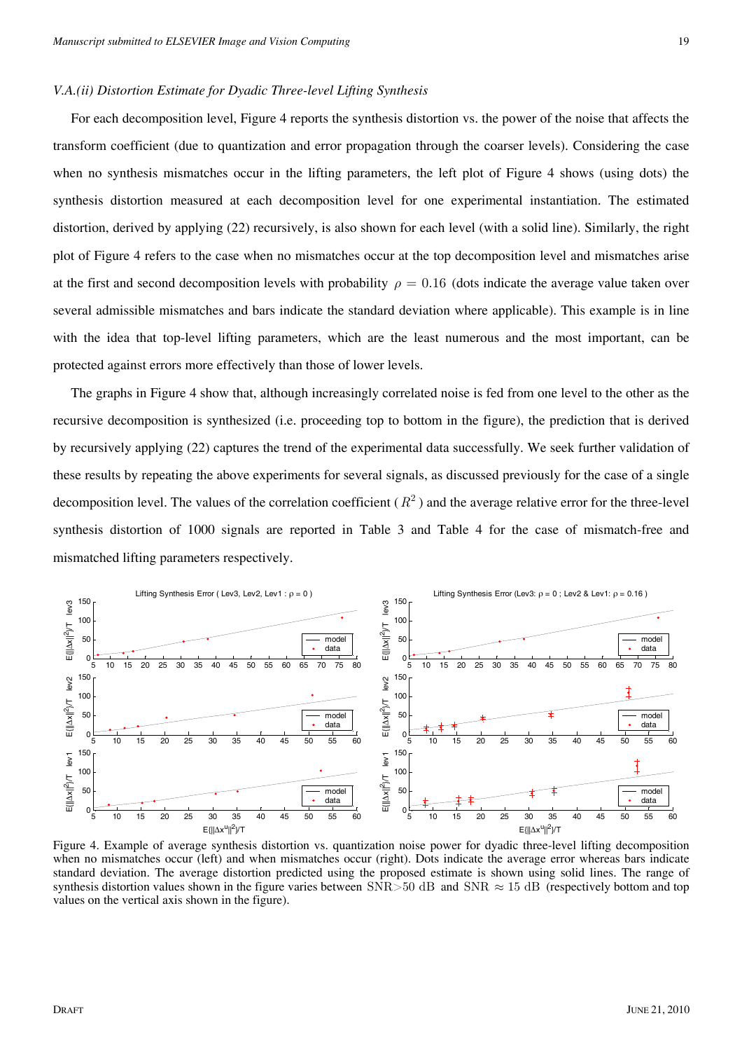*V.A.(ii) Distortion Estimate for Dyadic Three-level Lifting Synthesis*

For each decomposition level, Figure 4 reports the synthesis distortion vs. the power of the noise that affects the transform coefficient (due to quantization and error propagation through the coarser levels). Considering the case when no synthesis mismatches occur in the lifting parameters, the left plot of Figure 4 shows (using dots) the synthesis distortion measured at each decomposition level for one experimental instantiation. The estimated distortion, derived by applying (22) recursively, is also shown for each level (with a solid line). Similarly, the right plot of Figure 4 refers to the case when no mismatches occur at the top decomposition level and mismatches arise at the first and second decomposition levels with probability $\rho = 0.16$ (dots indicate the average value taken over several admissible mismatches and bars indicate the standard deviation where applicable). This example is in line with the idea that top-level lifting parameters, which are the least numerous and the most important, can be protected against errors more effectively than those of lower levels.

The graphs in Figure 4 show that, although increasingly correlated noise is fed from one level to the other as the recursive decomposition is synthesized (i.e. proceeding top to bottom in the figure), the prediction that is derived by recursively applying (22) captures the trend of the experimental data successfully. We seek further validation of these results by repeating the above experiments for several signals, as discussed previously for the case of a single decomposition level. The values of the correlation coefficient ( $R^2$ ) and the average relative error for the three-level synthesis distortion of 1000 signals are reported in Table 3 and Table 4 for the case of mismatch-free and mismatched lifting parameters respectively.

Figure 4. Example of average synthesis distortion vs. quantization noise power for dyadic three-level lifting decomposition when no mismatches occur (left) and when mismatches occur (right). Dots indicate the average error whereas bars indicate standard deviation. The average distortion predicted using the proposed estimate is shown using solid lines. The range of synthesis distortion values shown in the figure varies between SNR>50 dB and SNR $\approx$ 15 dB (respectively bottom and top values on the vertical axis shown in the figure).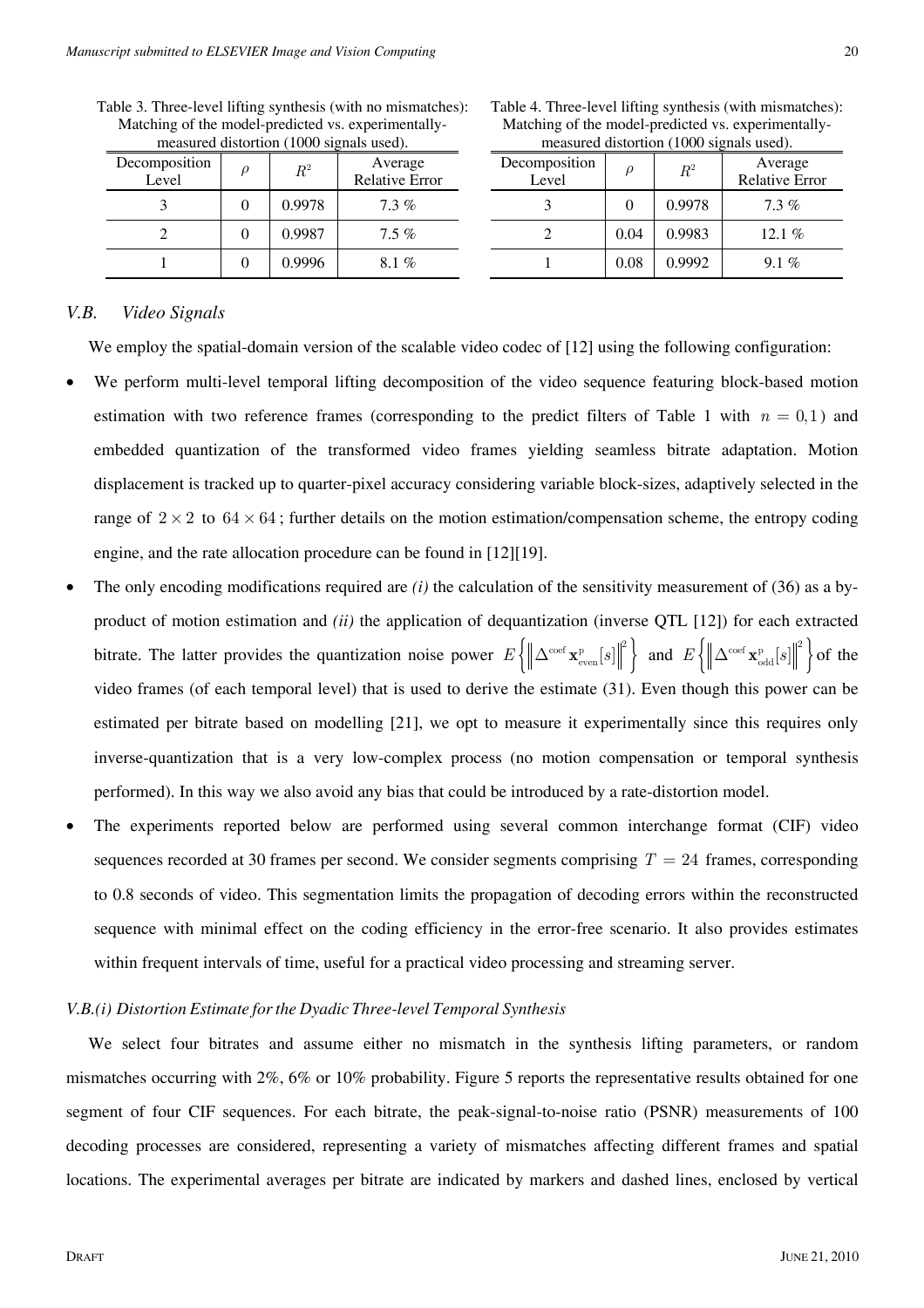Table 3. Three-level lifting synthesis (with no mismatches): Matching of the model-predicted vs. experimentally-measured distortion (1000 signals used).

| Decomposition Level | $\rho$ | $R^2$ | Average Relative Error |
|---|---|---|---|
| 3 | 0 | 0.9978 | 7.3 % |
| 2 | 0 | 0.9987 | 7.5 % |
| 1 | 0 | 0.9996 | 8.1 % |

Table 4. Three-level lifting synthesis (with mismatches): Matching of the model-predicted vs. experimentally-measured distortion (1000 signals used).

| Decomposition Level | $\rho$ | $R^2$ | Average Relative Error |
|---|---|---|---|
| 3 | 0 | 0.9978 | 7.3 % |
| 2 | 0.04 | 0.9983 | 12.1 % |
| 1 | 0.08 | 0.9992 | 9.1 % |

## V.B. *Video Signals*

We employ the spatial-domain version of the scalable video codec of [12] using the following configuration:

- We perform multi-level temporal lifting decomposition of the video sequence featuring block-based motion estimation with two reference frames (corresponding to the predict filters of Table 1 with $n = 0,1$) and embedded quantization of the transformed video frames yielding seamless bitrate adaptation. Motion displacement is tracked up to quarter-pixel accuracy considering variable block-sizes, adaptively selected in the range of $2 \times 2$ to $64 \times 64$; further details on the motion estimation/compensation scheme, the entropy coding engine, and the rate allocation procedure can be found in [12][19].
- The only encoding modifications required are *(i)* the calculation of the sensitivity measurement of (36) as a by-product of motion estimation and *(ii)* the application of dequantization (inverse QTL [12]) for each extracted bitrate. The latter provides the quantization noise power $E\left\{\left\|\Delta^{\text{coef}}\mathbf{x}^{\text{p}}_{\text{even}}[s]\right\|^2\right\}$ and $E\left\{\left\|\Delta^{\text{coef}}\mathbf{x}^{\text{p}}_{\text{odd}}[s]\right\|^2\right\}$ of the video frames (of each temporal level) that is used to derive the estimate (31). Even though this power can be estimated per bitrate based on modelling [21], we opt to measure it experimentally since this requires only inverse-quantization that is a very low-complex process (no motion compensation or temporal synthesis performed). In this way we also avoid any bias that could be introduced by a rate-distortion model.
- The experiments reported below are performed using several common interchange format (CIF) video sequences recorded at 30 frames per second. We consider segments comprising $T = 24$ frames, corresponding to 0.8 seconds of video. This segmentation limits the propagation of decoding errors within the reconstructed sequence with minimal effect on the coding efficiency in the error-free scenario. It also provides estimates within frequent intervals of time, useful for a practical video processing and streaming server.

### *V.B.(i) Distortion Estimate for the Dyadic Three-level Temporal Synthesis*

We select four bitrates and assume either no mismatch in the synthesis lifting parameters, or random mismatches occurring with 2%, 6% or 10% probability. Figure 5 reports the representative results obtained for one segment of four CIF sequences. For each bitrate, the peak-signal-to-noise ratio (PSNR) measurements of 100 decoding processes are considered, representing a variety of mismatches affecting different frames and spatial locations. The experimental averages per bitrate are indicated by markers and dashed lines, enclosed by vertical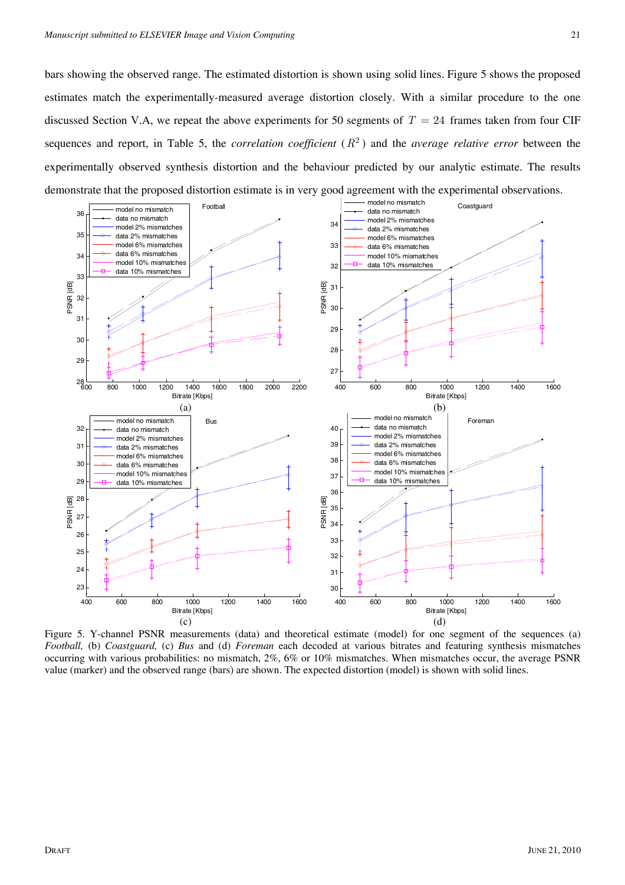bars showing the observed range. The estimated distortion is shown using solid lines. Figure 5 shows the proposed estimates match the experimentally-measured average distortion closely. With a similar procedure to the one discussed Section V.A, we repeat the above experiments for 50 segments of $T = 24$ frames taken from four CIF sequences and report, in Table 5, the *correlation coefficient* ($R^2$) and the *average relative error* between the experimentally observed synthesis distortion and the behaviour predicted by our analytic estimate. The results demonstrate that the proposed distortion estimate is in very good agreement with the experimental observations.

Figure 5. Y-channel PSNR measurements (data) and theoretical estimate (model) for one segment of the sequences (a) *Football,* (b) *Coastguard,* (c) *Bus* and (d) *Foreman* each decoded at various bitrates and featuring synthesis mismatches occurring with various probabilities: no mismatch, 2%, 6% or 10% mismatches. When mismatches occur, the average PSNR value (marker) and the observed range (bars) are shown. The expected distortion (model) is shown with solid lines.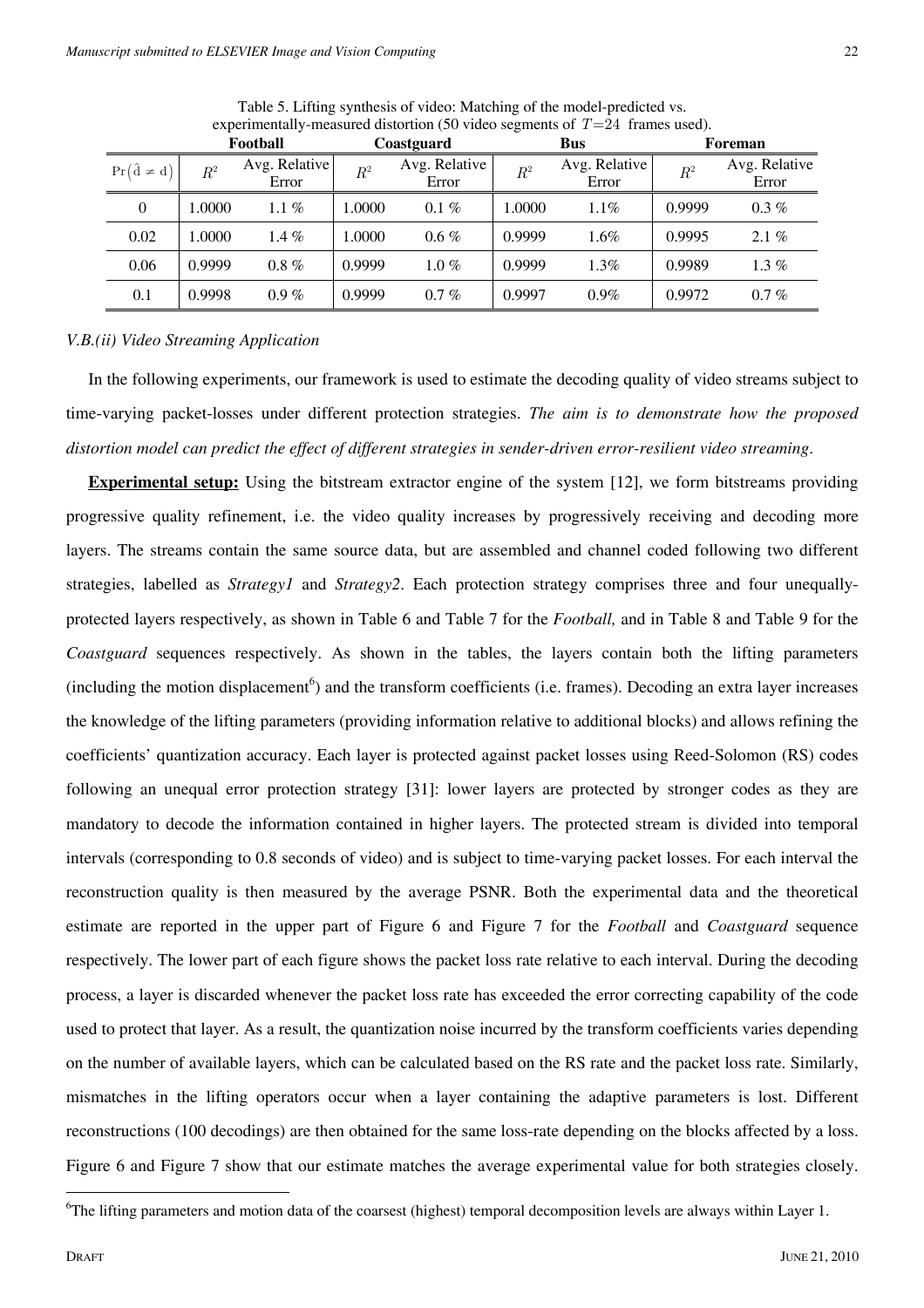Table 5. Lifting synthesis of video: Matching of the model-predicted vs. experimentally-measured distortion (50 video segments of $T=24$ frames used).

| | Football | | Coastguard | | Bus | | Foreman | |
|---|---|---|---|---|---|---|---|---|
| $\Pr(\hat{d} \neq d)$ | $R^2$ | Avg. Relative Error | $R^2$ | Avg. Relative Error | $R^2$ | Avg. Relative Error | $R^2$ | Avg. Relative Error |
| 0 | 1.0000 | 1.1 % | 1.0000 | 0.1 % | 1.0000 | 1.1% | 0.9999 | 0.3 % |
| 0.02 | 1.0000 | 1.4 % | 1.0000 | 0.6 % | 0.9999 | 1.6% | 0.9995 | 2.1 % |
| 0.06 | 0.9999 | 0.8 % | 0.9999 | 1.0 % | 0.9999 | 1.3% | 0.9989 | 1.3 % |
| 0.1 | 0.9998 | 0.9 % | 0.9999 | 0.7 % | 0.9997 | 0.9% | 0.9972 | 0.7 % |

*V.B.(ii) Video Streaming Application*

In the following experiments, our framework is used to estimate the decoding quality of video streams subject to time-varying packet-losses under different protection strategies. *The aim is to demonstrate how the proposed distortion model can predict the effect of different strategies in sender-driven error-resilient video streaming.*

**Experimental setup:** Using the bitstream extractor engine of the system [12], we form bitstreams providing progressive quality refinement, i.e. the video quality increases by progressively receiving and decoding more layers. The streams contain the same source data, but are assembled and channel coded following two different strategies, labelled as *Strategy1* and *Strategy2*. Each protection strategy comprises three and four unequally-protected layers respectively, as shown in Table 6 and Table 7 for the *Football,* and in Table 8 and Table 9 for the *Coastguard* sequences respectively. As shown in the tables, the layers contain both the lifting parameters (including the motion displacement[6]) and the transform coefficients (i.e. frames). Decoding an extra layer increases the knowledge of the lifting parameters (providing information relative to additional blocks) and allows refining the coefficients' quantization accuracy. Each layer is protected against packet losses using Reed-Solomon (RS) codes following an unequal error protection strategy [31]: lower layers are protected by stronger codes as they are mandatory to decode the information contained in higher layers. The protected stream is divided into temporal intervals (corresponding to 0.8 seconds of video) and is subject to time-varying packet losses. For each interval the reconstruction quality is then measured by the average PSNR. Both the experimental data and the theoretical estimate are reported in the upper part of Figure 6 and Figure 7 for the *Football* and *Coastguard* sequence respectively. The lower part of each figure shows the packet loss rate relative to each interval. During the decoding process, a layer is discarded whenever the packet loss rate has exceeded the error correcting capability of the code used to protect that layer. As a result, the quantization noise incurred by the transform coefficients varies depending on the number of available layers, which can be calculated based on the RS rate and the packet loss rate. Similarly, mismatches in the lifting operators occur when a layer containing the adaptive parameters is lost. Different reconstructions (100 decodings) are then obtained for the same loss-rate depending on the blocks affected by a loss. Figure 6 and Figure 7 show that our estimate matches the average experimental value for both strategies closely.

[6]The lifting parameters and motion data of the coarsest (highest) temporal decomposition levels are always within Layer 1.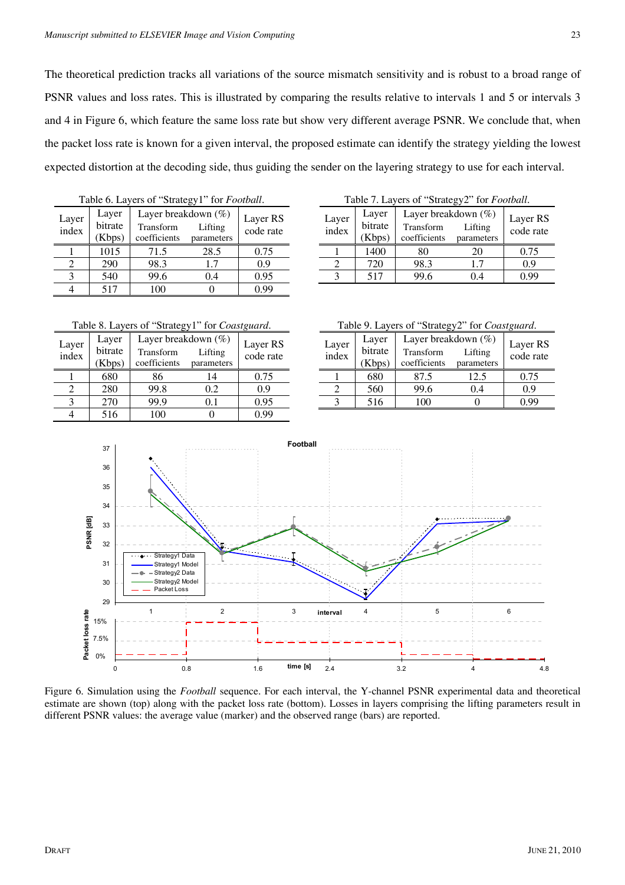The theoretical prediction tracks all variations of the source mismatch sensitivity and is robust to a broad range of PSNR values and loss rates. This is illustrated by comparing the results relative to intervals 1 and 5 or intervals 3 and 4 in Figure 6, which feature the same loss rate but show very different average PSNR. We conclude that, when the packet loss rate is known for a given interval, the proposed estimate can identify the strategy yielding the lowest expected distortion at the decoding side, thus guiding the sender on the layering strategy to use for each interval.

Table 6. Layers of "Strategy1" for *Football*.

| Layer index | Layer bitrate (Kbps) | Layer breakdown (%) Transform coefficients | Lifting parameters | Layer RS code rate |
|---|---|---|---|---|
| 1 | 1015 | 71.5 | 28.5 | 0.75 |
| 2 | 290 | 98.3 | 1.7 | 0.9 |
| 3 | 540 | 99.6 | 0.4 | 0.95 |
| 4 | 517 | 100 | 0 | 0.99 |

Table 7. Layers of "Strategy2" for *Football*.

| Layer index | Layer bitrate (Kbps) | Layer breakdown (%) Transform coefficients | Lifting parameters | Layer RS code rate |
|---|---|---|---|---|
| 1 | 1400 | 80 | 20 | 0.75 |
| 2 | 720 | 98.3 | 1.7 | 0.9 |
| 3 | 517 | 99.6 | 0.4 | 0.99 |

Table 8. Layers of "Strategy1" for *Coastguard*.

| Layer index | Layer bitrate (Kbps) | Layer breakdown (%) Transform coefficients | Lifting parameters | Layer RS code rate |
|---|---|---|---|---|
| 1 | 680 | 86 | 14 | 0.75 |
| 2 | 280 | 99.8 | 0.2 | 0.9 |
| 3 | 270 | 99.9 | 0.1 | 0.95 |
| 4 | 516 | 100 | 0 | 0.99 |

Table 9. Layers of "Strategy2" for *Coastguard*.

| Layer index | Layer bitrate (Kbps) | Layer breakdown (%) Transform coefficients | Lifting parameters | Layer RS code rate |
|---|---|---|---|---|
| 1 | 680 | 87.5 | 12.5 | 0.75 |
| 2 | 560 | 99.6 | 0.4 | 0.9 |
| 3 | 516 | 100 | 0 | 0.99 |

Figure 6. Simulation using the *Football* sequence. For each interval, the Y-channel PSNR experimental data and theoretical estimate are shown (top) along with the packet loss rate (bottom). Losses in layers comprising the lifting parameters result in different PSNR values: the average value (marker) and the observed range (bars) are reported.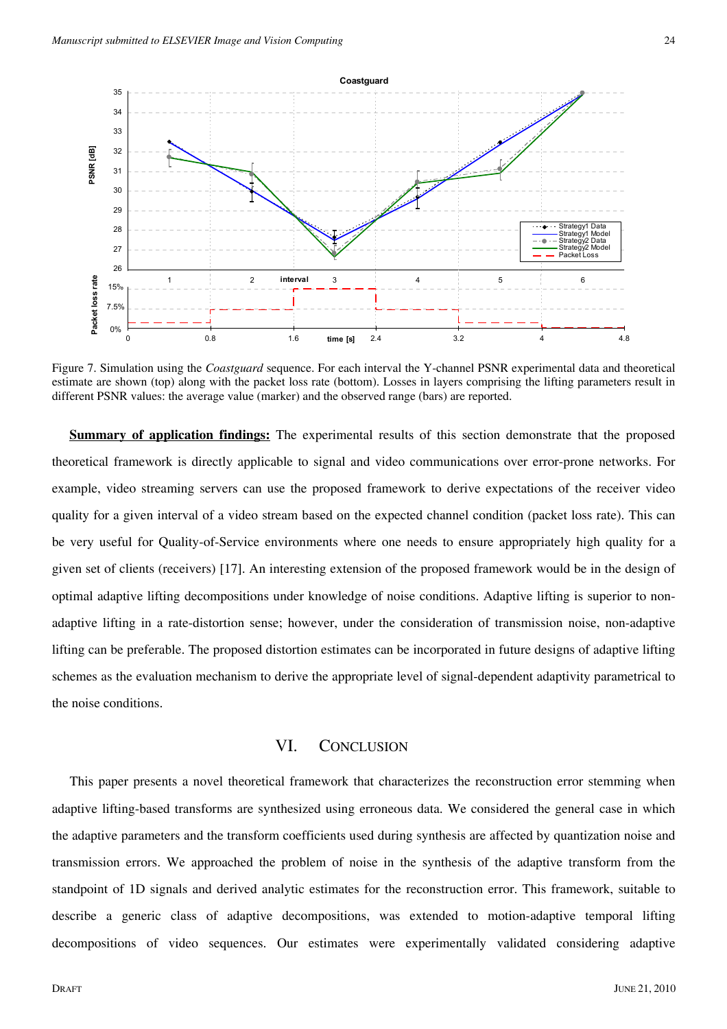Figure 7. Simulation using the *Coastguard* sequence. For each interval the Y-channel PSNR experimental data and theoretical estimate are shown (top) along with the packet loss rate (bottom). Losses in layers comprising the lifting parameters result in different PSNR values: the average value (marker) and the observed range (bars) are reported.

**Summary of application findings:** The experimental results of this section demonstrate that the proposed theoretical framework is directly applicable to signal and video communications over error-prone networks. For example, video streaming servers can use the proposed framework to derive expectations of the receiver video quality for a given interval of a video stream based on the expected channel condition (packet loss rate). This can be very useful for Quality-of-Service environments where one needs to ensure appropriately high quality for a given set of clients (receivers) [17]. An interesting extension of the proposed framework would be in the design of optimal adaptive lifting decompositions under knowledge of noise conditions. Adaptive lifting is superior to non-adaptive lifting in a rate-distortion sense; however, under the consideration of transmission noise, non-adaptive lifting can be preferable. The proposed distortion estimates can be incorporated in future designs of adaptive lifting schemes as the evaluation mechanism to derive the appropriate level of signal-dependent adaptivity parametrical to the noise conditions.

## VI. Conclusion

This paper presents a novel theoretical framework that characterizes the reconstruction error stemming when adaptive lifting-based transforms are synthesized using erroneous data. We considered the general case in which the adaptive parameters and the transform coefficients used during synthesis are affected by quantization noise and transmission errors. We approached the problem of noise in the synthesis of the adaptive transform from the standpoint of 1D signals and derived analytic estimates for the reconstruction error. This framework, suitable to describe a generic class of adaptive decompositions, was extended to motion-adaptive temporal lifting decompositions of video sequences. Our estimates were experimentally validated considering adaptive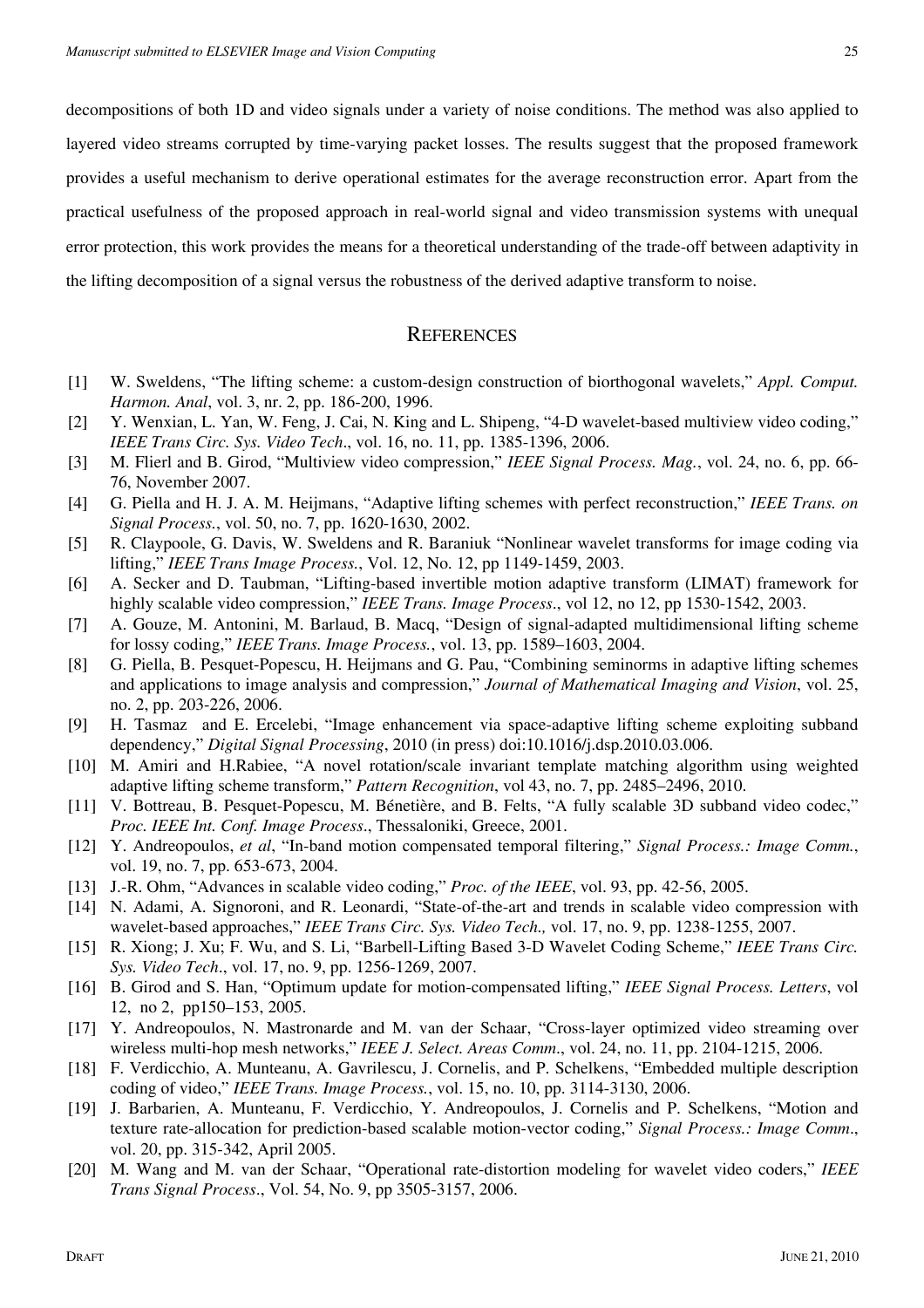decompositions of both 1D and video signals under a variety of noise conditions. The method was also applied to layered video streams corrupted by time-varying packet losses. The results suggest that the proposed framework provides a useful mechanism to derive operational estimates for the average reconstruction error. Apart from the practical usefulness of the proposed approach in real-world signal and video transmission systems with unequal error protection, this work provides the means for a theoretical understanding of the trade-off between adaptivity in the lifting decomposition of a signal versus the robustness of the derived adaptive transform to noise.

## REFERENCES

[1] W. Sweldens, "The lifting scheme: a custom-design construction of biorthogonal wavelets," *Appl. Comput. Harmon. Anal*, vol. 3, nr. 2, pp. 186-200, 1996.

[2] Y. Wenxian, L. Yan, W. Feng, J. Cai, N. King and L. Shipeng, "4-D wavelet-based multiview video coding," *IEEE Trans Circ. Sys. Video Tech*., vol. 16, no. 11, pp. 1385-1396, 2006.

[3] M. Flierl and B. Girod, "Multiview video compression," *IEEE Signal Process. Mag.*, vol. 24, no. 6, pp. 66-76, November 2007.

[4] G. Piella and H. J. A. M. Heijmans, "Adaptive lifting schemes with perfect reconstruction," *IEEE Trans. on Signal Process.*, vol. 50, no. 7, pp. 1620-1630, 2002.

[5] R. Claypoole, G. Davis, W. Sweldens and R. Baraniuk "Nonlinear wavelet transforms for image coding via lifting," *IEEE Trans Image Process.*, Vol. 12, No. 12, pp 1149-1459, 2003.

[6] A. Secker and D. Taubman, "Lifting-based invertible motion adaptive transform (LIMAT) framework for highly scalable video compression," *IEEE Trans. Image Process*., vol 12, no 12, pp 1530-1542, 2003.

[7] A. Gouze, M. Antonini, M. Barlaud, B. Macq, "Design of signal-adapted multidimensional lifting scheme for lossy coding," *IEEE Trans. Image Process.*, vol. 13, pp. 1589–1603, 2004.

[8] G. Piella, B. Pesquet-Popescu, H. Heijmans and G. Pau, "Combining seminorms in adaptive lifting schemes and applications to image analysis and compression," *Journal of Mathematical Imaging and Vision*, vol. 25, no. 2, pp. 203-226, 2006.

[9] H. Tasmaz and E. Ercelebi, "Image enhancement via space-adaptive lifting scheme exploiting subband dependency," *Digital Signal Processing*, 2010 (in press) doi:10.1016/j.dsp.2010.03.006.

[10] M. Amiri and H.Rabiee, "A novel rotation/scale invariant template matching algorithm using weighted adaptive lifting scheme transform," *Pattern Recognition*, vol 43, no. 7, pp. 2485–2496, 2010.

[11] V. Bottreau, B. Pesquet-Popescu, M. Bénetière, and B. Felts, "A fully scalable 3D subband video codec," *Proc. IEEE Int. Conf. Image Process*., Thessaloniki, Greece, 2001.

[12] Y. Andreopoulos, *et al*, "In-band motion compensated temporal filtering," *Signal Process.: Image Comm.*, vol. 19, no. 7, pp. 653-673, 2004.

[13] J.-R. Ohm, "Advances in scalable video coding," *Proc. of the IEEE*, vol. 93, pp. 42-56, 2005.

[14] N. Adami, A. Signoroni, and R. Leonardi, "State-of-the-art and trends in scalable video compression with wavelet-based approaches," *IEEE Trans Circ. Sys. Video Tech.,* vol. 17, no. 9, pp. 1238-1255, 2007.

[15] R. Xiong; J. Xu; F. Wu, and S. Li, "Barbell-Lifting Based 3-D Wavelet Coding Scheme," *IEEE Trans Circ. Sys. Video Tech*., vol. 17, no. 9, pp. 1256-1269, 2007.

[16] B. Girod and S. Han, "Optimum update for motion-compensated lifting," *IEEE Signal Process. Letters*, vol 12, no 2, pp150–153, 2005.

[17] Y. Andreopoulos, N. Mastronarde and M. van der Schaar, "Cross-layer optimized video streaming over wireless multi-hop mesh networks," *IEEE J. Select. Areas Comm*., vol. 24, no. 11, pp. 2104-1215, 2006.

[18] F. Verdicchio, A. Munteanu, A. Gavrilescu, J. Cornelis, and P. Schelkens, "Embedded multiple description coding of video," *IEEE Trans. Image Process.*, vol. 15, no. 10, pp. 3114-3130, 2006.

[19] J. Barbarien, A. Munteanu, F. Verdicchio, Y. Andreopoulos, J. Cornelis and P. Schelkens, "Motion and texture rate-allocation for prediction-based scalable motion-vector coding," *Signal Process.: Image Comm*., vol. 20, pp. 315-342, April 2005.

[20] M. Wang and M. van der Schaar, "Operational rate-distortion modeling for wavelet video coders," *IEEE Trans Signal Process*., Vol. 54, No. 9, pp 3505-3157, 2006.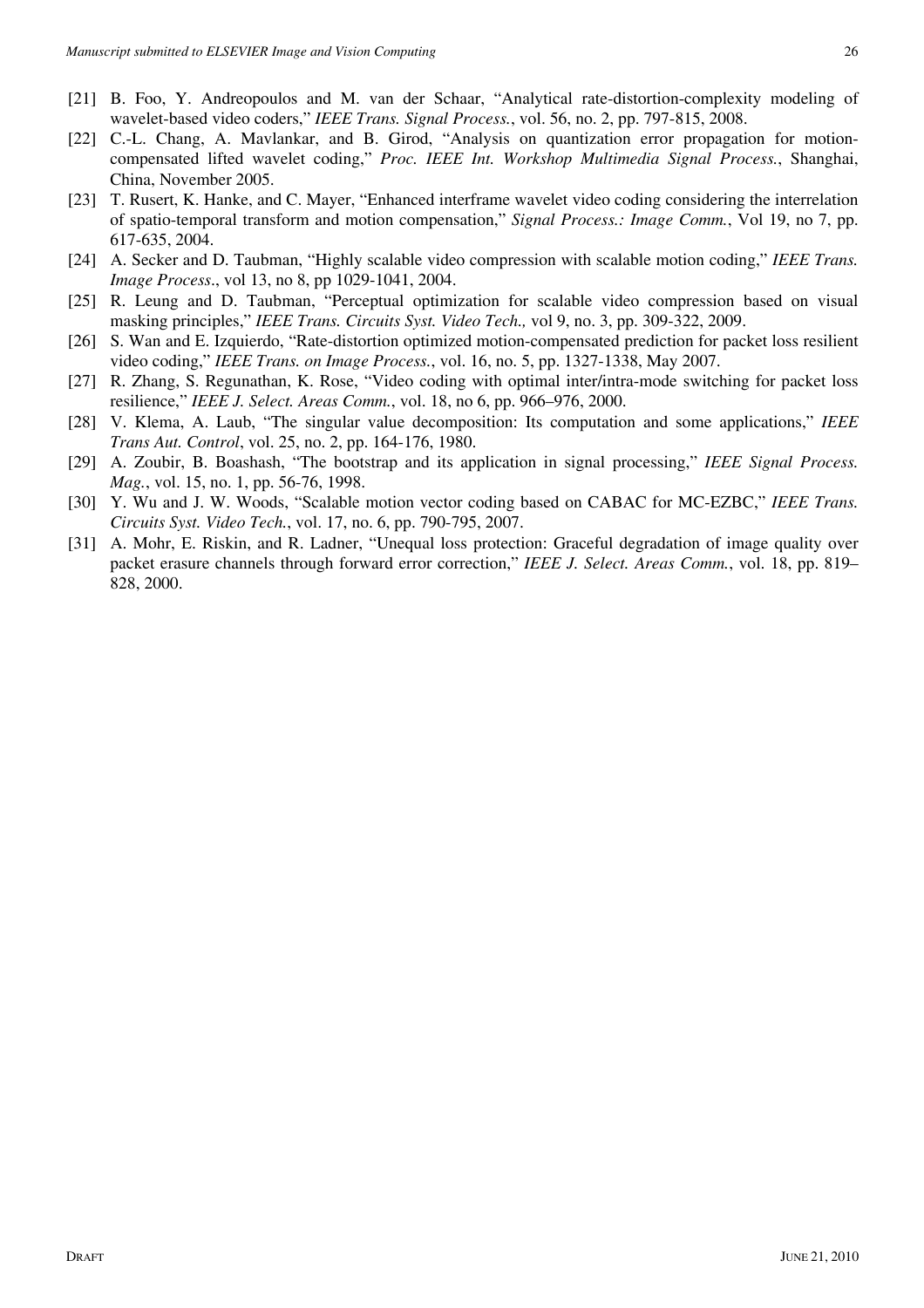[21] B. Foo, Y. Andreopoulos and M. van der Schaar, "Analytical rate-distortion-complexity modeling of wavelet-based video coders," *IEEE Trans. Signal Process.*, vol. 56, no. 2, pp. 797-815, 2008.

[22] C.-L. Chang, A. Mavlankar, and B. Girod, "Analysis on quantization error propagation for motion-compensated lifted wavelet coding," *Proc. IEEE Int. Workshop Multimedia Signal Process.*, Shanghai, China, November 2005.

[23] T. Rusert, K. Hanke, and C. Mayer, "Enhanced interframe wavelet video coding considering the interrelation of spatio-temporal transform and motion compensation," *Signal Process.: Image Comm.*, Vol 19, no 7, pp. 617-635, 2004.

[24] A. Secker and D. Taubman, "Highly scalable video compression with scalable motion coding," *IEEE Trans. Image Process.*, vol 13, no 8, pp 1029-1041, 2004.

[25] R. Leung and D. Taubman, "Perceptual optimization for scalable video compression based on visual masking principles," *IEEE Trans. Circuits Syst. Video Tech.,* vol 9, no. 3, pp. 309-322, 2009.

[26] S. Wan and E. Izquierdo, "Rate-distortion optimized motion-compensated prediction for packet loss resilient video coding," *IEEE Trans. on Image Process.*, vol. 16, no. 5, pp. 1327-1338, May 2007.

[27] R. Zhang, S. Regunathan, K. Rose, "Video coding with optimal inter/intra-mode switching for packet loss resilience," *IEEE J. Select. Areas Comm.*, vol. 18, no 6, pp. 966–976, 2000.

[28] V. Klema, A. Laub, "The singular value decomposition: Its computation and some applications," *IEEE Trans Aut. Control*, vol. 25, no. 2, pp. 164-176, 1980.

[29] A. Zoubir, B. Boashash, "The bootstrap and its application in signal processing," *IEEE Signal Process. Mag.*, vol. 15, no. 1, pp. 56-76, 1998.

[30] Y. Wu and J. W. Woods, "Scalable motion vector coding based on CABAC for MC-EZBC," *IEEE Trans. Circuits Syst. Video Tech.*, vol. 17, no. 6, pp. 790-795, 2007.

[31] A. Mohr, E. Riskin, and R. Ladner, "Unequal loss protection: Graceful degradation of image quality over packet erasure channels through forward error correction," *IEEE J. Select. Areas Comm.*, vol. 18, pp. 819–828, 2000.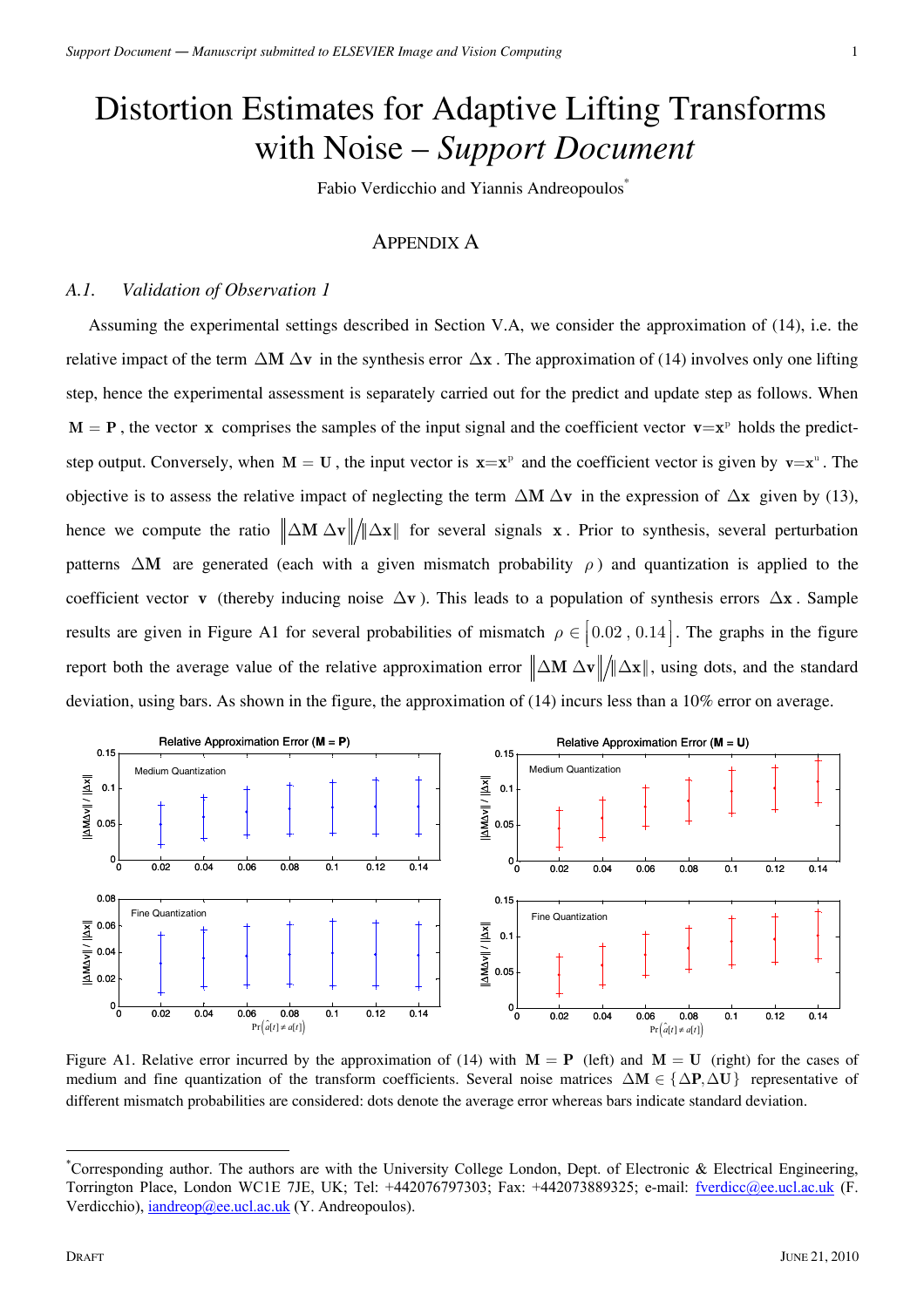# Distortion Estimates for Adaptive Lifting Transforms with Noise – *Support Document*

Fabio Verdicchio and Yiannis Andreopoulos[*]

## APPENDIX A

### *A.1. Validation of Observation 1*

Assuming the experimental settings described in Section V.A, we consider the approximation of (14), i.e. the relative impact of the term $\Delta\mathbf{M}\,\Delta\mathbf{v}$ in the synthesis error $\Delta\mathbf{x}$. The approximation of (14) involves only one lifting step, hence the experimental assessment is separately carried out for the predict and update step as follows. When $\mathbf{M} = \mathbf{P}$, the vector $\mathbf{x}$ comprises the samples of the input signal and the coefficient vector $\mathbf{v}{=}\mathbf{x}^{\mathrm{p}}$ holds the predict-step output. Conversely, when $\mathbf{M} = \mathbf{U}$, the input vector is $\mathbf{x}{=}\mathbf{x}^{\mathrm{p}}$ and the coefficient vector is given by $\mathbf{v}{=}\mathbf{x}^{\mathrm{u}}$. The objective is to assess the relative impact of neglecting the term $\Delta\mathbf{M}\,\Delta\mathbf{v}$ in the expression of $\Delta\mathbf{x}$ given by (13), hence we compute the ratio $\left\|\Delta\mathbf{M}\,\Delta\mathbf{v}\right\| / \left\|\Delta\mathbf{x}\right\|$ for several signals $\mathbf{x}$. Prior to synthesis, several perturbation patterns $\Delta\mathbf{M}$ are generated (each with a given mismatch probability $\rho$) and quantization is applied to the coefficient vector $\mathbf{v}$ (thereby inducing noise $\Delta\mathbf{v}$). This leads to a population of synthesis errors $\Delta\mathbf{x}$. Sample results are given in Figure A1 for several probabilities of mismatch $\rho \in \left[0.02\,,\,0.14\right]$. The graphs in the figure report both the average value of the relative approximation error $\left\|\Delta\mathbf{M}\,\Delta\mathbf{v}\right\| / \left\|\Delta\mathbf{x}\right\|$, using dots, and the standard deviation, using bars. As shown in the figure, the approximation of (14) incurs less than a 10% error on average.

Figure A1. Relative error incurred by the approximation of (14) with $\mathbf{M} = \mathbf{P}$ (left) and $\mathbf{M} = \mathbf{U}$ (right) for the cases of medium and fine quantization of the transform coefficients. Several noise matrices $\Delta\mathbf{M} \in \{\Delta\mathbf{P}, \Delta\mathbf{U}\}$ representative of different mismatch probabilities are considered: dots denote the average error whereas bars indicate standard deviation.

[*]Corresponding author. The authors are with the University College London, Dept. of Electronic & Electrical Engineering, Torrington Place, London WC1E 7JE, UK; Tel: +442076797303; Fax: +442073889325; e-mail: fverdicc@ee.ucl.ac.uk (F. Verdicchio), iandreop@ee.ucl.ac.uk (Y. Andreopoulos).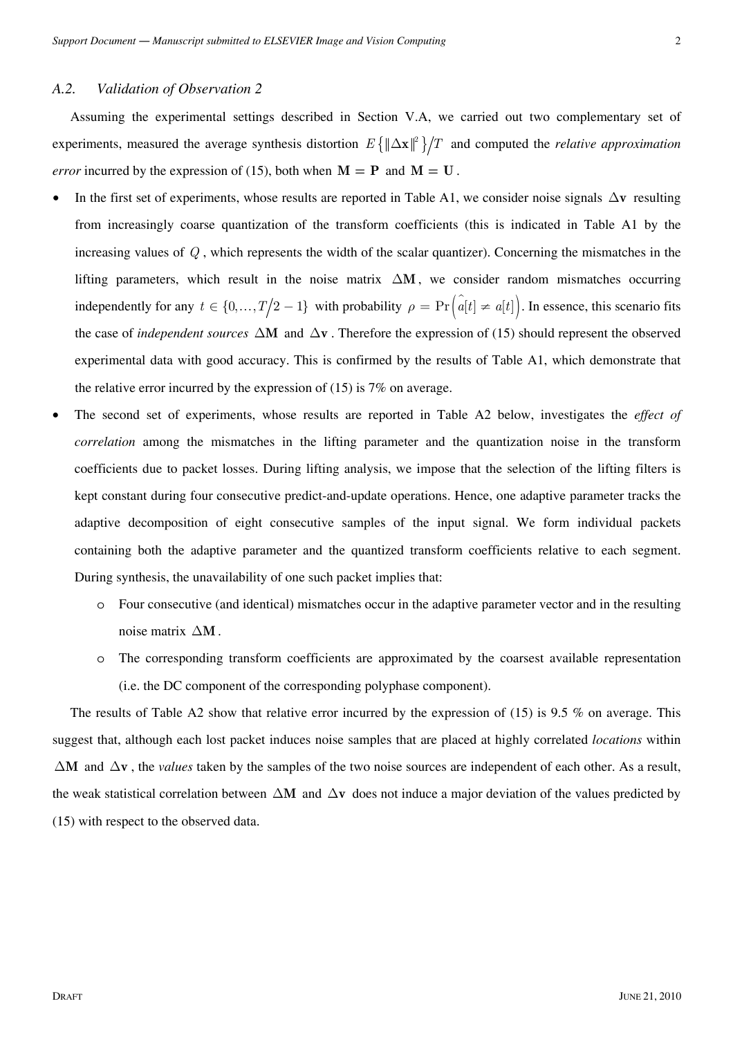### A.2. *Validation of Observation 2*

Assuming the experimental settings described in Section V.A, we carried out two complementary set of experiments, measured the average synthesis distortion $E\{\|\Delta\mathbf{x}\|^2\}/T$ and computed the *relative approximation error* incurred by the expression of (15), both when $\mathbf{M} = \mathbf{P}$ and $\mathbf{M} = \mathbf{U}$.

- In the first set of experiments, whose results are reported in Table A1, we consider noise signals $\Delta\mathbf{v}$ resulting from increasingly coarse quantization of the transform coefficients (this is indicated in Table A1 by the increasing values of $Q$, which represents the width of the scalar quantizer). Concerning the mismatches in the lifting parameters, which result in the noise matrix $\Delta\mathbf{M}$, we consider random mismatches occurring independently for any $t \in \{0, \ldots, T/2 - 1\}$ with probability $\rho = \Pr\left(\hat{a}[t] \neq a[t]\right)$. In essence, this scenario fits the case of *independent sources* $\Delta\mathbf{M}$ and $\Delta\mathbf{v}$. Therefore the expression of (15) should represent the observed experimental data with good accuracy. This is confirmed by the results of Table A1, which demonstrate that the relative error incurred by the expression of (15) is 7% on average.
- The second set of experiments, whose results are reported in Table A2 below, investigates the *effect of correlation* among the mismatches in the lifting parameter and the quantization noise in the transform coefficients due to packet losses. During lifting analysis, we impose that the selection of the lifting filters is kept constant during four consecutive predict-and-update operations. Hence, one adaptive parameter tracks the adaptive decomposition of eight consecutive samples of the input signal. We form individual packets containing both the adaptive parameter and the quantized transform coefficients relative to each segment. During synthesis, the unavailability of one such packet implies that:
  - Four consecutive (and identical) mismatches occur in the adaptive parameter vector and in the resulting noise matrix $\Delta\mathbf{M}$.
  - The corresponding transform coefficients are approximated by the coarsest available representation (i.e. the DC component of the corresponding polyphase component).

The results of Table A2 show that relative error incurred by the expression of (15) is 9.5 % on average. This suggest that, although each lost packet induces noise samples that are placed at highly correlated *locations* within $\Delta\mathbf{M}$ and $\Delta\mathbf{v}$, the *values* taken by the samples of the two noise sources are independent of each other. As a result, the weak statistical correlation between $\Delta\mathbf{M}$ and $\Delta\mathbf{v}$ does not induce a major deviation of the values predicted by (15) with respect to the observed data.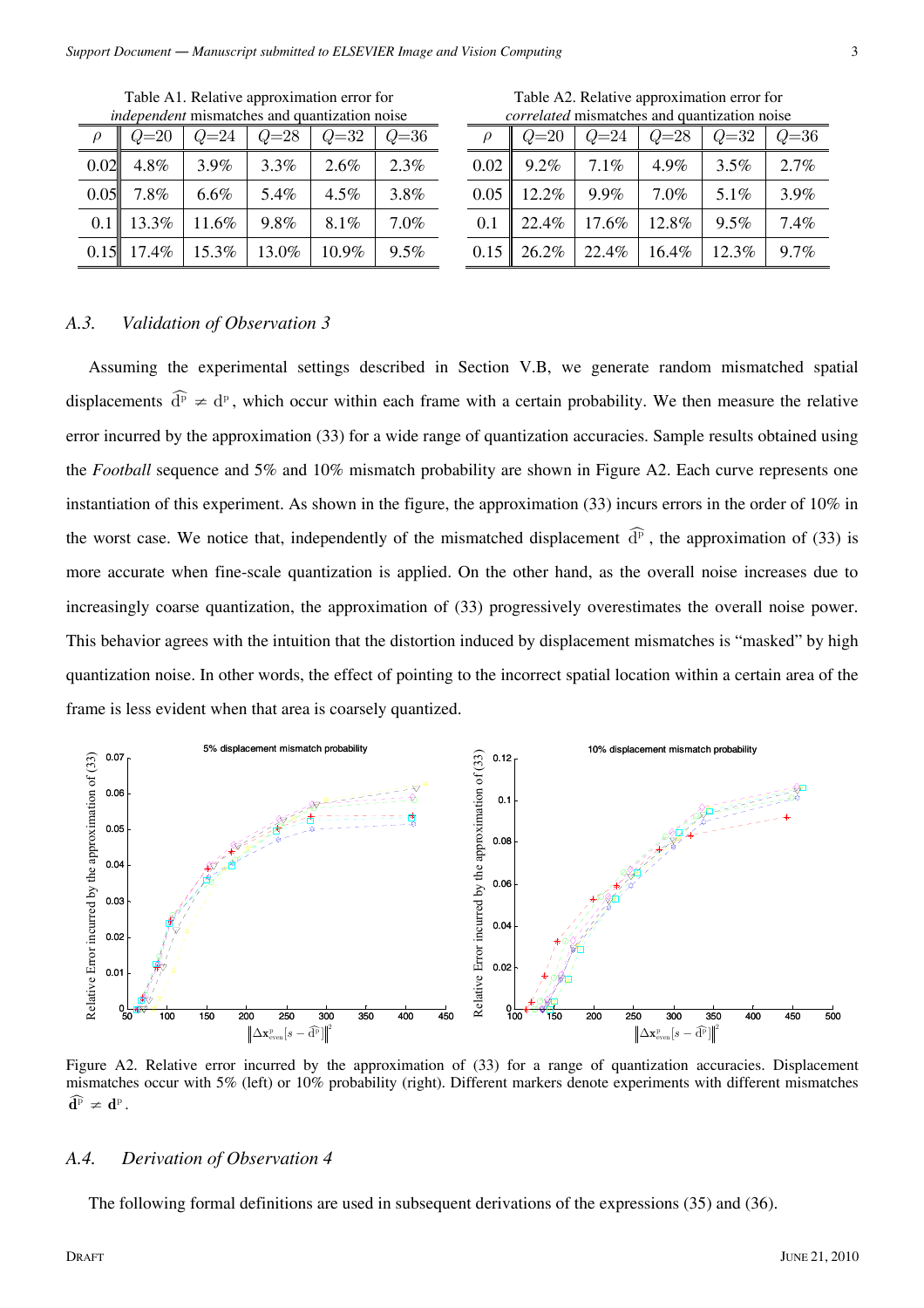Table A1. Relative approximation error for *independent* mismatches and quantization noise

| $\rho$ | $Q$=20 | $Q$=24 | $Q$=28 | $Q$=32 | $Q$=36 |
|---|---|---|---|---|---|
| 0.02 | 4.8% | 3.9% | 3.3% | 2.6% | 2.3% |
| 0.05 | 7.8% | 6.6% | 5.4% | 4.5% | 3.8% |
| 0.1 | 13.3% | 11.6% | 9.8% | 8.1% | 7.0% |
| 0.15 | 17.4% | 15.3% | 13.0% | 10.9% | 9.5% |

Table A2. Relative approximation error for *correlated* mismatches and quantization noise

| $\rho$ | $Q$=20 | $Q$=24 | $Q$=28 | $Q$=32 | $Q$=36 |
|---|---|---|---|---|---|
| 0.02 | 9.2% | 7.1% | 4.9% | 3.5% | 2.7% |
| 0.05 | 12.2% | 9.9% | 7.0% | 5.1% | 3.9% |
| 0.1 | 22.4% | 17.6% | 12.8% | 9.5% | 7.4% |
| 0.15 | 26.2% | 22.4% | 16.4% | 12.3% | 9.7% |

### *A.3. Validation of Observation 3*

Assuming the experimental settings described in Section V.B, we generate random mismatched spatial displacements $\widehat{\mathrm{d}^{\mathrm{p}}} \neq \mathrm{d}^{\mathrm{p}}$, which occur within each frame with a certain probability. We then measure the relative error incurred by the approximation (33) for a wide range of quantization accuracies. Sample results obtained using the *Football* sequence and 5% and 10% mismatch probability are shown in Figure A2. Each curve represents one instantiation of this experiment. As shown in the figure, the approximation (33) incurs errors in the order of 10% in the worst case. We notice that, independently of the mismatched displacement $\widehat{\mathrm{d}^{\mathrm{p}}}$, the approximation of (33) is more accurate when fine-scale quantization is applied. On the other hand, as the overall noise increases due to increasingly coarse quantization, the approximation of (33) progressively overestimates the overall noise power. This behavior agrees with the intuition that the distortion induced by displacement mismatches is "masked" by high quantization noise. In other words, the effect of pointing to the incorrect spatial location within a certain area of the frame is less evident when that area is coarsely quantized.

Figure A2. Relative error incurred by the approximation of (33) for a range of quantization accuracies. Displacement mismatches occur with 5% (left) or 10% probability (right). Different markers denote experiments with different mismatches $\widehat{\mathbf{d}^{\mathrm{p}}} \neq \mathbf{d}^{\mathrm{p}}$.

### *A.4. Derivation of Observation 4*

The following formal definitions are used in subsequent derivations of the expressions (35) and (36).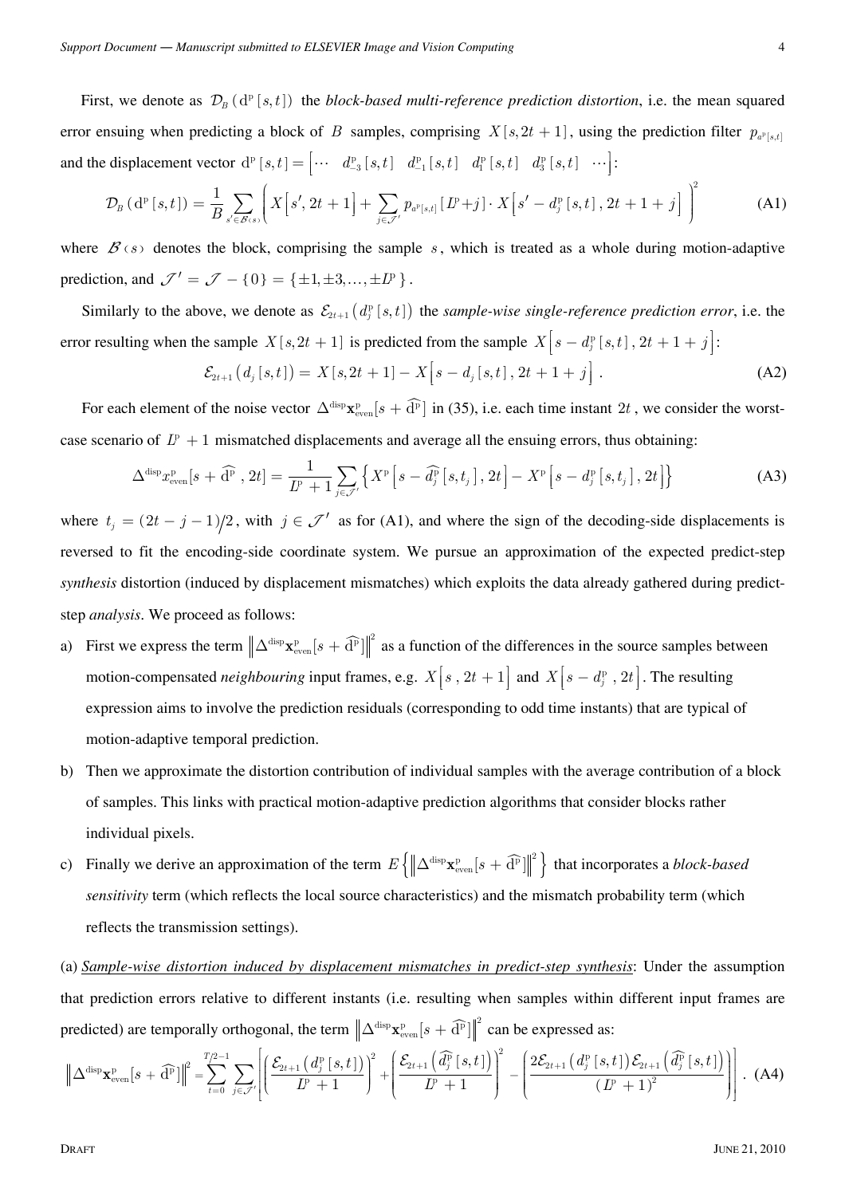First, we denote as $\mathcal{D}_B\left(\mathrm{d}^{\mathrm{p}}[s,t]\right)$ the *block-based multi-reference prediction distortion*, i.e. the mean squared error ensuing when predicting a block of $B$ samples, comprising $X[s,2t+1]$, using the prediction filter $p_{a^{\mathrm{p}}[s,t]}$ and the displacement vector $\mathrm{d}^{\mathrm{p}}[s,t] = \begin{bmatrix} \cdots & d_{-3}^{\mathrm{p}}[s,t] & d_{-1}^{\mathrm{p}}[s,t] & d_{1}^{\mathrm{p}}[s,t] & d_{3}^{\mathrm{p}}[s,t] & \cdots \end{bmatrix}$:

$$\mathcal{D}_B\left(\mathrm{d}^{\mathrm{p}}[s,t]\right) = \frac{1}{B}\sum_{s' \in \mathcal{B}(s)} \left( X\left[s', 2t+1\right] + \sum_{j \in \mathcal{J}'} p_{a^{\mathrm{p}}[s,t]}\left[L^{\mathrm{p}}+j\right] \cdot X\left[s' - d_j^{\mathrm{p}}[s,t], 2t+1+j\right] \right)^2 \tag{A1}$$

where $\mathcal{B}(s)$ denotes the block, comprising the sample $s$, which is treated as a whole during motion-adaptive prediction, and $\mathcal{J}' = \mathcal{J} - \{0\} = \{\pm 1, \pm 3, \ldots, \pm L^{\mathrm{p}}\}$.

Similarly to the above, we denote as $\mathcal{E}_{2t+1}\left(d_j^{\mathrm{p}}[s,t]\right)$ the *sample-wise single-reference prediction error*, i.e. the error resulting when the sample $X[s,2t+1]$ is predicted from the sample $X\left[s - d_j^{\mathrm{p}}[s,t], 2t+1+j\right]$:

$$\mathcal{E}_{2t+1}\left(d_j[s,t]\right) = X[s,2t+1] - X\left[s - d_j[s,t], 2t+1+j\right]. \tag{A2}$$

For each element of the noise vector $\Delta^{\mathrm{disp}}\mathbf{x}_{\mathrm{even}}^{\mathrm{p}}[s + \widehat{\mathrm{d}^{\mathrm{p}}}]$ in (35), i.e. each time instant $2t$, we consider the worst-case scenario of $L^{\mathrm{p}}+1$ mismatched displacements and average all the ensuing errors, thus obtaining:

$$\Delta^{\mathrm{disp}} x_{\mathrm{even}}^{\mathrm{p}}[s + \widehat{\mathrm{d}^{\mathrm{p}}}, 2t] = \frac{1}{L^{\mathrm{p}}+1}\sum_{j \in \mathcal{J}'} \left\{ X^{\mathrm{p}}\left[s - \widehat{d_j^{\mathrm{p}}}[s,t_j], 2t\right] - X^{\mathrm{p}}\left[s - d_j^{\mathrm{p}}[s,t_j], 2t\right] \right\} \tag{A3}$$

where $t_j = (2t - j - 1)/2$, with $j \in \mathcal{J}'$ as for (A1), and where the sign of the decoding-side displacements is reversed to fit the encoding-side coordinate system. We pursue an approximation of the expected predict-step *synthesis* distortion (induced by displacement mismatches) which exploits the data already gathered during predict-step *analysis*. We proceed as follows:

a) First we express the term $\left\|\Delta^{\mathrm{disp}}\mathbf{x}_{\mathrm{even}}^{\mathrm{p}}[s + \widehat{\mathrm{d}^{\mathrm{p}}}]\right\|^2$ as a function of the differences in the source samples between motion-compensated *neighbouring* input frames, e.g. $X\left[s, 2t+1\right]$ and $X\left[s - d_j^{\mathrm{p}}, 2t\right]$. The resulting expression aims to involve the prediction residuals (corresponding to odd time instants) that are typical of motion-adaptive temporal prediction.

b) Then we approximate the distortion contribution of individual samples with the average contribution of a block of samples. This links with practical motion-adaptive prediction algorithms that consider blocks rather individual pixels.

c) Finally we derive an approximation of the term $E\left\{\left\|\Delta^{\mathrm{disp}}\mathbf{x}_{\mathrm{even}}^{\mathrm{p}}[s + \widehat{\mathrm{d}^{\mathrm{p}}}]\right\|^2\right\}$ that incorporates a *block-based sensitivity* term (which reflects the local source characteristics) and the mismatch probability term (which reflects the transmission settings).

(a) *Sample-wise distortion induced by displacement mismatches in predict-step synthesis*: Under the assumption that prediction errors relative to different instants (i.e. resulting when samples within different input frames are predicted) are temporally orthogonal, the term $\left\|\Delta^{\mathrm{disp}}\mathbf{x}_{\mathrm{even}}^{\mathrm{p}}[s + \widehat{\mathrm{d}^{\mathrm{p}}}]\right\|^2$ can be expressed as:

$$\left\|\Delta^{\mathrm{disp}}\mathbf{x}_{\mathrm{even}}^{\mathrm{p}}[s + \widehat{\mathrm{d}^{\mathrm{p}}}]\right\|^2 = \sum_{t=0}^{T/2-1}\sum_{j \in \mathcal{J}'}\left[\left(\frac{\mathcal{E}_{2t+1}\left(d_j^{\mathrm{p}}[s,t]\right)}{L^{\mathrm{p}}+1}\right)^2 + \left(\frac{\mathcal{E}_{2t+1}\left(\widehat{d_j^{\mathrm{p}}}[s,t]\right)}{L^{\mathrm{p}}+1}\right)^2 - \left(\frac{2\mathcal{E}_{2t+1}\left(d_j^{\mathrm{p}}[s,t]\right)\mathcal{E}_{2t+1}\left(\widehat{d_j^{\mathrm{p}}}[s,t]\right)}{\left(L^{\mathrm{p}}+1\right)^2}\right)\right]. \tag{A4}$$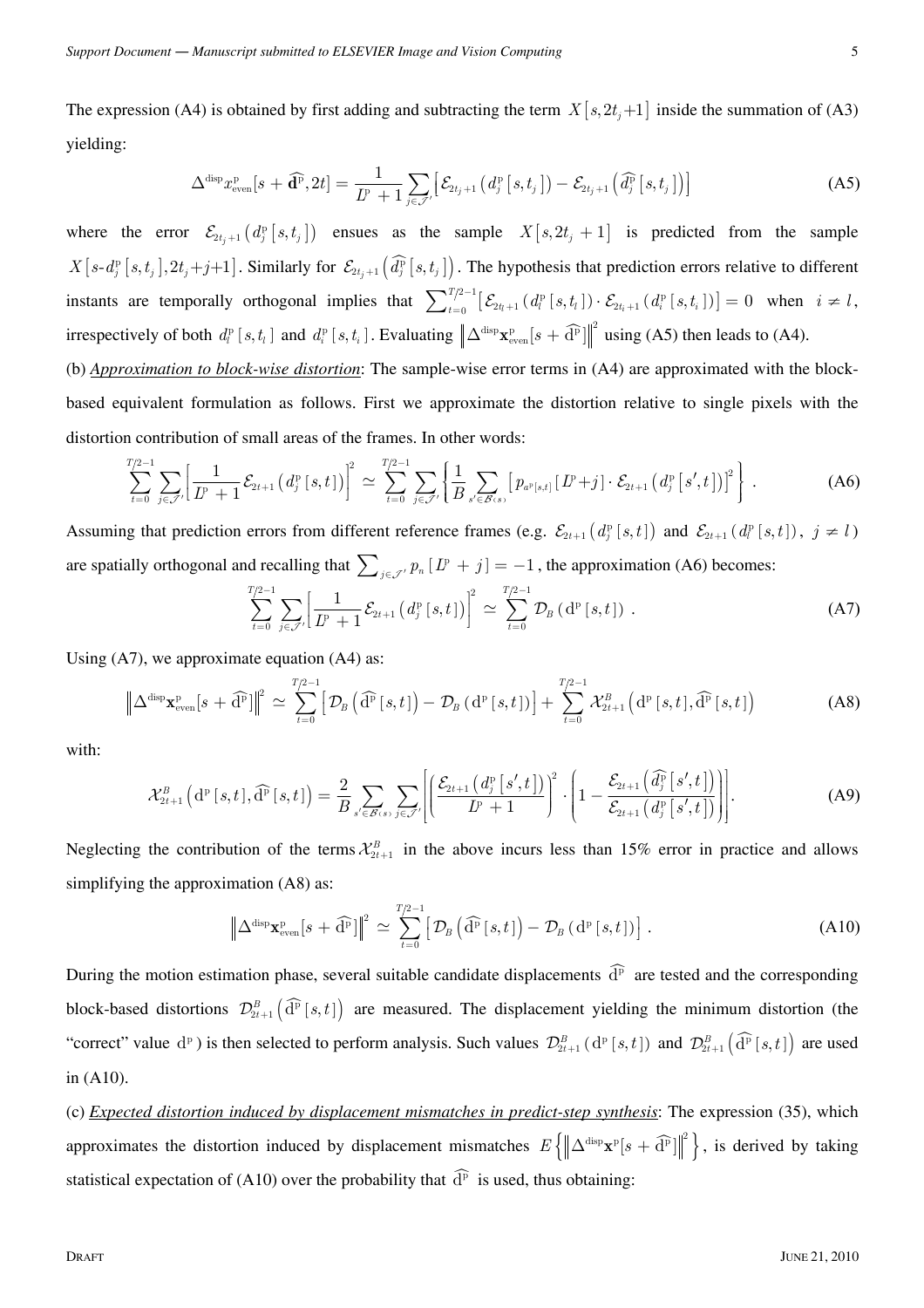The expression (A4) is obtained by first adding and subtracting the term $X[s, 2t_j+1]$ inside the summation of (A3) yielding:

$$\Delta^{\text{disp}} x^{\text{p}}_{\text{even}}[s+\widehat{\mathbf{d}}^{\text{p}}, 2t] = \frac{1}{L^{\text{p}}+1} \sum_{j\in\mathcal{J}'} \left[ \mathcal{E}_{2t_j+1}\left(d^{\text{p}}_j[s,t_j]\right) - \mathcal{E}_{2t_j+1}\left(\widehat{d^{\text{p}}_j}[s,t_j]\right) \right] \tag{A5}$$

where the error $\mathcal{E}_{2t_j+1}\left(d^{\text{p}}_j[s,t_j]\right)$ ensues as the sample $X[s, 2t_j+1]$ is predicted from the sample $X[s\text{-}d^{\text{p}}_j[s,t_j], 2t_j+j+1]$. Similarly for $\mathcal{E}_{2t_j+1}\left(\widehat{d^{\text{p}}_j}[s,t_j]\right)$. The hypothesis that prediction errors relative to different instants are temporally orthogonal implies that $\sum_{t=0}^{T/2-1}\left[\mathcal{E}_{2t_l+1}\left(d^{\text{p}}_l[s,t_l]\right) \cdot \mathcal{E}_{2t_i+1}\left(d^{\text{p}}_i[s,t_i]\right)\right] = 0$ when $i \neq l$, irrespectively of both $d^{\text{p}}_l[s,t_l]$ and $d^{\text{p}}_i[s,t_i]$. Evaluating $\left\|\Delta^{\text{disp}}\mathbf{x}^{\text{p}}_{\text{even}}[s+\widehat{\text{d}^{\text{p}}}]\right\|^2$ using (A5) then leads to (A4).

(b) *Approximation to block-wise distortion*: The sample-wise error terms in (A4) are approximated with the block-based equivalent formulation as follows. First we approximate the distortion relative to single pixels with the distortion contribution of small areas of the frames. In other words:

$$\sum_{t=0}^{T/2-1} \sum_{j\in\mathcal{J}'} \left[\frac{1}{L^{\text{p}}+1}\mathcal{E}_{2t+1}\left(d^{\text{p}}_j[s,t]\right)\right]^2 \simeq \sum_{t=0}^{T/2-1} \sum_{j\in\mathcal{J}'} \left\{ \frac{1}{B} \sum_{s'\in\mathcal{B}(s)} \left[p_{a^{\text{p}}[s,t]}[L^{\text{p}}+j] \cdot \mathcal{E}_{2t+1}\left(d^{\text{p}}_j[s',t]\right)\right]^2 \right\} . \tag{A6}$$

Assuming that prediction errors from different reference frames (e.g. $\mathcal{E}_{2t+1}\left(d^{\text{p}}_j[s,t]\right)$ and $\mathcal{E}_{2t+1}\left(d^{\text{p}}_l[s,t]\right)$, $j \neq l$) are spatially orthogonal and recalling that $\sum_{j\in\mathcal{J}'} p_n[L^{\text{p}}+j] = -1$, the approximation (A6) becomes:

$$\sum_{t=0}^{T/2-1} \sum_{j\in\mathcal{J}'} \left[\frac{1}{L^{\text{p}}+1}\mathcal{E}_{2t+1}\left(d^{\text{p}}_j[s,t]\right)\right]^2 \simeq \sum_{t=0}^{T/2-1} \mathcal{D}_B\left(\text{d}^{\text{p}}[s,t]\right) . \tag{A7}$$

Using (A7), we approximate equation (A4) as:

$$\left\|\Delta^{\text{disp}}\mathbf{x}^{\text{p}}_{\text{even}}[s+\widehat{\text{d}^{\text{p}}}]\right\|^2 \simeq \sum_{t=0}^{T/2-1}\left[\mathcal{D}_B\left(\widehat{\text{d}^{\text{p}}}[s,t]\right) - \mathcal{D}_B\left(\text{d}^{\text{p}}[s,t]\right)\right] + \sum_{t=0}^{T/2-1} \mathcal{X}^B_{2t+1}\left(\text{d}^{\text{p}}[s,t], \widehat{\text{d}^{\text{p}}}[s,t]\right) \tag{A8}$$

with:

$$\mathcal{X}^B_{2t+1}\left(\text{d}^{\text{p}}[s,t], \widehat{\text{d}^{\text{p}}}[s,t]\right) = \frac{2}{B}\sum_{s'\in\mathcal{B}(s)}\sum_{j\in\mathcal{J}'}\left[\left(\frac{\mathcal{E}_{2t+1}\left(d^{\text{p}}_j[s',t]\right)}{L^{\text{p}}+1}\right)^2 \cdot \left(1 - \frac{\mathcal{E}_{2t+1}\left(\widehat{d^{\text{p}}_j}[s',t]\right)}{\mathcal{E}_{2t+1}\left(d^{\text{p}}_j[s',t]\right)}\right)\right]. \tag{A9}$$

Neglecting the contribution of the terms $\mathcal{X}^B_{2t+1}$ in the above incurs less than 15% error in practice and allows simplifying the approximation (A8) as:

$$\left\|\Delta^{\text{disp}}\mathbf{x}^{\text{p}}_{\text{even}}[s+\widehat{\text{d}^{\text{p}}}]\right\|^2 \simeq \sum_{t=0}^{T/2-1}\left[\mathcal{D}_B\left(\widehat{\text{d}^{\text{p}}}[s,t]\right) - \mathcal{D}_B\left(\text{d}^{\text{p}}[s,t]\right)\right] . \tag{A10}$$

During the motion estimation phase, several suitable candidate displacements $\widehat{\text{d}^{\text{p}}}$ are tested and the corresponding block-based distortions $\mathcal{D}^B_{2t+1}\left(\widehat{\text{d}^{\text{p}}}[s,t]\right)$ are measured. The displacement yielding the minimum distortion (the "correct" value $\text{d}^{\text{p}}$) is then selected to perform analysis. Such values $\mathcal{D}^B_{2t+1}\left(\text{d}^{\text{p}}[s,t]\right)$ and $\mathcal{D}^B_{2t+1}\left(\widehat{\text{d}^{\text{p}}}[s,t]\right)$ are used in (A10).

(c) *Expected distortion induced by displacement mismatches in predict-step synthesis*: The expression (35), which approximates the distortion induced by displacement mismatches $E\left\{\left\|\Delta^{\text{disp}}\mathbf{x}^{\text{p}}[s+\widehat{\text{d}^{\text{p}}}]\right\|^2\right\}$, is derived by taking statistical expectation of (A10) over the probability that $\widehat{\text{d}^{\text{p}}}$ is used, thus obtaining: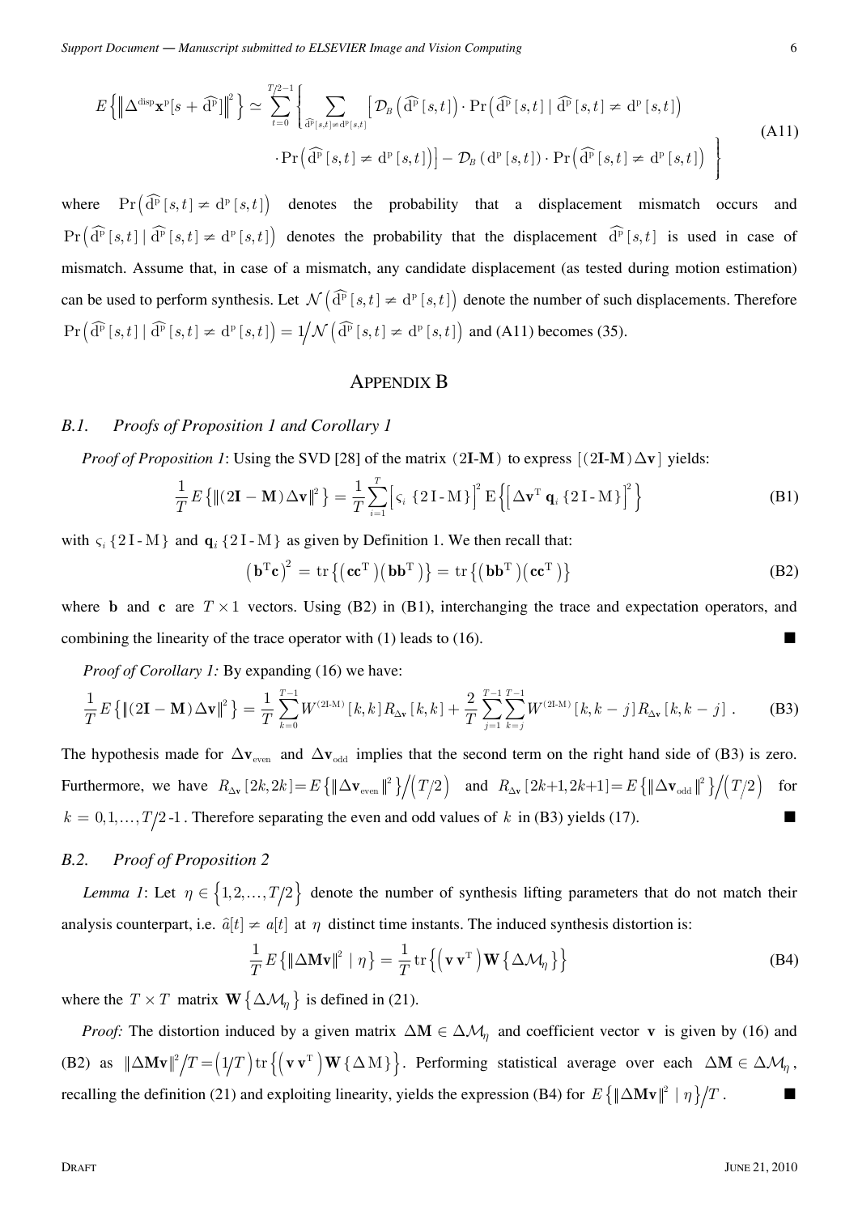$$E\left\{\left\|\Delta^{\text{disp}}\mathbf{x}^{\text{p}}[s+\widehat{\text{d}^{\text{p}}}]\right\|^2\right\} \simeq \sum_{t=0}^{T/2-1}\left\{\sum_{\widehat{\text{d}^{\text{p}}}[s,t]\neq \text{d}^{\text{p}}[s,t]}\left[\mathcal{D}_B\left(\widehat{\text{d}^{\text{p}}}[s,t]\right)\cdot \Pr\left(\widehat{\text{d}^{\text{p}}}[s,t] \mid \widehat{\text{d}^{\text{p}}}[s,t]\neq \text{d}^{\text{p}}[s,t]\right)\right.\right.$$
$$\left.\left.\cdot \Pr\left(\widehat{\text{d}^{\text{p}}}[s,t]\neq \text{d}^{\text{p}}[s,t]\right)\right] - \mathcal{D}_B\left(\text{d}^{\text{p}}[s,t]\right)\cdot \Pr\left(\widehat{\text{d}^{\text{p}}}[s,t]\neq \text{d}^{\text{p}}[s,t]\right)\right\} \tag{A11}$$

where $\Pr\left(\widehat{\text{d}^{\text{p}}}[s,t]\neq \text{d}^{\text{p}}[s,t]\right)$ denotes the probability that a displacement mismatch occurs and $\Pr\left(\widehat{\text{d}^{\text{p}}}[s,t] \mid \widehat{\text{d}^{\text{p}}}[s,t]\neq \text{d}^{\text{p}}[s,t]\right)$ denotes the probability that the displacement $\widehat{\text{d}^{\text{p}}}[s,t]$ is used in case of mismatch. Assume that, in case of a mismatch, any candidate displacement (as tested during motion estimation) can be used to perform synthesis. Let $\mathcal{N}\left(\widehat{\text{d}^{\text{p}}}[s,t]\neq \text{d}^{\text{p}}[s,t]\right)$ denote the number of such displacements. Therefore $\Pr\left(\widehat{\text{d}^{\text{p}}}[s,t] \mid \widehat{\text{d}^{\text{p}}}[s,t]\neq \text{d}^{\text{p}}[s,t]\right) = 1\big/\mathcal{N}\left(\widehat{\text{d}^{\text{p}}}[s,t]\neq \text{d}^{\text{p}}[s,t]\right)$ and (A11) becomes (35).

# APPENDIX B

## B.1. Proofs of Proposition 1 and Corollary 1

*Proof of Proposition 1*: Using the SVD [28] of the matrix $(2\mathbf{I}\text{-}\mathbf{M})$ to express $[(2\mathbf{I}\text{-}\mathbf{M})\Delta\mathbf{v}]$ yields:

$$\frac{1}{T}E\left\{\|(2\mathbf{I}-\mathbf{M})\Delta\mathbf{v}\|^2\right\} = \frac{1}{T}\sum_{i=1}^{T}\left[\varsigma_i\left\{2\,\text{I}\text{-}\text{M}\right\}\right]^2 \text{E}\left\{\left[\Delta\mathbf{v}^{\text{T}}\,\mathbf{q}_i\left\{2\,\text{I}\text{-}\text{M}\right\}\right]^2\right\} \tag{B1}$$

with $\varsigma_i\{2\,\text{I}\text{-}\text{M}\}$ and $\mathbf{q}_i\{2\,\text{I}\text{-}\text{M}\}$ as given by Definition 1. We then recall that:

$$\left(\mathbf{b}^{\text{T}}\mathbf{c}\right)^2 = \text{tr}\left\{\left(\mathbf{c}\mathbf{c}^{\text{T}}\right)\left(\mathbf{b}\mathbf{b}^{\text{T}}\right)\right\} = \text{tr}\left\{\left(\mathbf{b}\mathbf{b}^{\text{T}}\right)\left(\mathbf{c}\mathbf{c}^{\text{T}}\right)\right\} \tag{B2}$$

where $\mathbf{b}$ and $\mathbf{c}$ are $T\times 1$ vectors. Using (B2) in (B1), interchanging the trace and expectation operators, and combining the linearity of the trace operator with (1) leads to (16). ■

*Proof of Corollary 1:* By expanding (16) we have:

$$\frac{1}{T}E\left\{\|(2\mathbf{I}-\mathbf{M})\Delta\mathbf{v}\|^2\right\} = \frac{1}{T}\sum_{k=0}^{T-1}W^{(2\text{I-M})}[k,k]\,R_{\Delta\mathbf{v}}[k,k] + \frac{2}{T}\sum_{j=1}^{T-1}\sum_{k=j}^{T-1}W^{(2\text{I-M})}[k,k-j]\,R_{\Delta\mathbf{v}}[k,k-j]\ . \tag{B3}$$

The hypothesis made for $\Delta\mathbf{v}_{\text{even}}$ and $\Delta\mathbf{v}_{\text{odd}}$ implies that the second term on the right hand side of (B3) is zero. Furthermore, we have $R_{\Delta\mathbf{v}}[2k,2k] = E\left\{\|\Delta\mathbf{v}_{\text{even}}\|^2\right\}\big/\left(T/2\right)$ and $R_{\Delta\mathbf{v}}[2k+1,2k+1] = E\left\{\|\Delta\mathbf{v}_{\text{odd}}\|^2\right\}\big/\left(T/2\right)$ for $k = 0,1,\ldots,T/2\text{-}1$. Therefore separating the even and odd values of $k$ in (B3) yields (17). ■

## B.2. Proof of Proposition 2

*Lemma 1*: Let $\eta\in\left\{1,2,\ldots,T/2\right\}$ denote the number of synthesis lifting parameters that do not match their analysis counterpart, i.e. $\hat{a}[t]\neq a[t]$ at $\eta$ distinct time instants. The induced synthesis distortion is:

$$\frac{1}{T}E\left\{\|\Delta\mathbf{M}\mathbf{v}\|^2 \mid \eta\right\} = \frac{1}{T}\text{tr}\left\{\left(\mathbf{v}\,\mathbf{v}^{\text{T}}\right)\mathbf{W}\left\{\Delta\mathcal{M}_\eta\right\}\right\} \tag{B4}$$

where the $T\times T$ matrix $\mathbf{W}\left\{\Delta\mathcal{M}_\eta\right\}$ is defined in (21).

*Proof:* The distortion induced by a given matrix $\Delta\mathbf{M}\in\Delta\mathcal{M}_\eta$ and coefficient vector $\mathbf{v}$ is given by (16) and (B2) as $\|\Delta\mathbf{M}\mathbf{v}\|^2/T = \left(1/T\right)\text{tr}\left\{\left(\mathbf{v}\,\mathbf{v}^{\text{T}}\right)\mathbf{W}\left\{\Delta\,\text{M}\right\}\right\}$. Performing statistical average over each $\Delta\mathbf{M}\in\Delta\mathcal{M}_\eta$, recalling the definition (21) and exploiting linearity, yields the expression (B4) for $E\left\{\|\Delta\mathbf{M}\mathbf{v}\|^2 \mid \eta\right\}\big/T$. ■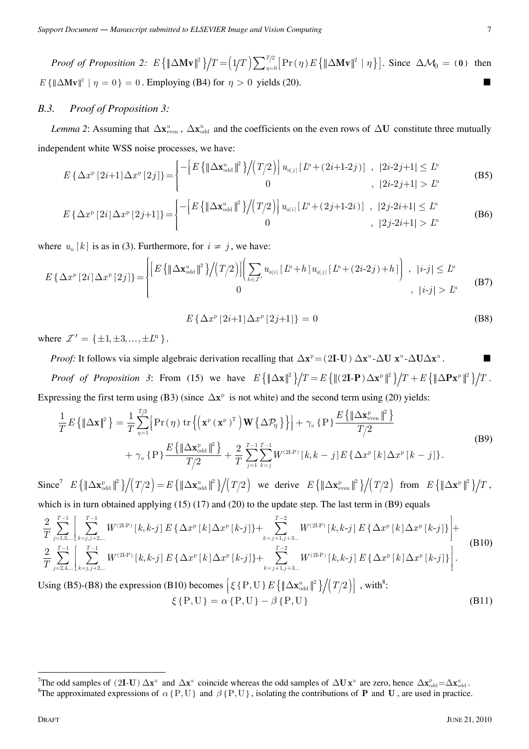*Proof of Proposition 2:* $E\{\|\Delta\mathbf{M}\mathbf{v}\|^2\}/T = (1/T)\sum_{\eta=0}^{T/2}\left[\Pr(\eta)E\{\|\Delta\mathbf{M}\mathbf{v}\|^2 \mid \eta\}\right]$. Since $\Delta\mathcal{M}_0 = \{\mathbf{0}\}$ then $E\{\|\Delta\mathbf{M}\mathbf{v}\|^2 \mid \eta = 0\} = 0$. Employing (B4) for $\eta > 0$ yields (20). ■

### B.3. Proof of Proposition 3:

*Lemma 2*: Assuming that $\Delta\mathbf{x}^{\mathrm{u}}_{\mathrm{even}}$, $\Delta\mathbf{x}^{\mathrm{u}}_{\mathrm{odd}}$ and the coefficients on the even rows of $\Delta\mathbf{U}$ constitute three mutually independent white WSS noise processes, we have:

$$E\{\Delta x^{\mathrm{p}}[2i+1]\Delta x^{\mathrm{p}}[2j]\} = \begin{cases} -\left[E\{\|\Delta\mathbf{x}^{\mathrm{u}}_{\mathrm{odd}}\|^2\}/(T/2)\right]u_{a[j]}[L^{\mathrm{u}}+(2i+1-2j)] & , \ |2i-2j+1| \le L^{\mathrm{u}} \\ 0 & , \ |2i-2j+1| > L^{\mathrm{u}} \end{cases} \tag{B5}$$

$$E\{\Delta x^{\mathrm{p}}[2i]\Delta x^{\mathrm{p}}[2j+1]\} = \begin{cases} -\left[E\{\|\Delta\mathbf{x}^{\mathrm{u}}_{\mathrm{odd}}\|^2\}/(T/2)\right]u_{a[i]}[L^{\mathrm{u}}+(2j+1-2i)] & , \ |2j-2i+1| \le L^{\mathrm{u}} \\ 0 & , \ |2j-2i+1| > L^{\mathrm{u}} \end{cases} \tag{B6}$$

where $u_n[k]$ is as in (3). Furthermore, for $i \neq j$, we have:

$$E\{\Delta x^{\mathrm{p}}[2i]\Delta x^{\mathrm{p}}[2j]\} = \begin{cases} \left[E\{\|\Delta\mathbf{x}^{\mathrm{u}}_{\mathrm{odd}}\|^2\}/(T/2)\right]\left(\sum_{h\in\mathcal{I}'} u_{a[i]}[L^{\mathrm{u}}+h]\,u_{a[j]}[L^{\mathrm{u}}+(2i-2j)+h]\right) & , \ |i-j| \le L^{\mathrm{u}} \\ 0 & , \ |i-j| > L^{\mathrm{u}} \end{cases} \tag{B7}$$

$$E\{\Delta x^{\mathrm{p}}[2i+1]\Delta x^{\mathrm{p}}[2j+1]\} = 0 \tag{B8}$$

where $\mathcal{I}' = \{\pm1, \pm3, \ldots, \pm L^{\mathrm{u}}\}$.

*Proof:* It follows via simple algebraic derivation recalling that $\Delta\mathbf{x}^{\mathrm{p}} = (2\mathbf{I}\text{-}\mathbf{U})\,\Delta\mathbf{x}^{\mathrm{u}} \text{-} \Delta\mathbf{U}\,\mathbf{x}^{\mathrm{u}} \text{-} \Delta\mathbf{U}\Delta\mathbf{x}^{\mathrm{u}}$. ■

*Proof of Proposition 3*: From (15) we have $E\{\|\Delta\mathbf{x}\|^2\}/T = E\{\|(2\mathbf{I}\text{-}\mathbf{P})\Delta\mathbf{x}^{\mathrm{p}}\|^2\}/T + E\{\|\Delta\mathbf{P}\mathbf{x}^{\mathrm{p}}\|^2\}/T$. Expressing the first term using (B3) (since $\Delta\mathbf{x}^{\mathrm{p}}$ is not white) and the second term using (20) yields:

$$\begin{aligned} \frac{1}{T}E\{\|\Delta\mathbf{x}\|^2\} = {} & \frac{1}{T}\sum_{\eta=1}^{T/2}\left[\Pr(\eta)\,\mathrm{tr}\left\{\left(\mathbf{x}^{\mathrm{p}}(\mathbf{x}^{\mathrm{p}})^{\mathrm{T}}\right)\mathbf{W}\{\Delta\mathcal{P}_\eta\}\right\}\right] + \gamma_{\mathrm{e}}\{\mathrm{P}\}\frac{E\{\|\Delta\mathbf{x}^{\mathrm{p}}_{\mathrm{even}}\|^2\}}{T/2} \\ & + \gamma_{\mathrm{o}}\{\mathrm{P}\}\frac{E\{\|\Delta\mathbf{x}^{\mathrm{p}}_{\mathrm{odd}}\|^2\}}{T/2} + \frac{2}{T}\sum_{j=1}^{T-1}\sum_{k=j}^{T-1}W^{(2\mathrm{I}\text{-}\mathrm{P})}[k,k-j]\,E\{\Delta x^{\mathrm{p}}[k]\Delta x^{\mathrm{p}}[k-j]\}. \end{aligned} \tag{B9}$$

Since[7] $E\{\|\Delta\mathbf{x}^{\mathrm{p}}_{\mathrm{odd}}\|^2\}/(T/2) = E\{\|\Delta\mathbf{x}^{\mathrm{u}}_{\mathrm{odd}}\|^2\}/(T/2)$ we derive $E\{\|\Delta\mathbf{x}^{\mathrm{p}}_{\mathrm{even}}\|^2\}/(T/2)$ from $E\{\|\Delta\mathbf{x}^{\mathrm{p}}\|^2\}/T$, which is in turn obtained applying (15) (17) and (20) to the update step. The last term in (B9) equals

$$\begin{aligned} & \frac{2}{T}\sum_{j=1,3,\ldots}^{T-1}\left[\sum_{k=j,j+2,\ldots}^{T-1}W^{(2\mathrm{I}\text{-}\mathrm{P})}[k,k\text{-}j]\,E\{\Delta x^{\mathrm{p}}[k]\Delta x^{\mathrm{p}}[k\text{-}j]\} + \sum_{k=j+1,j+3\ldots}^{T-2}W^{(2\mathrm{I}\text{-}\mathrm{P})}[k,k\text{-}j]\,E\{\Delta x^{\mathrm{p}}[k]\Delta x^{\mathrm{p}}[k\text{-}j]\}\right] + \\ & \frac{2}{T}\sum_{j=2,4,\ldots}^{T-1}\left[\sum_{k=j,j+2,\ldots}^{T-1}W^{(2\mathrm{I}\text{-}\mathrm{P})}[k,k\text{-}j]\,E\{\Delta x^{\mathrm{p}}[k]\Delta x^{\mathrm{p}}[k\text{-}j]\} + \sum_{k=j+1,j+3\ldots}^{T-2}W^{(2\mathrm{I}\text{-}\mathrm{P})}[k,k\text{-}j]\,E\{\Delta x^{\mathrm{p}}[k]\Delta x^{\mathrm{p}}[k\text{-}j]\}\right]. \end{aligned} \tag{B10}$$

Using (B5)-(B8) the expression (B10) becomes $\left[\xi\{\mathrm{P},\mathrm{U}\}E\{\|\Delta\mathbf{x}^{\mathrm{u}}_{\mathrm{odd}}\|^2\}/(T/2)\right]$, with[8]:

$$\xi\{\mathrm{P},\mathrm{U}\} = \alpha\{\mathrm{P},\mathrm{U}\} - \beta\{\mathrm{P},\mathrm{U}\} \tag{B11}$$

---

[7] The odd samples of $(2\mathbf{I}\text{-}\mathbf{U})\,\Delta\mathbf{x}^{\mathrm{u}}$ and $\Delta\mathbf{x}^{\mathrm{u}}$ coincide whereas the odd samples of $\Delta\mathbf{U}\,\mathbf{x}^{\mathrm{u}}$ are zero, hence $\Delta\mathbf{x}^{\mathrm{p}}_{\mathrm{odd}} = \Delta\mathbf{x}^{\mathrm{u}}_{\mathrm{odd}}$.

[8] The approximated expressions of $\alpha\{\mathrm{P},\mathrm{U}\}$ and $\beta\{\mathrm{P},\mathrm{U}\}$, isolating the contributions of $\mathbf{P}$ and $\mathbf{U}$, are used in practice.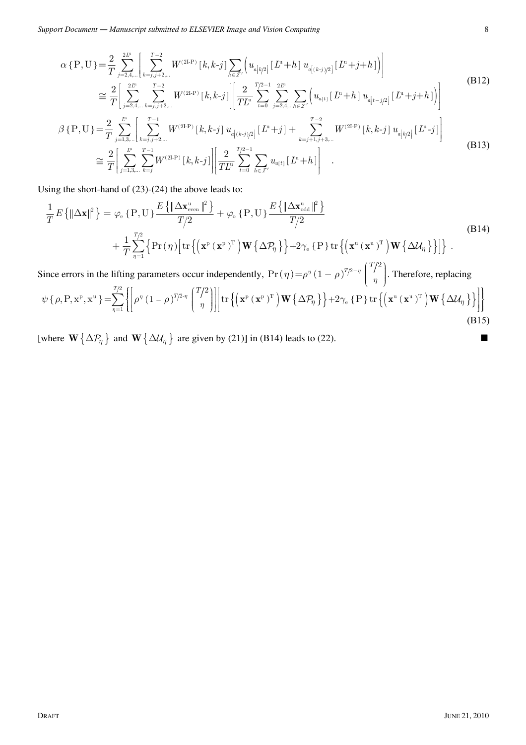$$\alpha\{\mathrm{P},\mathrm{U}\}=\frac{2}{T}\sum_{j=2,4,\ldots}^{2L^{\mathrm{u}}}\left[\sum_{k=j,j+2,\ldots}^{T-2}W^{(2\mathrm{I}\text{-}\mathrm{P})}[k,k\text{-}j]\sum_{h\in\mathcal{I}'}\left(u_{a\left[k/2\right]}[L^{\mathrm{u}}+h]\,u_{a\left[(k-j)/2\right]}[L^{\mathrm{u}}+j+h]\right)\right]$$
$$\cong\frac{2}{T}\left[\sum_{j=2,4,\ldots}^{2L^{\mathrm{u}}}\sum_{k=j,j+2,\ldots}^{T-2}W^{(2\mathrm{I}\text{-}\mathrm{P})}[k,k\text{-}j]\right]\left[\frac{2}{TL^{\mathrm{u}}}\sum_{t=0}^{T/2-1}\sum_{j=2,4,\ldots}^{2L^{\mathrm{u}}}\sum_{h\in\mathcal{I}'}\left(u_{a[t]}[L^{\mathrm{u}}+h]\,u_{a\left[t-j/2\right]}[L^{\mathrm{u}}+j+h]\right)\right] \tag{B12}$$

$$\beta\{\mathrm{P},\mathrm{U}\}=\frac{2}{T}\sum_{j=1,3,\ldots}^{L^{\mathrm{u}}}\left[\sum_{k=j,j+2,\ldots}^{T-1}W^{(2\mathrm{I}\text{-}\mathrm{P})}[k,k\text{-}j]\,u_{a\left[(k-j)/2\right]}[L^{\mathrm{u}}+j]+\sum_{k=j+1,j+3,\ldots}^{T-2}W^{(2\mathrm{I}\text{-}\mathrm{P})}[k,k\text{-}j]\,u_{a\left[k/2\right]}[L^{\mathrm{u}}\text{-}j]\right]$$
$$\cong\frac{2}{T}\left[\sum_{j=1,3,\ldots}^{L^{\mathrm{u}}}\sum_{k=j}^{T-1}W^{(2\mathrm{I}\text{-}\mathrm{P})}[k,k\text{-}j]\right]\left[\frac{2}{TL^{\mathrm{u}}}\sum_{t=0}^{T/2-1}\sum_{h\in\mathcal{I}'}u_{a[t]}[L^{\mathrm{u}}+h]\right]\quad. \tag{B13}$$

Using the short-hand of (23)-(24) the above leads to:

$$\frac{1}{T}E\left\{\|\Delta\mathbf{x}\|^2\right\}=\varphi_{\mathrm{e}}\{\mathrm{P},\mathrm{U}\}\frac{E\left\{\|\Delta\mathbf{x}^{\mathrm{u}}_{\mathrm{even}}\|^2\right\}}{T/2}+\varphi_{\mathrm{o}}\{\mathrm{P},\mathrm{U}\}\frac{E\left\{\|\Delta\mathbf{x}^{\mathrm{u}}_{\mathrm{odd}}\|^2\right\}}{T/2}$$
$$+\frac{1}{T}\sum_{\eta=1}^{T/2}\left\{\Pr(\eta)\left[\mathrm{tr}\left\{\left(\mathbf{x}^{\mathrm{p}}(\mathbf{x}^{\mathrm{p}})^{\mathrm{T}}\right)\mathbf{W}\left\{\Delta\mathcal{P}_{\eta}\right\}\right\}+2\gamma_{\mathrm{e}}\{\mathrm{P}\}\,\mathrm{tr}\left\{\left(\mathbf{x}^{\mathrm{u}}(\mathbf{x}^{\mathrm{u}})^{\mathrm{T}}\right)\mathbf{W}\left\{\Delta\mathcal{U}_{\eta}\right\}\right\}\right]\right\}\ . \tag{B14}$$

Since errors in the lifting parameters occur independently, $\Pr(\eta)=\rho^{\eta}(1-\rho)^{T/2-\eta}\binom{T/2}{\eta}$. Therefore, replacing

$$\psi\{\rho,\mathrm{P},\mathrm{x}^{\mathrm{p}},\mathrm{x}^{\mathrm{u}}\}=\sum_{\eta=1}^{T/2}\left\{\left[\rho^{\eta}(1-\rho)^{T/2-\eta}\binom{T/2}{\eta}\right]\left[\mathrm{tr}\left\{\left(\mathbf{x}^{\mathrm{p}}(\mathbf{x}^{\mathrm{p}})^{\mathrm{T}}\right)\mathbf{W}\left\{\Delta\mathcal{P}_{\eta}\right\}\right\}+2\gamma_{\mathrm{e}}\{\mathrm{P}\}\,\mathrm{tr}\left\{\left(\mathbf{x}^{\mathrm{u}}(\mathbf{x}^{\mathrm{u}})^{\mathrm{T}}\right)\mathbf{W}\left\{\Delta\mathcal{U}_{\eta}\right\}\right\}\right]\right\} \tag{B15}$$

[where $\mathbf{W}\left\{\Delta\mathcal{P}_{\eta}\right\}$ and $\mathbf{W}\left\{\Delta\mathcal{U}_{\eta}\right\}$ are given by (21)] in (B14) leads to (22). ■